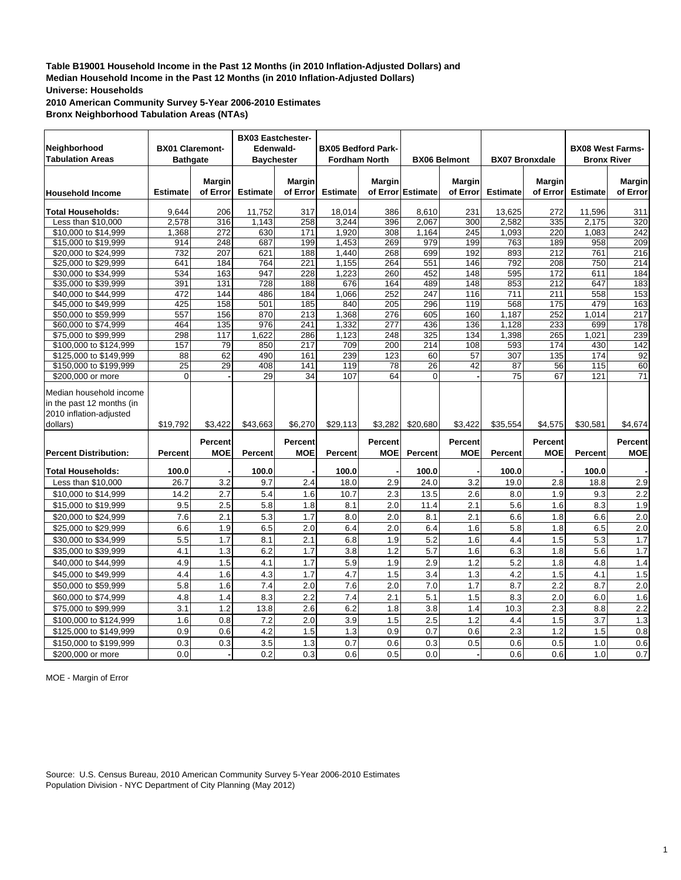**Table B19001 Household Income in the Past 12 Months (in 2010 Inflation-Adjusted Dollars) and**
**Median Household Income in the Past 12 Months (in 2010 Inflation-Adjusted Dollars)**
**Universe: Households**
**2010 American Community Survey 5-Year 2006-2010 Estimates**
**Bronx Neighborhood Tabulation Areas (NTAs)**

| Neighborhood Tabulation Areas | BX01 Claremont-Bathgate | | BX03 Eastchester-Edenwald-Baychester | | BX05 Bedford Park-Fordham North | | BX06 Belmont | | BX07 Bronxdale | | BX08 West Farms-Bronx River | |
|---|---|---|---|---|---|---|---|---|---|---|---|---|
| **Household Income** | **Estimate** | **Margin of Error** | **Estimate** | **Margin of Error** | **Estimate** | **Margin of Error** | **Estimate** | **Margin of Error** | **Estimate** | **Margin of Error** | **Estimate** | **Margin of Error** |
| **Total Households:** | 9,644 | 206 | 11,752 | 317 | 18,014 | 386 | 8,610 | 231 | 13,625 | 272 | 11,596 | 311 |
| Less than $10,000 | 2,578 | 316 | 1,143 | 258 | 3,244 | 396 | 2,067 | 300 | 2,582 | 335 | 2,175 | 320 |
| $10,000 to $14,999 | 1,368 | 272 | 630 | 171 | 1,920 | 308 | 1,164 | 245 | 1,093 | 220 | 1,083 | 242 |
| $15,000 to $19,999 | 914 | 248 | 687 | 199 | 1,453 | 269 | 979 | 199 | 763 | 189 | 958 | 209 |
| $20,000 to $24,999 | 732 | 207 | 621 | 188 | 1,440 | 268 | 699 | 192 | 893 | 212 | 761 | 216 |
| $25,000 to $29,999 | 641 | 184 | 764 | 221 | 1,155 | 264 | 551 | 146 | 792 | 208 | 750 | 214 |
| $30,000 to $34,999 | 534 | 163 | 947 | 228 | 1,223 | 260 | 452 | 148 | 595 | 172 | 611 | 184 |
| $35,000 to $39,999 | 391 | 131 | 728 | 188 | 676 | 164 | 489 | 148 | 853 | 212 | 647 | 183 |
| $40,000 to $44,999 | 472 | 144 | 486 | 184 | 1,066 | 252 | 247 | 116 | 711 | 211 | 558 | 153 |
| $45,000 to $49,999 | 425 | 158 | 501 | 185 | 840 | 205 | 296 | 119 | 568 | 175 | 479 | 163 |
| $50,000 to $59,999 | 557 | 156 | 870 | 213 | 1,368 | 276 | 605 | 160 | 1,187 | 252 | 1,014 | 217 |
| $60,000 to $74,999 | 464 | 135 | 976 | 241 | 1,332 | 277 | 436 | 136 | 1,128 | 233 | 699 | 178 |
| $75,000 to $99,999 | 298 | 117 | 1,622 | 286 | 1,123 | 248 | 325 | 134 | 1,398 | 265 | 1,021 | 239 |
| $100,000 to $124,999 | 157 | 79 | 850 | 217 | 709 | 200 | 214 | 108 | 593 | 174 | 430 | 142 |
| $125,000 to $149,999 | 88 | 62 | 490 | 161 | 239 | 123 | 60 | 57 | 307 | 135 | 174 | 92 |
| $150,000 to $199,999 | 25 | 29 | 408 | 141 | 119 | 78 | 26 | 42 | 87 | 56 | 115 | 60 |
| $200,000 or more | 0 | - | 29 | 34 | 107 | 64 | 0 | - | 75 | 67 | 121 | 71 |
| Median household income in the past 12 months (in 2010 inflation-adjusted dollars) | $19,792 | $3,422 | $43,663 | $6,270 | $29,113 | $3,282 | $20,680 | $3,422 | $35,554 | $4,575 | $30,581 | $4,674 |
| **Percent Distribution:** | **Percent** | **Percent MOE** | **Percent** | **Percent MOE** | **Percent** | **Percent MOE** | **Percent** | **Percent MOE** | **Percent** | **Percent MOE** | **Percent** | **Percent MOE** |
| **Total Households:** | **100.0** | - | **100.0** | - | **100.0** | - | **100.0** | - | **100.0** | - | **100.0** | - |
| Less than $10,000 | 26.7 | 3.2 | 9.7 | 2.4 | 18.0 | 2.9 | 24.0 | 3.2 | 19.0 | 2.8 | 18.8 | 2.9 |
| $10,000 to $14,999 | 14.2 | 2.7 | 5.4 | 1.6 | 10.7 | 2.3 | 13.5 | 2.6 | 8.0 | 1.9 | 9.3 | 2.2 |
| $15,000 to $19,999 | 9.5 | 2.5 | 5.8 | 1.8 | 8.1 | 2.0 | 11.4 | 2.1 | 5.6 | 1.6 | 8.3 | 1.9 |
| $20,000 to $24,999 | 7.6 | 2.1 | 5.3 | 1.7 | 8.0 | 2.0 | 8.1 | 2.1 | 6.6 | 1.8 | 6.6 | 2.0 |
| $25,000 to $29,999 | 6.6 | 1.9 | 6.5 | 2.0 | 6.4 | 2.0 | 6.4 | 1.6 | 5.8 | 1.8 | 6.5 | 2.0 |
| $30,000 to $34,999 | 5.5 | 1.7 | 8.1 | 2.1 | 6.8 | 1.9 | 5.2 | 1.6 | 4.4 | 1.5 | 5.3 | 1.7 |
| $35,000 to $39,999 | 4.1 | 1.3 | 6.2 | 1.7 | 3.8 | 1.2 | 5.7 | 1.6 | 6.3 | 1.8 | 5.6 | 1.7 |
| $40,000 to $44,999 | 4.9 | 1.5 | 4.1 | 1.7 | 5.9 | 1.9 | 2.9 | 1.2 | 5.2 | 1.8 | 4.8 | 1.4 |
| $45,000 to $49,999 | 4.4 | 1.6 | 4.3 | 1.7 | 4.7 | 1.5 | 3.4 | 1.3 | 4.2 | 1.5 | 4.1 | 1.5 |
| $50,000 to $59,999 | 5.8 | 1.6 | 7.4 | 2.0 | 7.6 | 2.0 | 7.0 | 1.7 | 8.7 | 2.2 | 8.7 | 2.0 |
| $60,000 to $74,999 | 4.8 | 1.4 | 8.3 | 2.2 | 7.4 | 2.1 | 5.1 | 1.5 | 8.3 | 2.0 | 6.0 | 1.6 |
| $75,000 to $99,999 | 3.1 | 1.2 | 13.8 | 2.6 | 6.2 | 1.8 | 3.8 | 1.4 | 10.3 | 2.3 | 8.8 | 2.2 |
| $100,000 to $124,999 | 1.6 | 0.8 | 7.2 | 2.0 | 3.9 | 1.5 | 2.5 | 1.2 | 4.4 | 1.5 | 3.7 | 1.3 |
| $125,000 to $149,999 | 0.9 | 0.6 | 4.2 | 1.5 | 1.3 | 0.9 | 0.7 | 0.6 | 2.3 | 1.2 | 1.5 | 0.8 |
| $150,000 to $199,999 | 0.3 | 0.3 | 3.5 | 1.3 | 0.7 | 0.6 | 0.3 | 0.5 | 0.6 | 0.5 | 1.0 | 0.6 |
| $200,000 or more | 0.0 | - | 0.2 | 0.3 | 0.6 | 0.5 | 0.0 | - | 0.6 | 0.6 | 1.0 | 0.7 |

MOE - Margin of Error

Source: U.S. Census Bureau, 2010 American Community Survey 5-Year 2006-2010 Estimates
Population Division - NYC Department of City Planning (May 2012)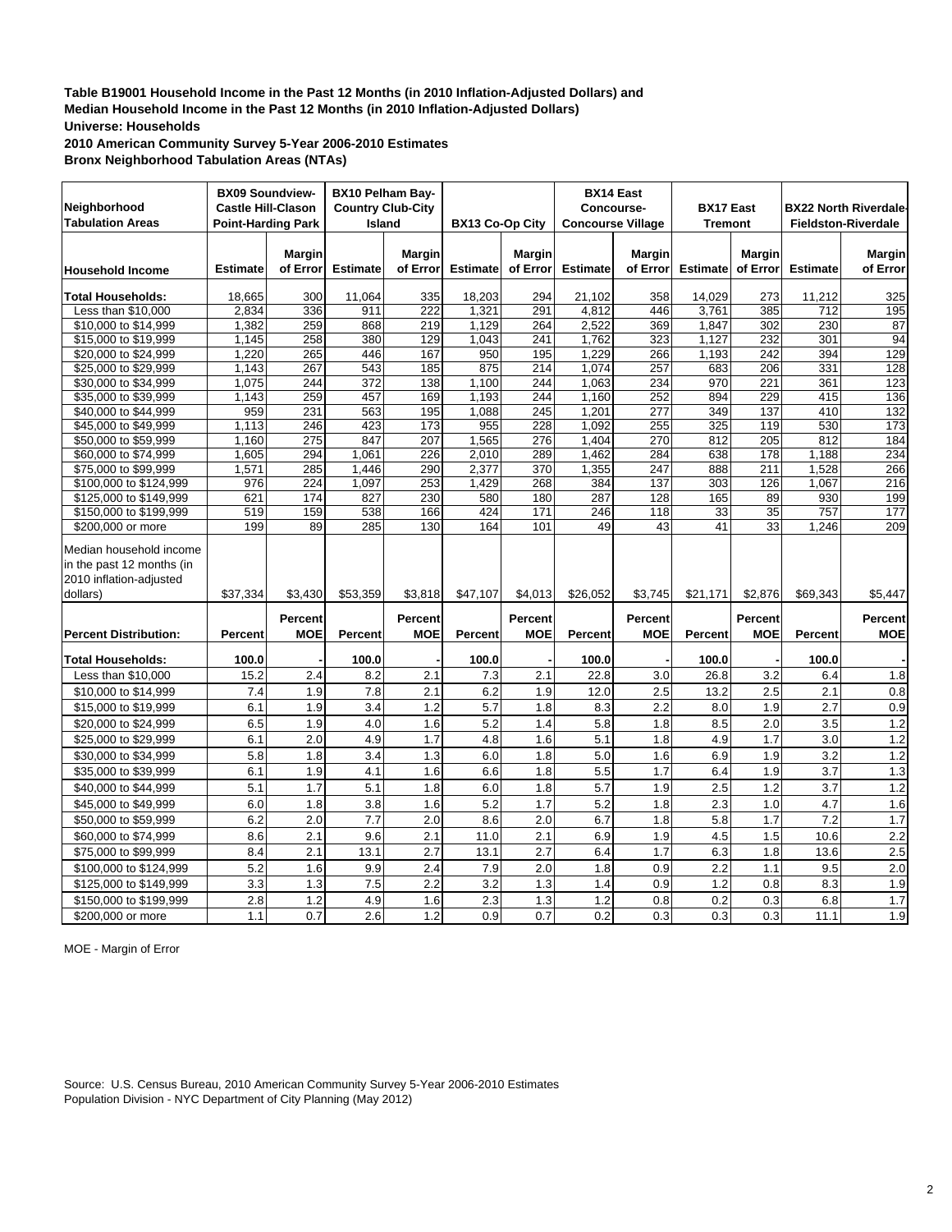**Table B19001 Household Income in the Past 12 Months (in 2010 Inflation-Adjusted Dollars) and Median Household Income in the Past 12 Months (in 2010 Inflation-Adjusted Dollars)**
**Universe: Households**
**2010 American Community Survey 5-Year 2006-2010 Estimates**
**Bronx Neighborhood Tabulation Areas (NTAs)**

| Neighborhood Tabulation Areas | BX09 Soundview-Castle Hill-Clason Point-Harding Park | | BX10 Pelham Bay-Country Club-City Island | | BX13 Co-Op City | | BX14 East Concourse-Concourse Village | | BX17 East Tremont | | BX22 North Riverdale-Fieldston-Riverdale | |
|---|---|---|---|---|---|---|---|---|---|---|---|---|
| **Household Income** | **Estimate** | **Margin of Error** | **Estimate** | **Margin of Error** | **Estimate** | **Margin of Error** | **Estimate** | **Margin of Error** | **Estimate** | **Margin of Error** | **Estimate** | **Margin of Error** |
| **Total Households:** | 18,665 | 300 | 11,064 | 335 | 18,203 | 294 | 21,102 | 358 | 14,029 | 273 | 11,212 | 325 |
| Less than $10,000 | 2,834 | 336 | 911 | 222 | 1,321 | 291 | 4,812 | 446 | 3,761 | 385 | 712 | 195 |
| $10,000 to $14,999 | 1,382 | 259 | 868 | 219 | 1,129 | 264 | 2,522 | 369 | 1,847 | 302 | 230 | 87 |
| $15,000 to $19,999 | 1,145 | 258 | 380 | 129 | 1,043 | 241 | 1,762 | 323 | 1,127 | 232 | 301 | 94 |
| $20,000 to $24,999 | 1,220 | 265 | 446 | 167 | 950 | 195 | 1,229 | 266 | 1,193 | 242 | 394 | 129 |
| $25,000 to $29,999 | 1,143 | 267 | 543 | 185 | 875 | 214 | 1,074 | 257 | 683 | 206 | 331 | 128 |
| $30,000 to $34,999 | 1,075 | 244 | 372 | 138 | 1,100 | 244 | 1,063 | 234 | 970 | 221 | 361 | 123 |
| $35,000 to $39,999 | 1,143 | 259 | 457 | 169 | 1,193 | 244 | 1,160 | 252 | 894 | 229 | 415 | 136 |
| $40,000 to $44,999 | 959 | 231 | 563 | 195 | 1,088 | 245 | 1,201 | 277 | 349 | 137 | 410 | 132 |
| $45,000 to $49,999 | 1,113 | 246 | 423 | 173 | 955 | 228 | 1,092 | 255 | 325 | 119 | 530 | 173 |
| $50,000 to $59,999 | 1,160 | 275 | 847 | 207 | 1,565 | 276 | 1,404 | 270 | 812 | 205 | 812 | 184 |
| $60,000 to $74,999 | 1,605 | 294 | 1,061 | 226 | 2,010 | 289 | 1,462 | 284 | 638 | 178 | 1,188 | 234 |
| $75,000 to $99,999 | 1,571 | 285 | 1,446 | 290 | 2,377 | 370 | 1,355 | 247 | 888 | 211 | 1,528 | 266 |
| $100,000 to $124,999 | 976 | 224 | 1,097 | 253 | 1,429 | 268 | 384 | 137 | 303 | 126 | 1,067 | 216 |
| $125,000 to $149,999 | 621 | 174 | 827 | 230 | 580 | 180 | 287 | 128 | 165 | 89 | 930 | 199 |
| $150,000 to $199,999 | 519 | 159 | 538 | 166 | 424 | 171 | 246 | 118 | 33 | 35 | 757 | 177 |
| $200,000 or more | 199 | 89 | 285 | 130 | 164 | 101 | 49 | 43 | 41 | 33 | 1,246 | 209 |
| Median household income in the past 12 months (in 2010 inflation-adjusted dollars) | $37,334 | $3,430 | $53,359 | $3,818 | $47,107 | $4,013 | $26,052 | $3,745 | $21,171 | $2,876 | $69,343 | $5,447 |
| **Percent Distribution:** | **Percent** | **Percent MOE** | **Percent** | **Percent MOE** | **Percent** | **Percent MOE** | **Percent** | **Percent MOE** | **Percent** | **Percent MOE** | **Percent** | **Percent MOE** |
| **Total Households:** | **100.0** | - | **100.0** | - | **100.0** | - | **100.0** | - | **100.0** | - | **100.0** | - |
| Less than $10,000 | 15.2 | 2.4 | 8.2 | 2.1 | 7.3 | 2.1 | 22.8 | 3.0 | 26.8 | 3.2 | 6.4 | 1.8 |
| $10,000 to $14,999 | 7.4 | 1.9 | 7.8 | 2.1 | 6.2 | 1.9 | 12.0 | 2.5 | 13.2 | 2.5 | 2.1 | 0.8 |
| $15,000 to $19,999 | 6.1 | 1.9 | 3.4 | 1.2 | 5.7 | 1.8 | 8.3 | 2.2 | 8.0 | 1.9 | 2.7 | 0.9 |
| $20,000 to $24,999 | 6.5 | 1.9 | 4.0 | 1.6 | 5.2 | 1.4 | 5.8 | 1.8 | 8.5 | 2.0 | 3.5 | 1.2 |
| $25,000 to $29,999 | 6.1 | 2.0 | 4.9 | 1.7 | 4.8 | 1.6 | 5.1 | 1.8 | 4.9 | 1.7 | 3.0 | 1.2 |
| $30,000 to $34,999 | 5.8 | 1.8 | 3.4 | 1.3 | 6.0 | 1.8 | 5.0 | 1.6 | 6.9 | 1.9 | 3.2 | 1.2 |
| $35,000 to $39,999 | 6.1 | 1.9 | 4.1 | 1.6 | 6.6 | 1.8 | 5.5 | 1.7 | 6.4 | 1.9 | 3.7 | 1.3 |
| $40,000 to $44,999 | 5.1 | 1.7 | 5.1 | 1.8 | 6.0 | 1.8 | 5.7 | 1.9 | 2.5 | 1.2 | 3.7 | 1.2 |
| $45,000 to $49,999 | 6.0 | 1.8 | 3.8 | 1.6 | 5.2 | 1.7 | 5.2 | 1.8 | 2.3 | 1.0 | 4.7 | 1.6 |
| $50,000 to $59,999 | 6.2 | 2.0 | 7.7 | 2.0 | 8.6 | 2.0 | 6.7 | 1.8 | 5.8 | 1.7 | 7.2 | 1.7 |
| $60,000 to $74,999 | 8.6 | 2.1 | 9.6 | 2.1 | 11.0 | 2.1 | 6.9 | 1.9 | 4.5 | 1.5 | 10.6 | 2.2 |
| $75,000 to $99,999 | 8.4 | 2.1 | 13.1 | 2.7 | 13.1 | 2.7 | 6.4 | 1.7 | 6.3 | 1.8 | 13.6 | 2.5 |
| $100,000 to $124,999 | 5.2 | 1.6 | 9.9 | 2.4 | 7.9 | 2.0 | 1.8 | 0.9 | 2.2 | 1.1 | 9.5 | 2.0 |
| $125,000 to $149,999 | 3.3 | 1.3 | 7.5 | 2.2 | 3.2 | 1.3 | 1.4 | 0.9 | 1.2 | 0.8 | 8.3 | 1.9 |
| $150,000 to $199,999 | 2.8 | 1.2 | 4.9 | 1.6 | 2.3 | 1.3 | 1.2 | 0.8 | 0.2 | 0.3 | 6.8 | 1.7 |
| $200,000 or more | 1.1 | 0.7 | 2.6 | 1.2 | 0.9 | 0.7 | 0.2 | 0.3 | 0.3 | 0.3 | 11.1 | 1.9 |

MOE - Margin of Error

Source: U.S. Census Bureau, 2010 American Community Survey 5-Year 2006-2010 Estimates
Population Division - NYC Department of City Planning (May 2012)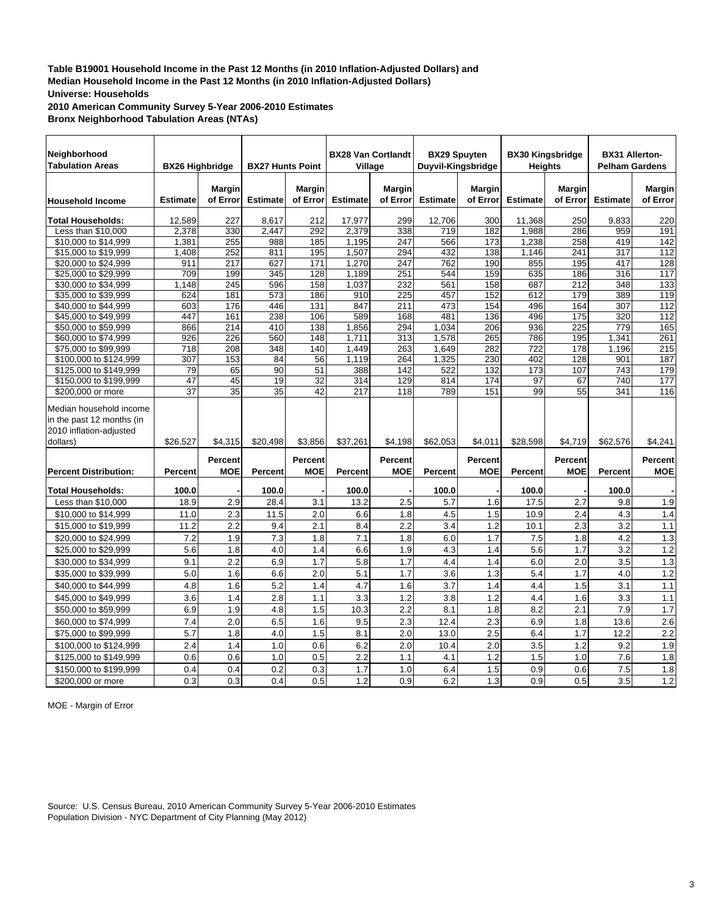**Table B19001 Household Income in the Past 12 Months (in 2010 Inflation-Adjusted Dollars) and**
**Median Household Income in the Past 12 Months (in 2010 Inflation-Adjusted Dollars)**
**Universe: Households**
**2010 American Community Survey 5-Year 2006-2010 Estimates**
**Bronx Neighborhood Tabulation Areas (NTAs)**

| Neighborhood Tabulation Areas | BX26 Highbridge | | BX27 Hunts Point | | BX28 Van Cortlandt Village | | BX29 Spuyten Duyvil-Kingsbridge | | BX30 Kingsbridge Heights | | BX31 Allerton-Pelham Gardens | |
|---|---|---|---|---|---|---|---|---|---|---|---|---|
| **Household Income** | **Estimate** | **Margin of Error** | **Estimate** | **Margin of Error** | **Estimate** | **Margin of Error** | **Estimate** | **Margin of Error** | **Estimate** | **Margin of Error** | **Estimate** | **Margin of Error** |
| **Total Households:** | 12,589 | 227 | 8,617 | 212 | 17,977 | 299 | 12,706 | 300 | 11,368 | 250 | 9,833 | 220 |
| Less than $10,000 | 2,378 | 330 | 2,447 | 292 | 2,379 | 338 | 719 | 182 | 1,988 | 286 | 959 | 191 |
| $10,000 to $14,999 | 1,381 | 255 | 988 | 185 | 1,195 | 247 | 566 | 173 | 1,238 | 258 | 419 | 142 |
| $15,000 to $19,999 | 1,408 | 252 | 811 | 195 | 1,507 | 294 | 432 | 138 | 1,146 | 241 | 317 | 112 |
| $20,000 to $24,999 | 911 | 217 | 627 | 171 | 1,270 | 247 | 762 | 190 | 855 | 195 | 417 | 128 |
| $25,000 to $29,999 | 709 | 199 | 345 | 128 | 1,189 | 251 | 544 | 159 | 635 | 186 | 316 | 117 |
| $30,000 to $34,999 | 1,148 | 245 | 596 | 158 | 1,037 | 232 | 561 | 158 | 687 | 212 | 348 | 133 |
| $35,000 to $39,999 | 624 | 181 | 573 | 186 | 910 | 225 | 457 | 152 | 612 | 179 | 389 | 119 |
| $40,000 to $44,999 | 603 | 176 | 446 | 131 | 847 | 211 | 473 | 154 | 496 | 164 | 307 | 112 |
| $45,000 to $49,999 | 447 | 161 | 238 | 106 | 589 | 168 | 481 | 136 | 496 | 175 | 320 | 112 |
| $50,000 to $59,999 | 866 | 214 | 410 | 138 | 1,856 | 294 | 1,034 | 206 | 936 | 225 | 779 | 165 |
| $60,000 to $74,999 | 926 | 226 | 560 | 148 | 1,711 | 313 | 1,578 | 265 | 786 | 195 | 1,341 | 261 |
| $75,000 to $99,999 | 718 | 208 | 348 | 140 | 1,449 | 263 | 1,649 | 282 | 722 | 178 | 1,196 | 215 |
| $100,000 to $124,999 | 307 | 153 | 84 | 56 | 1,119 | 264 | 1,325 | 230 | 402 | 128 | 901 | 187 |
| $125,000 to $149,999 | 79 | 65 | 90 | 51 | 388 | 142 | 522 | 132 | 173 | 107 | 743 | 179 |
| $150,000 to $199,999 | 47 | 45 | 19 | 32 | 314 | 129 | 814 | 174 | 97 | 67 | 740 | 177 |
| $200,000 or more | 37 | 35 | 35 | 42 | 217 | 118 | 789 | 151 | 99 | 55 | 341 | 116 |
| Median household income in the past 12 months (in 2010 inflation-adjusted dollars) | $26,527 | $4,315 | $20,498 | $3,856 | $37,261 | $4,198 | $62,053 | $4,011 | $28,598 | $4,719 | $62,576 | $4,241 |
| **Percent Distribution:** | **Percent** | **Percent MOE** | **Percent** | **Percent MOE** | **Percent** | **Percent MOE** | **Percent** | **Percent MOE** | **Percent** | **Percent MOE** | **Percent** | **Percent MOE** |
| **Total Households:** | **100.0** | - | **100.0** | - | **100.0** | - | **100.0** | - | **100.0** | - | **100.0** | - |
| Less than $10,000 | 18.9 | 2.9 | 28.4 | 3.1 | 13.2 | 2.5 | 5.7 | 1.6 | 17.5 | 2.7 | 9.8 | 1.9 |
| $10,000 to $14,999 | 11.0 | 2.3 | 11.5 | 2.0 | 6.6 | 1.8 | 4.5 | 1.5 | 10.9 | 2.4 | 4.3 | 1.4 |
| $15,000 to $19,999 | 11.2 | 2.2 | 9.4 | 2.1 | 8.4 | 2.2 | 3.4 | 1.2 | 10.1 | 2.3 | 3.2 | 1.1 |
| $20,000 to $24,999 | 7.2 | 1.9 | 7.3 | 1.8 | 7.1 | 1.8 | 6.0 | 1.7 | 7.5 | 1.8 | 4.2 | 1.3 |
| $25,000 to $29,999 | 5.6 | 1.8 | 4.0 | 1.4 | 6.6 | 1.9 | 4.3 | 1.4 | 5.6 | 1.7 | 3.2 | 1.2 |
| $30,000 to $34,999 | 9.1 | 2.2 | 6.9 | 1.7 | 5.8 | 1.7 | 4.4 | 1.4 | 6.0 | 2.0 | 3.5 | 1.3 |
| $35,000 to $39,999 | 5.0 | 1.6 | 6.6 | 2.0 | 5.1 | 1.7 | 3.6 | 1.3 | 5.4 | 1.7 | 4.0 | 1.2 |
| $40,000 to $44,999 | 4.8 | 1.6 | 5.2 | 1.4 | 4.7 | 1.6 | 3.7 | 1.4 | 4.4 | 1.5 | 3.1 | 1.1 |
| $45,000 to $49,999 | 3.6 | 1.4 | 2.8 | 1.1 | 3.3 | 1.2 | 3.8 | 1.2 | 4.4 | 1.6 | 3.3 | 1.1 |
| $50,000 to $59,999 | 6.9 | 1.9 | 4.8 | 1.5 | 10.3 | 2.2 | 8.1 | 1.8 | 8.2 | 2.1 | 7.9 | 1.7 |
| $60,000 to $74,999 | 7.4 | 2.0 | 6.5 | 1.6 | 9.5 | 2.3 | 12.4 | 2.3 | 6.9 | 1.8 | 13.6 | 2.6 |
| $75,000 to $99,999 | 5.7 | 1.8 | 4.0 | 1.5 | 8.1 | 2.0 | 13.0 | 2.5 | 6.4 | 1.7 | 12.2 | 2.2 |
| $100,000 to $124,999 | 2.4 | 1.4 | 1.0 | 0.6 | 6.2 | 2.0 | 10.4 | 2.0 | 3.5 | 1.2 | 9.2 | 1.9 |
| $125,000 to $149,999 | 0.6 | 0.6 | 1.0 | 0.5 | 2.2 | 1.1 | 4.1 | 1.2 | 1.5 | 1.0 | 7.6 | 1.8 |
| $150,000 to $199,999 | 0.4 | 0.4 | 0.2 | 0.3 | 1.7 | 1.0 | 6.4 | 1.5 | 0.9 | 0.6 | 7.5 | 1.8 |
| $200,000 or more | 0.3 | 0.3 | 0.4 | 0.5 | 1.2 | 0.9 | 6.2 | 1.3 | 0.9 | 0.5 | 3.5 | 1.2 |

MOE - Margin of Error

Source: U.S. Census Bureau, 2010 American Community Survey 5-Year 2006-2010 Estimates
Population Division - NYC Department of City Planning (May 2012)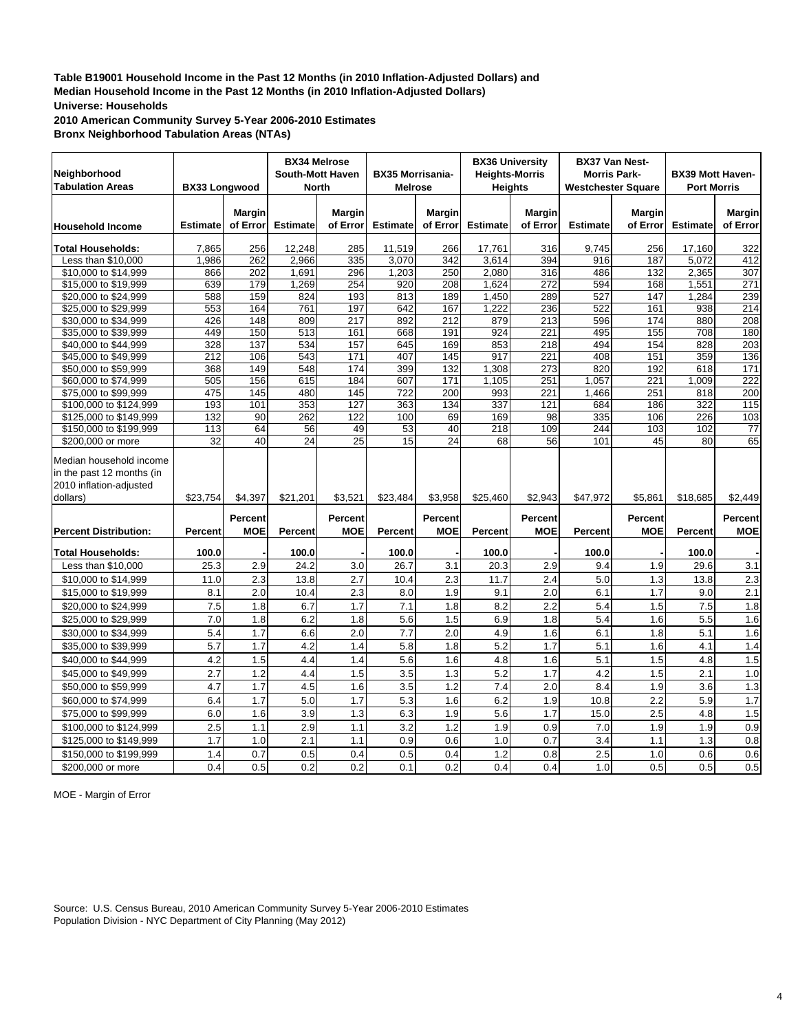**Table B19001 Household Income in the Past 12 Months (in 2010 Inflation-Adjusted Dollars) and Median Household Income in the Past 12 Months (in 2010 Inflation-Adjusted Dollars)**
**Universe: Households**
**2010 American Community Survey 5-Year 2006-2010 Estimates**
**Bronx Neighborhood Tabulation Areas (NTAs)**

| Neighborhood Tabulation Areas | BX33 Longwood | | BX34 Melrose South-Mott Haven North | | BX35 Morrisania-Melrose | | BX36 University Heights-Morris Heights | | BX37 Van Nest-Morris Park-Westchester Square | | BX39 Mott Haven-Port Morris | |
|---|---|---|---|---|---|---|---|---|---|---|---|---|
| **Household Income** | **Estimate** | **Margin of Error** | **Estimate** | **Margin of Error** | **Estimate** | **Margin of Error** | **Estimate** | **Margin of Error** | **Estimate** | **Margin of Error** | **Estimate** | **Margin of Error** |
| **Total Households:** | 7,865 | 256 | 12,248 | 285 | 11,519 | 266 | 17,761 | 316 | 9,745 | 256 | 17,160 | 322 |
| Less than $10,000 | 1,986 | 262 | 2,966 | 335 | 3,070 | 342 | 3,614 | 394 | 916 | 187 | 5,072 | 412 |
| $10,000 to $14,999 | 866 | 202 | 1,691 | 296 | 1,203 | 250 | 2,080 | 316 | 486 | 132 | 2,365 | 307 |
| $15,000 to $19,999 | 639 | 179 | 1,269 | 254 | 920 | 208 | 1,624 | 272 | 594 | 168 | 1,551 | 271 |
| $20,000 to $24,999 | 588 | 159 | 824 | 193 | 813 | 189 | 1,450 | 289 | 527 | 147 | 1,284 | 239 |
| $25,000 to $29,999 | 553 | 164 | 761 | 197 | 642 | 167 | 1,222 | 236 | 522 | 161 | 938 | 214 |
| $30,000 to $34,999 | 426 | 148 | 809 | 217 | 892 | 212 | 879 | 213 | 596 | 174 | 880 | 208 |
| $35,000 to $39,999 | 449 | 150 | 513 | 161 | 668 | 191 | 924 | 221 | 495 | 155 | 708 | 180 |
| $40,000 to $44,999 | 328 | 137 | 534 | 157 | 645 | 169 | 853 | 218 | 494 | 154 | 828 | 203 |
| $45,000 to $49,999 | 212 | 106 | 543 | 171 | 407 | 145 | 917 | 221 | 408 | 151 | 359 | 136 |
| $50,000 to $59,999 | 368 | 149 | 548 | 174 | 399 | 132 | 1,308 | 273 | 820 | 192 | 618 | 171 |
| $60,000 to $74,999 | 505 | 156 | 615 | 184 | 607 | 171 | 1,105 | 251 | 1,057 | 221 | 1,009 | 222 |
| $75,000 to $99,999 | 475 | 145 | 480 | 145 | 722 | 200 | 993 | 221 | 1,466 | 251 | 818 | 200 |
| $100,000 to $124,999 | 193 | 101 | 353 | 127 | 363 | 134 | 337 | 121 | 684 | 186 | 322 | 115 |
| $125,000 to $149,999 | 132 | 90 | 262 | 122 | 100 | 69 | 169 | 98 | 335 | 106 | 226 | 103 |
| $150,000 to $199,999 | 113 | 64 | 56 | 49 | 53 | 40 | 218 | 109 | 244 | 103 | 102 | 77 |
| $200,000 or more | 32 | 40 | 24 | 25 | 15 | 24 | 68 | 56 | 101 | 45 | 80 | 65 |
| Median household income in the past 12 months (in 2010 inflation-adjusted dollars) | $23,754 | $4,397 | $21,201 | $3,521 | $23,484 | $3,958 | $25,460 | $2,943 | $47,972 | $5,861 | $18,685 | $2,449 |
| **Percent Distribution:** | **Percent** | **Percent MOE** | **Percent** | **Percent MOE** | **Percent** | **Percent MOE** | **Percent** | **Percent MOE** | **Percent** | **Percent MOE** | **Percent** | **Percent MOE** |
| **Total Households:** | **100.0** | - | **100.0** | - | **100.0** | - | **100.0** | - | **100.0** | - | **100.0** | - |
| Less than $10,000 | 25.3 | 2.9 | 24.2 | 3.0 | 26.7 | 3.1 | 20.3 | 2.9 | 9.4 | 1.9 | 29.6 | 3.1 |
| $10,000 to $14,999 | 11.0 | 2.3 | 13.8 | 2.7 | 10.4 | 2.3 | 11.7 | 2.4 | 5.0 | 1.3 | 13.8 | 2.3 |
| $15,000 to $19,999 | 8.1 | 2.0 | 10.4 | 2.3 | 8.0 | 1.9 | 9.1 | 2.0 | 6.1 | 1.7 | 9.0 | 2.1 |
| $20,000 to $24,999 | 7.5 | 1.8 | 6.7 | 1.7 | 7.1 | 1.8 | 8.2 | 2.2 | 5.4 | 1.5 | 7.5 | 1.8 |
| $25,000 to $29,999 | 7.0 | 1.8 | 6.2 | 1.8 | 5.6 | 1.5 | 6.9 | 1.8 | 5.4 | 1.6 | 5.5 | 1.6 |
| $30,000 to $34,999 | 5.4 | 1.7 | 6.6 | 2.0 | 7.7 | 2.0 | 4.9 | 1.6 | 6.1 | 1.8 | 5.1 | 1.6 |
| $35,000 to $39,999 | 5.7 | 1.7 | 4.2 | 1.4 | 5.8 | 1.8 | 5.2 | 1.7 | 5.1 | 1.6 | 4.1 | 1.4 |
| $40,000 to $44,999 | 4.2 | 1.5 | 4.4 | 1.4 | 5.6 | 1.6 | 4.8 | 1.6 | 5.1 | 1.5 | 4.8 | 1.5 |
| $45,000 to $49,999 | 2.7 | 1.2 | 4.4 | 1.5 | 3.5 | 1.3 | 5.2 | 1.7 | 4.2 | 1.5 | 2.1 | 1.0 |
| $50,000 to $59,999 | 4.7 | 1.7 | 4.5 | 1.6 | 3.5 | 1.2 | 7.4 | 2.0 | 8.4 | 1.9 | 3.6 | 1.3 |
| $60,000 to $74,999 | 6.4 | 1.7 | 5.0 | 1.7 | 5.3 | 1.6 | 6.2 | 1.9 | 10.8 | 2.2 | 5.9 | 1.7 |
| $75,000 to $99,999 | 6.0 | 1.6 | 3.9 | 1.3 | 6.3 | 1.9 | 5.6 | 1.7 | 15.0 | 2.5 | 4.8 | 1.5 |
| $100,000 to $124,999 | 2.5 | 1.1 | 2.9 | 1.1 | 3.2 | 1.2 | 1.9 | 0.9 | 7.0 | 1.9 | 1.9 | 0.9 |
| $125,000 to $149,999 | 1.7 | 1.0 | 2.1 | 1.1 | 0.9 | 0.6 | 1.0 | 0.7 | 3.4 | 1.1 | 1.3 | 0.8 |
| $150,000 to $199,999 | 1.4 | 0.7 | 0.5 | 0.4 | 0.5 | 0.4 | 1.2 | 0.8 | 2.5 | 1.0 | 0.6 | 0.6 |
| $200,000 or more | 0.4 | 0.5 | 0.2 | 0.2 | 0.1 | 0.2 | 0.4 | 0.4 | 1.0 | 0.5 | 0.5 | 0.5 |

MOE - Margin of Error

Source: U.S. Census Bureau, 2010 American Community Survey 5-Year 2006-2010 Estimates
Population Division - NYC Department of City Planning (May 2012)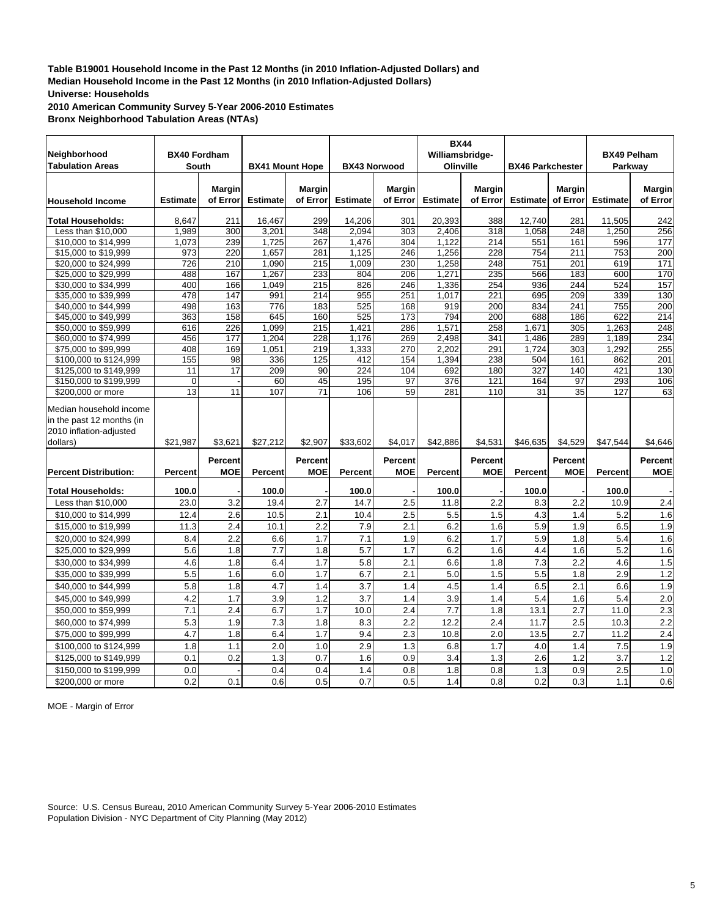**Table B19001 Household Income in the Past 12 Months (in 2010 Inflation-Adjusted Dollars) and**
**Median Household Income in the Past 12 Months (in 2010 Inflation-Adjusted Dollars)**
**Universe: Households**
**2010 American Community Survey 5-Year 2006-2010 Estimates**
**Bronx Neighborhood Tabulation Areas (NTAs)**

| Neighborhood Tabulation Areas | BX40 Fordham South | | BX41 Mount Hope | | BX43 Norwood | | BX44 Williamsbridge-Olinville | | BX46 Parkchester | | BX49 Pelham Parkway | |
|---|---|---|---|---|---|---|---|---|---|---|---|---|
| **Household Income** | **Estimate** | **Margin of Error** | **Estimate** | **Margin of Error** | **Estimate** | **Margin of Error** | **Estimate** | **Margin of Error** | **Estimate** | **Margin of Error** | **Estimate** | **Margin of Error** |
| **Total Households:** | 8,647 | 211 | 16,467 | 299 | 14,206 | 301 | 20,393 | 388 | 12,740 | 281 | 11,505 | 242 |
| Less than $10,000 | 1,989 | 300 | 3,201 | 348 | 2,094 | 303 | 2,406 | 318 | 1,058 | 248 | 1,250 | 256 |
| $10,000 to $14,999 | 1,073 | 239 | 1,725 | 267 | 1,476 | 304 | 1,122 | 214 | 551 | 161 | 596 | 177 |
| $15,000 to $19,999 | 973 | 220 | 1,657 | 281 | 1,125 | 246 | 1,256 | 228 | 754 | 211 | 753 | 200 |
| $20,000 to $24,999 | 726 | 210 | 1,090 | 215 | 1,009 | 230 | 1,258 | 248 | 751 | 201 | 619 | 171 |
| $25,000 to $29,999 | 488 | 167 | 1,267 | 233 | 804 | 206 | 1,271 | 235 | 566 | 183 | 600 | 170 |
| $30,000 to $34,999 | 400 | 166 | 1,049 | 215 | 826 | 246 | 1,336 | 254 | 936 | 244 | 524 | 157 |
| $35,000 to $39,999 | 478 | 147 | 991 | 214 | 955 | 251 | 1,017 | 221 | 695 | 209 | 339 | 130 |
| $40,000 to $44,999 | 498 | 163 | 776 | 183 | 525 | 168 | 919 | 200 | 834 | 241 | 755 | 200 |
| $45,000 to $49,999 | 363 | 158 | 645 | 160 | 525 | 173 | 794 | 200 | 688 | 186 | 622 | 214 |
| $50,000 to $59,999 | 616 | 226 | 1,099 | 215 | 1,421 | 286 | 1,571 | 258 | 1,671 | 305 | 1,263 | 248 |
| $60,000 to $74,999 | 456 | 177 | 1,204 | 228 | 1,176 | 269 | 2,498 | 341 | 1,486 | 289 | 1,189 | 234 |
| $75,000 to $99,999 | 408 | 169 | 1,051 | 219 | 1,333 | 270 | 2,202 | 291 | 1,724 | 303 | 1,292 | 255 |
| $100,000 to $124,999 | 155 | 98 | 336 | 125 | 412 | 154 | 1,394 | 238 | 504 | 161 | 862 | 201 |
| $125,000 to $149,999 | 11 | 17 | 209 | 90 | 224 | 104 | 692 | 180 | 327 | 140 | 421 | 130 |
| $150,000 to $199,999 | 0 | - | 60 | 45 | 195 | 97 | 376 | 121 | 164 | 97 | 293 | 106 |
| $200,000 or more | 13 | 11 | 107 | 71 | 106 | 59 | 281 | 110 | 31 | 35 | 127 | 63 |
| Median household income in the past 12 months (in 2010 inflation-adjusted dollars) | $21,987 | $3,621 | $27,212 | $2,907 | $33,602 | $4,017 | $42,886 | $4,531 | $46,635 | $4,529 | $47,544 | $4,646 |
| **Percent Distribution:** | **Percent** | **Percent MOE** | **Percent** | **Percent MOE** | **Percent** | **Percent MOE** | **Percent** | **Percent MOE** | **Percent** | **Percent MOE** | **Percent** | **Percent MOE** |
| **Total Households:** | **100.0** | - | **100.0** | - | **100.0** | - | **100.0** | - | **100.0** | - | **100.0** | - |
| Less than $10,000 | 23.0 | 3.2 | 19.4 | 2.7 | 14.7 | 2.5 | 11.8 | 2.2 | 8.3 | 2.2 | 10.9 | 2.4 |
| $10,000 to $14,999 | 12.4 | 2.6 | 10.5 | 2.1 | 10.4 | 2.5 | 5.5 | 1.5 | 4.3 | 1.4 | 5.2 | 1.6 |
| $15,000 to $19,999 | 11.3 | 2.4 | 10.1 | 2.2 | 7.9 | 2.1 | 6.2 | 1.6 | 5.9 | 1.9 | 6.5 | 1.9 |
| $20,000 to $24,999 | 8.4 | 2.2 | 6.6 | 1.7 | 7.1 | 1.9 | 6.2 | 1.7 | 5.9 | 1.8 | 5.4 | 1.6 |
| $25,000 to $29,999 | 5.6 | 1.8 | 7.7 | 1.8 | 5.7 | 1.7 | 6.2 | 1.6 | 4.4 | 1.6 | 5.2 | 1.6 |
| $30,000 to $34,999 | 4.6 | 1.8 | 6.4 | 1.7 | 5.8 | 2.1 | 6.6 | 1.8 | 7.3 | 2.2 | 4.6 | 1.5 |
| $35,000 to $39,999 | 5.5 | 1.6 | 6.0 | 1.7 | 6.7 | 2.1 | 5.0 | 1.5 | 5.5 | 1.8 | 2.9 | 1.2 |
| $40,000 to $44,999 | 5.8 | 1.8 | 4.7 | 1.4 | 3.7 | 1.4 | 4.5 | 1.4 | 6.5 | 2.1 | 6.6 | 1.9 |
| $45,000 to $49,999 | 4.2 | 1.7 | 3.9 | 1.2 | 3.7 | 1.4 | 3.9 | 1.4 | 5.4 | 1.6 | 5.4 | 2.0 |
| $50,000 to $59,999 | 7.1 | 2.4 | 6.7 | 1.7 | 10.0 | 2.4 | 7.7 | 1.8 | 13.1 | 2.7 | 11.0 | 2.3 |
| $60,000 to $74,999 | 5.3 | 1.9 | 7.3 | 1.8 | 8.3 | 2.2 | 12.2 | 2.4 | 11.7 | 2.5 | 10.3 | 2.2 |
| $75,000 to $99,999 | 4.7 | 1.8 | 6.4 | 1.7 | 9.4 | 2.3 | 10.8 | 2.0 | 13.5 | 2.7 | 11.2 | 2.4 |
| $100,000 to $124,999 | 1.8 | 1.1 | 2.0 | 1.0 | 2.9 | 1.3 | 6.8 | 1.7 | 4.0 | 1.4 | 7.5 | 1.9 |
| $125,000 to $149,999 | 0.1 | 0.2 | 1.3 | 0.7 | 1.6 | 0.9 | 3.4 | 1.3 | 2.6 | 1.2 | 3.7 | 1.2 |
| $150,000 to $199,999 | 0.0 | - | 0.4 | 0.4 | 1.4 | 0.8 | 1.8 | 0.8 | 1.3 | 0.9 | 2.5 | 1.0 |
| $200,000 or more | 0.2 | 0.1 | 0.6 | 0.5 | 0.7 | 0.5 | 1.4 | 0.8 | 0.2 | 0.3 | 1.1 | 0.6 |

MOE - Margin of Error

Source: U.S. Census Bureau, 2010 American Community Survey 5-Year 2006-2010 Estimates
Population Division - NYC Department of City Planning (May 2012)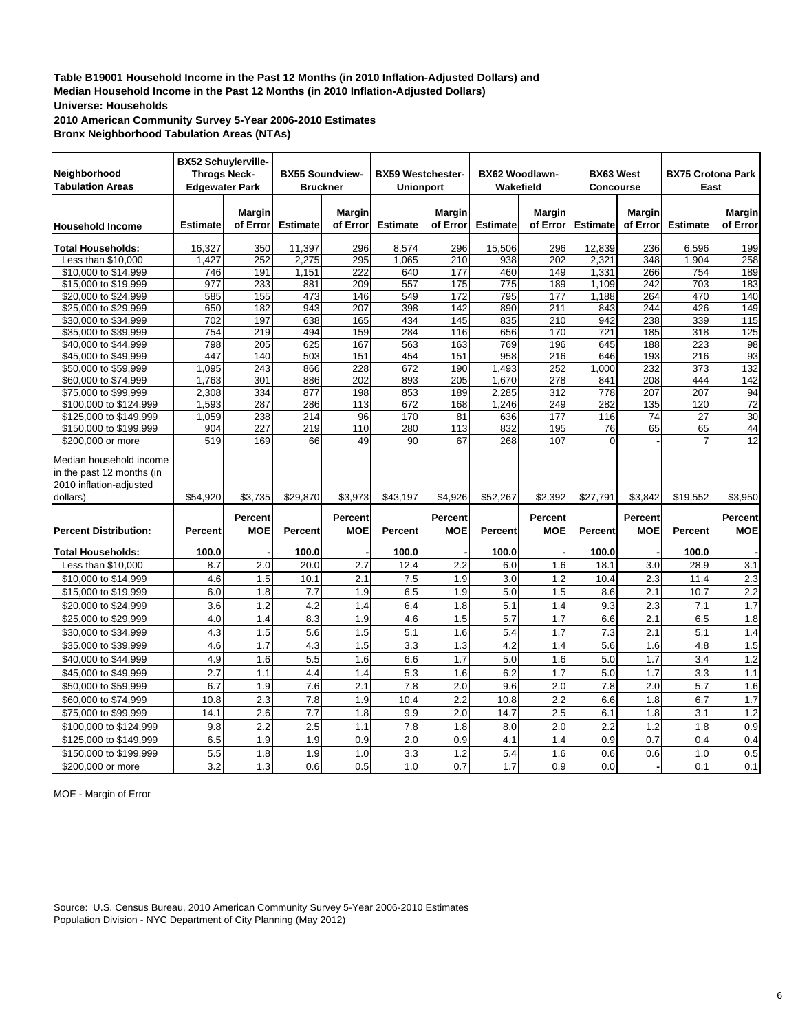**Table B19001 Household Income in the Past 12 Months (in 2010 Inflation-Adjusted Dollars) and**
**Median Household Income in the Past 12 Months (in 2010 Inflation-Adjusted Dollars)**
**Universe: Households**
**2010 American Community Survey 5-Year 2006-2010 Estimates**
**Bronx Neighborhood Tabulation Areas (NTAs)**

| Neighborhood Tabulation Areas | BX52 Schuylerville-Throgs Neck-Edgewater Park | | BX55 Soundview-Bruckner | | BX59 Westchester-Unionport | | BX62 Woodlawn-Wakefield | | BX63 West Concourse | | BX75 Crotona Park East | |
|---|---|---|---|---|---|---|---|---|---|---|---|---|
| **Household Income** | **Estimate** | **Margin of Error** | **Estimate** | **Margin of Error** | **Estimate** | **Margin of Error** | **Estimate** | **Margin of Error** | **Estimate** | **Margin of Error** | **Estimate** | **Margin of Error** |
| **Total Households:** | 16,327 | 350 | 11,397 | 296 | 8,574 | 296 | 15,506 | 296 | 12,839 | 236 | 6,596 | 199 |
| Less than $10,000 | 1,427 | 252 | 2,275 | 295 | 1,065 | 210 | 938 | 202 | 2,321 | 348 | 1,904 | 258 |
| $10,000 to $14,999 | 746 | 191 | 1,151 | 222 | 640 | 177 | 460 | 149 | 1,331 | 266 | 754 | 189 |
| $15,000 to $19,999 | 977 | 233 | 881 | 209 | 557 | 175 | 775 | 189 | 1,109 | 242 | 703 | 183 |
| $20,000 to $24,999 | 585 | 155 | 473 | 146 | 549 | 172 | 795 | 177 | 1,188 | 264 | 470 | 140 |
| $25,000 to $29,999 | 650 | 182 | 943 | 207 | 398 | 142 | 890 | 211 | 843 | 244 | 426 | 149 |
| $30,000 to $34,999 | 702 | 197 | 638 | 165 | 434 | 145 | 835 | 210 | 942 | 238 | 339 | 115 |
| $35,000 to $39,999 | 754 | 219 | 494 | 159 | 284 | 116 | 656 | 170 | 721 | 185 | 318 | 125 |
| $40,000 to $44,999 | 798 | 205 | 625 | 167 | 563 | 163 | 769 | 196 | 645 | 188 | 223 | 98 |
| $45,000 to $49,999 | 447 | 140 | 503 | 151 | 454 | 151 | 958 | 216 | 646 | 193 | 216 | 93 |
| $50,000 to $59,999 | 1,095 | 243 | 866 | 228 | 672 | 190 | 1,493 | 252 | 1,000 | 232 | 373 | 132 |
| $60,000 to $74,999 | 1,763 | 301 | 886 | 202 | 893 | 205 | 1,670 | 278 | 841 | 208 | 444 | 142 |
| $75,000 to $99,999 | 2,308 | 334 | 877 | 198 | 853 | 189 | 2,285 | 312 | 778 | 207 | 207 | 94 |
| $100,000 to $124,999 | 1,593 | 287 | 286 | 113 | 672 | 168 | 1,246 | 249 | 282 | 135 | 120 | 72 |
| $125,000 to $149,999 | 1,059 | 238 | 214 | 96 | 170 | 81 | 636 | 177 | 116 | 74 | 27 | 30 |
| $150,000 to $199,999 | 904 | 227 | 219 | 110 | 280 | 113 | 832 | 195 | 76 | 65 | 65 | 44 |
| $200,000 or more | 519 | 169 | 66 | 49 | 90 | 67 | 268 | 107 | 0 | - | 7 | 12 |
| Median household income in the past 12 months (in 2010 inflation-adjusted dollars) | $54,920 | $3,735 | $29,870 | $3,973 | $43,197 | $4,926 | $52,267 | $2,392 | $27,791 | $3,842 | $19,552 | $3,950 |
| **Percent Distribution:** | **Percent** | **Percent MOE** | **Percent** | **Percent MOE** | **Percent** | **Percent MOE** | **Percent** | **Percent MOE** | **Percent** | **Percent MOE** | **Percent** | **Percent MOE** |
| **Total Households:** | **100.0** | - | **100.0** | - | **100.0** | - | **100.0** | - | **100.0** | - | **100.0** | - |
| Less than $10,000 | 8.7 | 2.0 | 20.0 | 2.7 | 12.4 | 2.2 | 6.0 | 1.6 | 18.1 | 3.0 | 28.9 | 3.1 |
| $10,000 to $14,999 | 4.6 | 1.5 | 10.1 | 2.1 | 7.5 | 1.9 | 3.0 | 1.2 | 10.4 | 2.3 | 11.4 | 2.3 |
| $15,000 to $19,999 | 6.0 | 1.8 | 7.7 | 1.9 | 6.5 | 1.9 | 5.0 | 1.5 | 8.6 | 2.1 | 10.7 | 2.2 |
| $20,000 to $24,999 | 3.6 | 1.2 | 4.2 | 1.4 | 6.4 | 1.8 | 5.1 | 1.4 | 9.3 | 2.3 | 7.1 | 1.7 |
| $25,000 to $29,999 | 4.0 | 1.4 | 8.3 | 1.9 | 4.6 | 1.5 | 5.7 | 1.7 | 6.6 | 2.1 | 6.5 | 1.8 |
| $30,000 to $34,999 | 4.3 | 1.5 | 5.6 | 1.5 | 5.1 | 1.6 | 5.4 | 1.7 | 7.3 | 2.1 | 5.1 | 1.4 |
| $35,000 to $39,999 | 4.6 | 1.7 | 4.3 | 1.5 | 3.3 | 1.3 | 4.2 | 1.4 | 5.6 | 1.6 | 4.8 | 1.5 |
| $40,000 to $44,999 | 4.9 | 1.6 | 5.5 | 1.6 | 6.6 | 1.7 | 5.0 | 1.6 | 5.0 | 1.7 | 3.4 | 1.2 |
| $45,000 to $49,999 | 2.7 | 1.1 | 4.4 | 1.4 | 5.3 | 1.6 | 6.2 | 1.7 | 5.0 | 1.7 | 3.3 | 1.1 |
| $50,000 to $59,999 | 6.7 | 1.9 | 7.6 | 2.1 | 7.8 | 2.0 | 9.6 | 2.0 | 7.8 | 2.0 | 5.7 | 1.6 |
| $60,000 to $74,999 | 10.8 | 2.3 | 7.8 | 1.9 | 10.4 | 2.2 | 10.8 | 2.2 | 6.6 | 1.8 | 6.7 | 1.7 |
| $75,000 to $99,999 | 14.1 | 2.6 | 7.7 | 1.8 | 9.9 | 2.0 | 14.7 | 2.5 | 6.1 | 1.8 | 3.1 | 1.2 |
| $100,000 to $124,999 | 9.8 | 2.2 | 2.5 | 1.1 | 7.8 | 1.8 | 8.0 | 2.0 | 2.2 | 1.2 | 1.8 | 0.9 |
| $125,000 to $149,999 | 6.5 | 1.9 | 1.9 | 0.9 | 2.0 | 0.9 | 4.1 | 1.4 | 0.9 | 0.7 | 0.4 | 0.4 |
| $150,000 to $199,999 | 5.5 | 1.8 | 1.9 | 1.0 | 3.3 | 1.2 | 5.4 | 1.6 | 0.6 | 0.6 | 1.0 | 0.5 |
| $200,000 or more | 3.2 | 1.3 | 0.6 | 0.5 | 1.0 | 0.7 | 1.7 | 0.9 | 0.0 | - | 0.1 | 0.1 |

MOE - Margin of Error

Source: U.S. Census Bureau, 2010 American Community Survey 5-Year 2006-2010 Estimates
Population Division - NYC Department of City Planning (May 2012)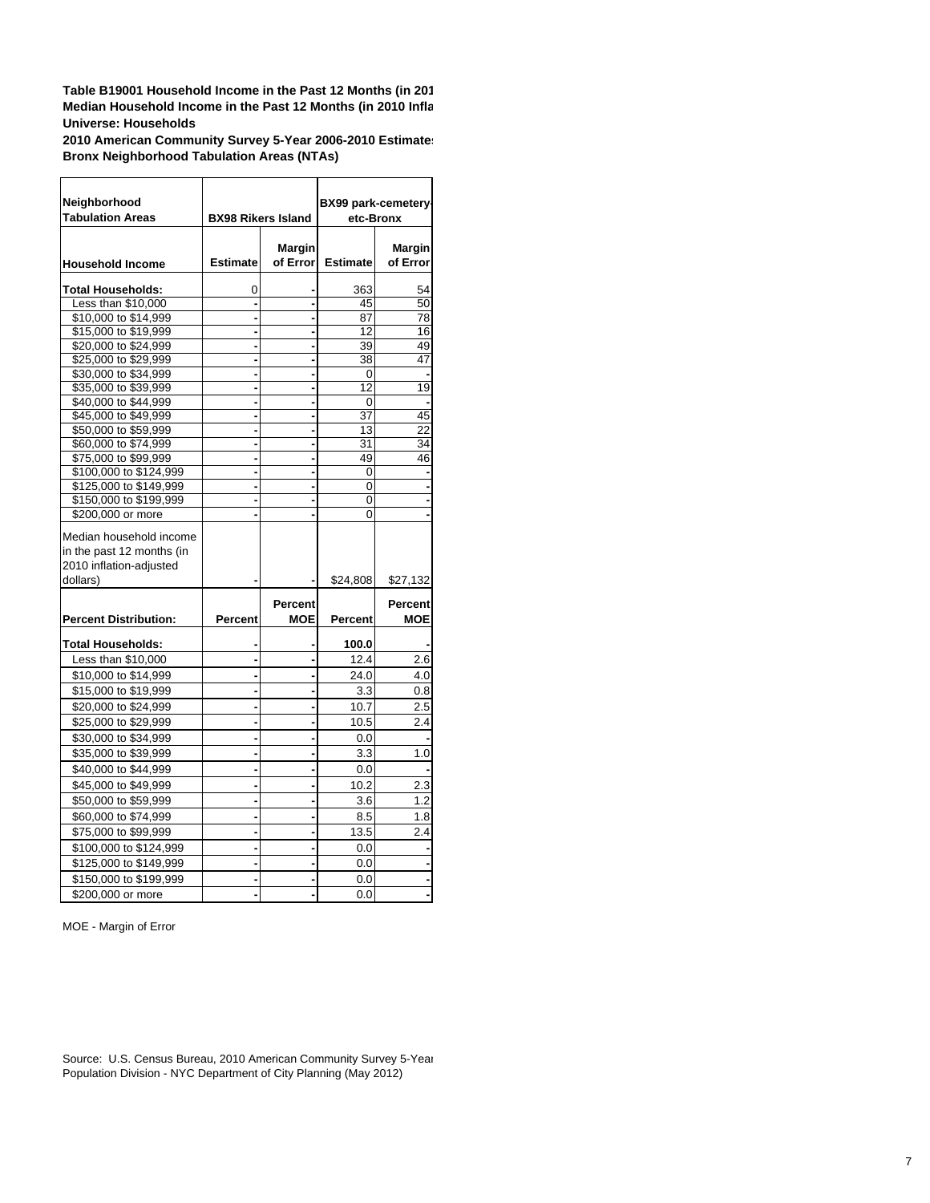**Table B19001 Household Income in the Past 12 Months (in 201**
**Median Household Income in the Past 12 Months (in 2010 Infla**
**Universe: Households**
**2010 American Community Survey 5-Year 2006-2010 Estimate**
**Bronx Neighborhood Tabulation Areas (NTAs)**

| Neighborhood Tabulation Areas | BX98 Rikers Island | | BX99 park-cemetery-etc-Bronx | |
|---|---|---|---|---|
| **Household Income** | **Estimate** | **Margin of Error** | **Estimate** | **Margin of Error** |
| **Total Households:** | 0 | - | 363 | 54 |
| Less than $10,000 | - | - | 45 | 50 |
| $10,000 to $14,999 | - | - | 87 | 78 |
| $15,000 to $19,999 | - | - | 12 | 16 |
| $20,000 to $24,999 | - | - | 39 | 49 |
| $25,000 to $29,999 | - | - | 38 | 47 |
| $30,000 to $34,999 | - | - | 0 | - |
| $35,000 to $39,999 | - | - | 12 | 19 |
| $40,000 to $44,999 | - | - | 0 | - |
| $45,000 to $49,999 | - | - | 37 | 45 |
| $50,000 to $59,999 | - | - | 13 | 22 |
| $60,000 to $74,999 | - | - | 31 | 34 |
| $75,000 to $99,999 | - | - | 49 | 46 |
| $100,000 to $124,999 | - | - | 0 | - |
| $125,000 to $149,999 | - | - | 0 | - |
| $150,000 to $199,999 | - | - | 0 | - |
| $200,000 or more | - | - | 0 | - |
| Median household income in the past 12 months (in 2010 inflation-adjusted dollars) | - | - | $24,808 | $27,132 |
| **Percent Distribution:** | **Percent** | **Percent MOE** | **Percent** | **Percent MOE** |
| **Total Households:** | - | - | **100.0** | - |
| Less than $10,000 | - | - | 12.4 | 2.6 |
| $10,000 to $14,999 | - | - | 24.0 | 4.0 |
| $15,000 to $19,999 | - | - | 3.3 | 0.8 |
| $20,000 to $24,999 | - | - | 10.7 | 2.5 |
| $25,000 to $29,999 | - | - | 10.5 | 2.4 |
| $30,000 to $34,999 | - | - | 0.0 | - |
| $35,000 to $39,999 | - | - | 3.3 | 1.0 |
| $40,000 to $44,999 | - | - | 0.0 | - |
| $45,000 to $49,999 | - | - | 10.2 | 2.3 |
| $50,000 to $59,999 | - | - | 3.6 | 1.2 |
| $60,000 to $74,999 | - | - | 8.5 | 1.8 |
| $75,000 to $99,999 | - | - | 13.5 | 2.4 |
| $100,000 to $124,999 | - | - | 0.0 | - |
| $125,000 to $149,999 | - | - | 0.0 | - |
| $150,000 to $199,999 | - | - | 0.0 | - |
| $200,000 or more | - | - | 0.0 | - |

MOE - Margin of Error

Source: U.S. Census Bureau, 2010 American Community Survey 5-Year
Population Division - NYC Department of City Planning (May 2012)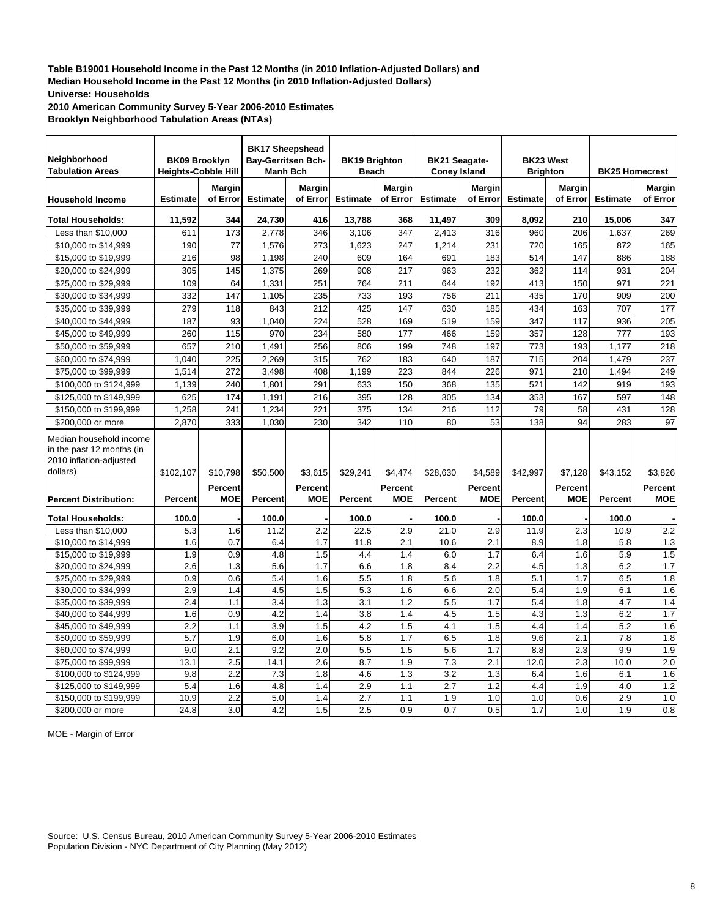**Table B19001 Household Income in the Past 12 Months (in 2010 Inflation-Adjusted Dollars) and Median Household Income in the Past 12 Months (in 2010 Inflation-Adjusted Dollars)**
**Universe: Households**
**2010 American Community Survey 5-Year 2006-2010 Estimates**
**Brooklyn Neighborhood Tabulation Areas (NTAs)**

| Neighborhood Tabulation Areas | BK09 Brooklyn Heights-Cobble Hill | | BK17 Sheepshead Bay-Gerritsen Bch-Manh Bch | | BK19 Brighton Beach | | BK21 Seagate-Coney Island | | BK23 West Brighton | | BK25 Homecrest | |
|---|---|---|---|---|---|---|---|---|---|---|---|---|
| **Household Income** | **Estimate** | **Margin of Error** | **Estimate** | **Margin of Error** | **Estimate** | **Margin of Error** | **Estimate** | **Margin of Error** | **Estimate** | **Margin of Error** | **Estimate** | **Margin of Error** |
| **Total Households:** | **11,592** | **344** | **24,730** | **416** | **13,788** | **368** | **11,497** | **309** | **8,092** | **210** | **15,006** | **347** |
| Less than $10,000 | 611 | 173 | 2,778 | 346 | 3,106 | 347 | 2,413 | 316 | 960 | 206 | 1,637 | 269 |
| $10,000 to $14,999 | 190 | 77 | 1,576 | 273 | 1,623 | 247 | 1,214 | 231 | 720 | 165 | 872 | 165 |
| $15,000 to $19,999 | 216 | 98 | 1,198 | 240 | 609 | 164 | 691 | 183 | 514 | 147 | 886 | 188 |
| $20,000 to $24,999 | 305 | 145 | 1,375 | 269 | 908 | 217 | 963 | 232 | 362 | 114 | 931 | 204 |
| $25,000 to $29,999 | 109 | 64 | 1,331 | 251 | 764 | 211 | 644 | 192 | 413 | 150 | 971 | 221 |
| $30,000 to $34,999 | 332 | 147 | 1,105 | 235 | 733 | 193 | 756 | 211 | 435 | 170 | 909 | 200 |
| $35,000 to $39,999 | 279 | 118 | 843 | 212 | 425 | 147 | 630 | 185 | 434 | 163 | 707 | 177 |
| $40,000 to $44,999 | 187 | 93 | 1,040 | 224 | 528 | 169 | 519 | 159 | 347 | 117 | 936 | 205 |
| $45,000 to $49,999 | 260 | 115 | 970 | 234 | 580 | 177 | 466 | 159 | 357 | 128 | 777 | 193 |
| $50,000 to $59,999 | 657 | 210 | 1,491 | 256 | 806 | 199 | 748 | 197 | 773 | 193 | 1,177 | 218 |
| $60,000 to $74,999 | 1,040 | 225 | 2,269 | 315 | 762 | 183 | 640 | 187 | 715 | 204 | 1,479 | 237 |
| $75,000 to $99,999 | 1,514 | 272 | 3,498 | 408 | 1,199 | 223 | 844 | 226 | 971 | 210 | 1,494 | 249 |
| $100,000 to $124,999 | 1,139 | 240 | 1,801 | 291 | 633 | 150 | 368 | 135 | 521 | 142 | 919 | 193 |
| $125,000 to $149,999 | 625 | 174 | 1,191 | 216 | 395 | 128 | 305 | 134 | 353 | 167 | 597 | 148 |
| $150,000 to $199,999 | 1,258 | 241 | 1,234 | 221 | 375 | 134 | 216 | 112 | 79 | 58 | 431 | 128 |
| $200,000 or more | 2,870 | 333 | 1,030 | 230 | 342 | 110 | 80 | 53 | 138 | 94 | 283 | 97 |
| Median household income in the past 12 months (in 2010 inflation-adjusted dollars) | $102,107 | $10,798 | $50,500 | $3,615 | $29,241 | $4,474 | $28,630 | $4,589 | $42,997 | $7,128 | $43,152 | $3,826 |
| **Percent Distribution:** | **Percent** | **Percent MOE** | **Percent** | **Percent MOE** | **Percent** | **Percent MOE** | **Percent** | **Percent MOE** | **Percent** | **Percent MOE** | **Percent** | **Percent MOE** |
| **Total Households:** | **100.0** | **-** | **100.0** | **-** | **100.0** | **-** | **100.0** | **-** | **100.0** | **-** | **100.0** | **-** |
| Less than $10,000 | 5.3 | 1.6 | 11.2 | 2.2 | 22.5 | 2.9 | 21.0 | 2.9 | 11.9 | 2.3 | 10.9 | 2.2 |
| $10,000 to $14,999 | 1.6 | 0.7 | 6.4 | 1.7 | 11.8 | 2.1 | 10.6 | 2.1 | 8.9 | 1.8 | 5.8 | 1.3 |
| $15,000 to $19,999 | 1.9 | 0.9 | 4.8 | 1.5 | 4.4 | 1.4 | 6.0 | 1.7 | 6.4 | 1.6 | 5.9 | 1.5 |
| $20,000 to $24,999 | 2.6 | 1.3 | 5.6 | 1.7 | 6.6 | 1.8 | 8.4 | 2.2 | 4.5 | 1.3 | 6.2 | 1.7 |
| $25,000 to $29,999 | 0.9 | 0.6 | 5.4 | 1.6 | 5.5 | 1.8 | 5.6 | 1.8 | 5.1 | 1.7 | 6.5 | 1.8 |
| $30,000 to $34,999 | 2.9 | 1.4 | 4.5 | 1.5 | 5.3 | 1.6 | 6.6 | 2.0 | 5.4 | 1.9 | 6.1 | 1.6 |
| $35,000 to $39,999 | 2.4 | 1.1 | 3.4 | 1.3 | 3.1 | 1.2 | 5.5 | 1.7 | 5.4 | 1.8 | 4.7 | 1.4 |
| $40,000 to $44,999 | 1.6 | 0.9 | 4.2 | 1.4 | 3.8 | 1.4 | 4.5 | 1.5 | 4.3 | 1.3 | 6.2 | 1.7 |
| $45,000 to $49,999 | 2.2 | 1.1 | 3.9 | 1.5 | 4.2 | 1.5 | 4.1 | 1.5 | 4.4 | 1.4 | 5.2 | 1.6 |
| $50,000 to $59,999 | 5.7 | 1.9 | 6.0 | 1.6 | 5.8 | 1.7 | 6.5 | 1.8 | 9.6 | 2.1 | 7.8 | 1.8 |
| $60,000 to $74,999 | 9.0 | 2.1 | 9.2 | 2.0 | 5.5 | 1.5 | 5.6 | 1.7 | 8.8 | 2.3 | 9.9 | 1.9 |
| $75,000 to $99,999 | 13.1 | 2.5 | 14.1 | 2.6 | 8.7 | 1.9 | 7.3 | 2.1 | 12.0 | 2.3 | 10.0 | 2.0 |
| $100,000 to $124,999 | 9.8 | 2.2 | 7.3 | 1.8 | 4.6 | 1.3 | 3.2 | 1.3 | 6.4 | 1.6 | 6.1 | 1.6 |
| $125,000 to $149,999 | 5.4 | 1.6 | 4.8 | 1.4 | 2.9 | 1.1 | 2.7 | 1.2 | 4.4 | 1.9 | 4.0 | 1.2 |
| $150,000 to $199,999 | 10.9 | 2.2 | 5.0 | 1.4 | 2.7 | 1.1 | 1.9 | 1.0 | 1.0 | 0.6 | 2.9 | 1.0 |
| $200,000 or more | 24.8 | 3.0 | 4.2 | 1.5 | 2.5 | 0.9 | 0.7 | 0.5 | 1.7 | 1.0 | 1.9 | 0.8 |

MOE - Margin of Error

Source: U.S. Census Bureau, 2010 American Community Survey 5-Year 2006-2010 Estimates
Population Division - NYC Department of City Planning (May 2012)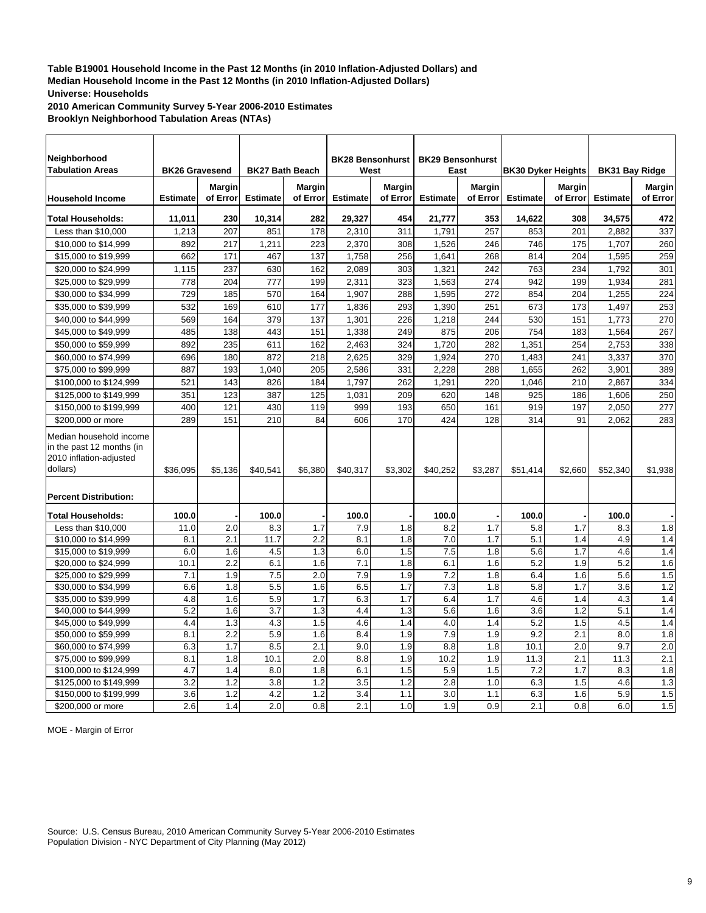**Table B19001 Household Income in the Past 12 Months (in 2010 Inflation-Adjusted Dollars) and Median Household Income in the Past 12 Months (in 2010 Inflation-Adjusted Dollars)**
**Universe: Households**
**2010 American Community Survey 5-Year 2006-2010 Estimates**
**Brooklyn Neighborhood Tabulation Areas (NTAs)**

| Neighborhood Tabulation Areas | BK26 Gravesend | | BK27 Bath Beach | | BK28 Bensonhurst West | | BK29 Bensonhurst East | | BK30 Dyker Heights | | BK31 Bay Ridge | |
|---|---|---|---|---|---|---|---|---|---|---|---|---|
| **Household Income** | **Estimate** | **Margin of Error** | **Estimate** | **Margin of Error** | **Estimate** | **Margin of Error** | **Estimate** | **Margin of Error** | **Estimate** | **Margin of Error** | **Estimate** | **Margin of Error** |
| **Total Households:** | **11,011** | **230** | **10,314** | **282** | **29,327** | **454** | **21,777** | **353** | **14,622** | **308** | **34,575** | **472** |
| Less than $10,000 | 1,213 | 207 | 851 | 178 | 2,310 | 311 | 1,791 | 257 | 853 | 201 | 2,882 | 337 |
| $10,000 to $14,999 | 892 | 217 | 1,211 | 223 | 2,370 | 308 | 1,526 | 246 | 746 | 175 | 1,707 | 260 |
| $15,000 to $19,999 | 662 | 171 | 467 | 137 | 1,758 | 256 | 1,641 | 268 | 814 | 204 | 1,595 | 259 |
| $20,000 to $24,999 | 1,115 | 237 | 630 | 162 | 2,089 | 303 | 1,321 | 242 | 763 | 234 | 1,792 | 301 |
| $25,000 to $29,999 | 778 | 204 | 777 | 199 | 2,311 | 323 | 1,563 | 274 | 942 | 199 | 1,934 | 281 |
| $30,000 to $34,999 | 729 | 185 | 570 | 164 | 1,907 | 288 | 1,595 | 272 | 854 | 204 | 1,255 | 224 |
| $35,000 to $39,999 | 532 | 169 | 610 | 177 | 1,836 | 293 | 1,390 | 251 | 673 | 173 | 1,497 | 253 |
| $40,000 to $44,999 | 569 | 164 | 379 | 137 | 1,301 | 226 | 1,218 | 244 | 530 | 151 | 1,773 | 270 |
| $45,000 to $49,999 | 485 | 138 | 443 | 151 | 1,338 | 249 | 875 | 206 | 754 | 183 | 1,564 | 267 |
| $50,000 to $59,999 | 892 | 235 | 611 | 162 | 2,463 | 324 | 1,720 | 282 | 1,351 | 254 | 2,753 | 338 |
| $60,000 to $74,999 | 696 | 180 | 872 | 218 | 2,625 | 329 | 1,924 | 270 | 1,483 | 241 | 3,337 | 370 |
| $75,000 to $99,999 | 887 | 193 | 1,040 | 205 | 2,586 | 331 | 2,228 | 288 | 1,655 | 262 | 3,901 | 389 |
| $100,000 to $124,999 | 521 | 143 | 826 | 184 | 1,797 | 262 | 1,291 | 220 | 1,046 | 210 | 2,867 | 334 |
| $125,000 to $149,999 | 351 | 123 | 387 | 125 | 1,031 | 209 | 620 | 148 | 925 | 186 | 1,606 | 250 |
| $150,000 to $199,999 | 400 | 121 | 430 | 119 | 999 | 193 | 650 | 161 | 919 | 197 | 2,050 | 277 |
| $200,000 or more | 289 | 151 | 210 | 84 | 606 | 170 | 424 | 128 | 314 | 91 | 2,062 | 283 |
| Median household income in the past 12 months (in 2010 inflation-adjusted dollars) | $36,095 | $5,136 | $40,541 | $6,380 | $40,317 | $3,302 | $40,252 | $3,287 | $51,414 | $2,660 | $52,340 | $1,938 |
| **Percent Distribution:** | | | | | | | | | | | | |
| **Total Households:** | **100.0** | - | **100.0** | - | **100.0** | - | **100.0** | - | **100.0** | - | **100.0** | - |
| Less than $10,000 | 11.0 | 2.0 | 8.3 | 1.7 | 7.9 | 1.8 | 8.2 | 1.7 | 5.8 | 1.7 | 8.3 | 1.8 |
| $10,000 to $14,999 | 8.1 | 2.1 | 11.7 | 2.2 | 8.1 | 1.8 | 7.0 | 1.7 | 5.1 | 1.4 | 4.9 | 1.4 |
| $15,000 to $19,999 | 6.0 | 1.6 | 4.5 | 1.3 | 6.0 | 1.5 | 7.5 | 1.8 | 5.6 | 1.7 | 4.6 | 1.4 |
| $20,000 to $24,999 | 10.1 | 2.2 | 6.1 | 1.6 | 7.1 | 1.8 | 6.1 | 1.6 | 5.2 | 1.9 | 5.2 | 1.6 |
| $25,000 to $29,999 | 7.1 | 1.9 | 7.5 | 2.0 | 7.9 | 1.9 | 7.2 | 1.8 | 6.4 | 1.6 | 5.6 | 1.5 |
| $30,000 to $34,999 | 6.6 | 1.8 | 5.5 | 1.6 | 6.5 | 1.7 | 7.3 | 1.8 | 5.8 | 1.7 | 3.6 | 1.2 |
| $35,000 to $39,999 | 4.8 | 1.6 | 5.9 | 1.7 | 6.3 | 1.7 | 6.4 | 1.7 | 4.6 | 1.4 | 4.3 | 1.4 |
| $40,000 to $44,999 | 5.2 | 1.6 | 3.7 | 1.3 | 4.4 | 1.3 | 5.6 | 1.6 | 3.6 | 1.2 | 5.1 | 1.4 |
| $45,000 to $49,999 | 4.4 | 1.3 | 4.3 | 1.5 | 4.6 | 1.4 | 4.0 | 1.4 | 5.2 | 1.5 | 4.5 | 1.4 |
| $50,000 to $59,999 | 8.1 | 2.2 | 5.9 | 1.6 | 8.4 | 1.9 | 7.9 | 1.9 | 9.2 | 2.1 | 8.0 | 1.8 |
| $60,000 to $74,999 | 6.3 | 1.7 | 8.5 | 2.1 | 9.0 | 1.9 | 8.8 | 1.8 | 10.1 | 2.0 | 9.7 | 2.0 |
| $75,000 to $99,999 | 8.1 | 1.8 | 10.1 | 2.0 | 8.8 | 1.9 | 10.2 | 1.9 | 11.3 | 2.1 | 11.3 | 2.1 |
| $100,000 to $124,999 | 4.7 | 1.4 | 8.0 | 1.8 | 6.1 | 1.5 | 5.9 | 1.5 | 7.2 | 1.7 | 8.3 | 1.8 |
| $125,000 to $149,999 | 3.2 | 1.2 | 3.8 | 1.2 | 3.5 | 1.2 | 2.8 | 1.0 | 6.3 | 1.5 | 4.6 | 1.3 |
| $150,000 to $199,999 | 3.6 | 1.2 | 4.2 | 1.2 | 3.4 | 1.1 | 3.0 | 1.1 | 6.3 | 1.6 | 5.9 | 1.5 |
| $200,000 or more | 2.6 | 1.4 | 2.0 | 0.8 | 2.1 | 1.0 | 1.9 | 0.9 | 2.1 | 0.8 | 6.0 | 1.5 |

MOE - Margin of Error

Source: U.S. Census Bureau, 2010 American Community Survey 5-Year 2006-2010 Estimates
Population Division - NYC Department of City Planning (May 2012)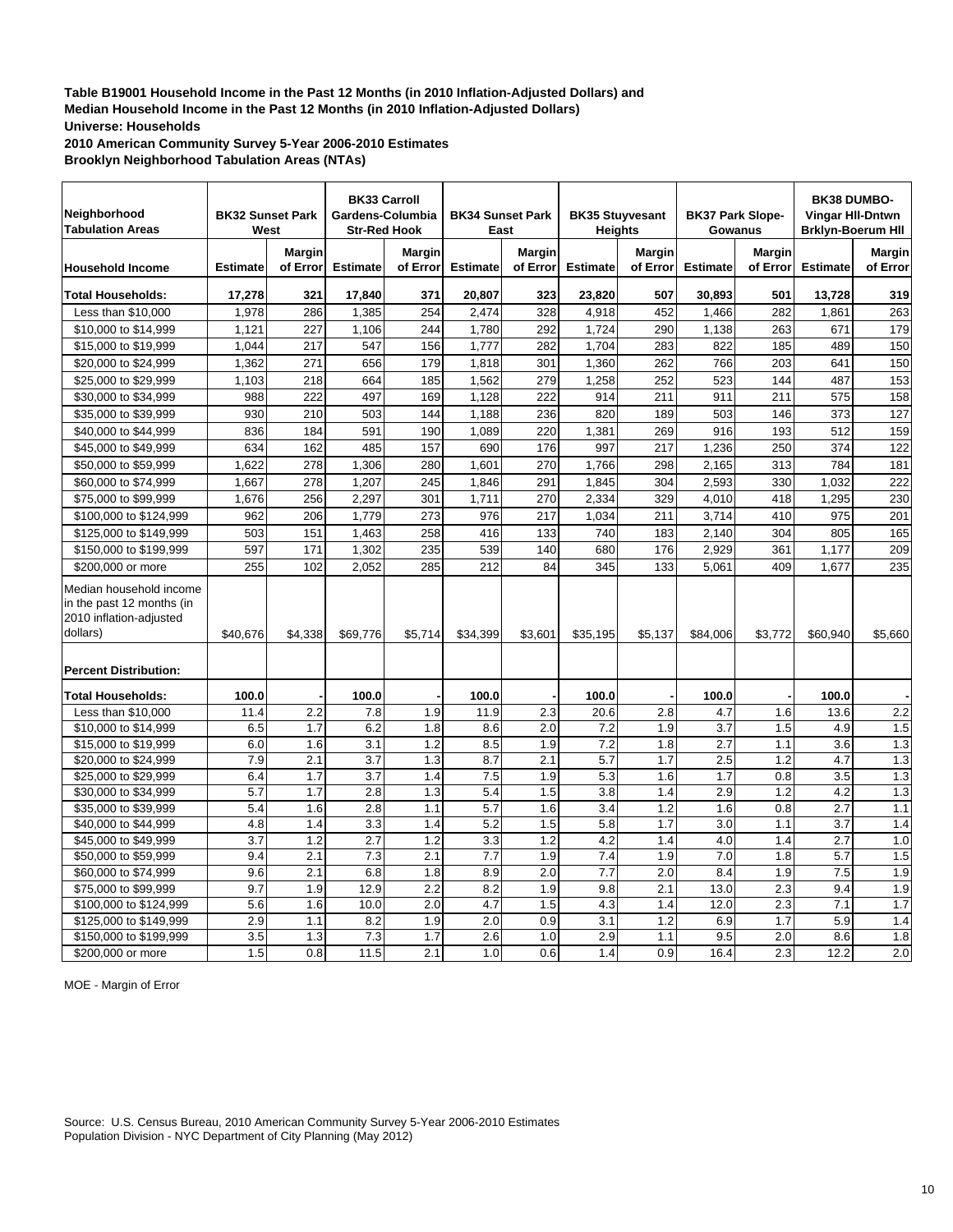**Table B19001 Household Income in the Past 12 Months (in 2010 Inflation-Adjusted Dollars) and Median Household Income in the Past 12 Months (in 2010 Inflation-Adjusted Dollars)**
**Universe: Households**
**2010 American Community Survey 5-Year 2006-2010 Estimates**
**Brooklyn Neighborhood Tabulation Areas (NTAs)**

| Neighborhood Tabulation Areas | BK32 Sunset Park West | | BK33 Carroll Gardens-Columbia Str-Red Hook | | BK34 Sunset Park East | | BK35 Stuyvesant Heights | | BK37 Park Slope-Gowanus | | BK38 DUMBO-Vingar HIl-Dntwn Brklyn-Boerum HIl | |
|---|---|---|---|---|---|---|---|---|---|---|---|---|
| **Household Income** | **Estimate** | **Margin of Error** | **Estimate** | **Margin of Error** | **Estimate** | **Margin of Error** | **Estimate** | **Margin of Error** | **Estimate** | **Margin of Error** | **Estimate** | **Margin of Error** |
| **Total Households:** | **17,278** | **321** | **17,840** | **371** | **20,807** | **323** | **23,820** | **507** | **30,893** | **501** | **13,728** | **319** |
| Less than $10,000 | 1,978 | 286 | 1,385 | 254 | 2,474 | 328 | 4,918 | 452 | 1,466 | 282 | 1,861 | 263 |
| $10,000 to $14,999 | 1,121 | 227 | 1,106 | 244 | 1,780 | 292 | 1,724 | 290 | 1,138 | 263 | 671 | 179 |
| $15,000 to $19,999 | 1,044 | 217 | 547 | 156 | 1,777 | 282 | 1,704 | 283 | 822 | 185 | 489 | 150 |
| $20,000 to $24,999 | 1,362 | 271 | 656 | 179 | 1,818 | 301 | 1,360 | 262 | 766 | 203 | 641 | 150 |
| $25,000 to $29,999 | 1,103 | 218 | 664 | 185 | 1,562 | 279 | 1,258 | 252 | 523 | 144 | 487 | 153 |
| $30,000 to $34,999 | 988 | 222 | 497 | 169 | 1,128 | 222 | 914 | 211 | 911 | 211 | 575 | 158 |
| $35,000 to $39,999 | 930 | 210 | 503 | 144 | 1,188 | 236 | 820 | 189 | 503 | 146 | 373 | 127 |
| $40,000 to $44,999 | 836 | 184 | 591 | 190 | 1,089 | 220 | 1,381 | 269 | 916 | 193 | 512 | 159 |
| $45,000 to $49,999 | 634 | 162 | 485 | 157 | 690 | 176 | 997 | 217 | 1,236 | 250 | 374 | 122 |
| $50,000 to $59,999 | 1,622 | 278 | 1,306 | 280 | 1,601 | 270 | 1,766 | 298 | 2,165 | 313 | 784 | 181 |
| $60,000 to $74,999 | 1,667 | 278 | 1,207 | 245 | 1,846 | 291 | 1,845 | 304 | 2,593 | 330 | 1,032 | 222 |
| $75,000 to $99,999 | 1,676 | 256 | 2,297 | 301 | 1,711 | 270 | 2,334 | 329 | 4,010 | 418 | 1,295 | 230 |
| $100,000 to $124,999 | 962 | 206 | 1,779 | 273 | 976 | 217 | 1,034 | 211 | 3,714 | 410 | 975 | 201 |
| $125,000 to $149,999 | 503 | 151 | 1,463 | 258 | 416 | 133 | 740 | 183 | 2,140 | 304 | 805 | 165 |
| $150,000 to $199,999 | 597 | 171 | 1,302 | 235 | 539 | 140 | 680 | 176 | 2,929 | 361 | 1,177 | 209 |
| $200,000 or more | 255 | 102 | 2,052 | 285 | 212 | 84 | 345 | 133 | 5,061 | 409 | 1,677 | 235 |
| Median household income in the past 12 months (in 2010 inflation-adjusted dollars) | $40,676 | $4,338 | $69,776 | $5,714 | $34,399 | $3,601 | $35,195 | $5,137 | $84,006 | $3,772 | $60,940 | $5,660 |
| **Percent Distribution:** | | | | | | | | | | | | |
| **Total Households:** | **100.0** | - | **100.0** | - | **100.0** | - | **100.0** | - | **100.0** | - | **100.0** | - |
| Less than $10,000 | 11.4 | 2.2 | 7.8 | 1.9 | 11.9 | 2.3 | 20.6 | 2.8 | 4.7 | 1.6 | 13.6 | 2.2 |
| $10,000 to $14,999 | 6.5 | 1.7 | 6.2 | 1.8 | 8.6 | 2.0 | 7.2 | 1.9 | 3.7 | 1.5 | 4.9 | 1.5 |
| $15,000 to $19,999 | 6.0 | 1.6 | 3.1 | 1.2 | 8.5 | 1.9 | 7.2 | 1.8 | 2.7 | 1.1 | 3.6 | 1.3 |
| $20,000 to $24,999 | 7.9 | 2.1 | 3.7 | 1.3 | 8.7 | 2.1 | 5.7 | 1.7 | 2.5 | 1.2 | 4.7 | 1.3 |
| $25,000 to $29,999 | 6.4 | 1.7 | 3.7 | 1.4 | 7.5 | 1.9 | 5.3 | 1.6 | 1.7 | 0.8 | 3.5 | 1.3 |
| $30,000 to $34,999 | 5.7 | 1.7 | 2.8 | 1.3 | 5.4 | 1.5 | 3.8 | 1.4 | 2.9 | 1.2 | 4.2 | 1.3 |
| $35,000 to $39,999 | 5.4 | 1.6 | 2.8 | 1.1 | 5.7 | 1.6 | 3.4 | 1.2 | 1.6 | 0.8 | 2.7 | 1.1 |
| $40,000 to $44,999 | 4.8 | 1.4 | 3.3 | 1.4 | 5.2 | 1.5 | 5.8 | 1.7 | 3.0 | 1.1 | 3.7 | 1.4 |
| $45,000 to $49,999 | 3.7 | 1.2 | 2.7 | 1.2 | 3.3 | 1.2 | 4.2 | 1.4 | 4.0 | 1.4 | 2.7 | 1.0 |
| $50,000 to $59,999 | 9.4 | 2.1 | 7.3 | 2.1 | 7.7 | 1.9 | 7.4 | 1.9 | 7.0 | 1.8 | 5.7 | 1.5 |
| $60,000 to $74,999 | 9.6 | 2.1 | 6.8 | 1.8 | 8.9 | 2.0 | 7.7 | 2.0 | 8.4 | 1.9 | 7.5 | 1.9 |
| $75,000 to $99,999 | 9.7 | 1.9 | 12.9 | 2.2 | 8.2 | 1.9 | 9.8 | 2.1 | 13.0 | 2.3 | 9.4 | 1.9 |
| $100,000 to $124,999 | 5.6 | 1.6 | 10.0 | 2.0 | 4.7 | 1.5 | 4.3 | 1.4 | 12.0 | 2.3 | 7.1 | 1.7 |
| $125,000 to $149,999 | 2.9 | 1.1 | 8.2 | 1.9 | 2.0 | 0.9 | 3.1 | 1.2 | 6.9 | 1.7 | 5.9 | 1.4 |
| $150,000 to $199,999 | 3.5 | 1.3 | 7.3 | 1.7 | 2.6 | 1.0 | 2.9 | 1.1 | 9.5 | 2.0 | 8.6 | 1.8 |
| $200,000 or more | 1.5 | 0.8 | 11.5 | 2.1 | 1.0 | 0.6 | 1.4 | 0.9 | 16.4 | 2.3 | 12.2 | 2.0 |

MOE - Margin of Error

Source: U.S. Census Bureau, 2010 American Community Survey 5-Year 2006-2010 Estimates
Population Division - NYC Department of City Planning (May 2012)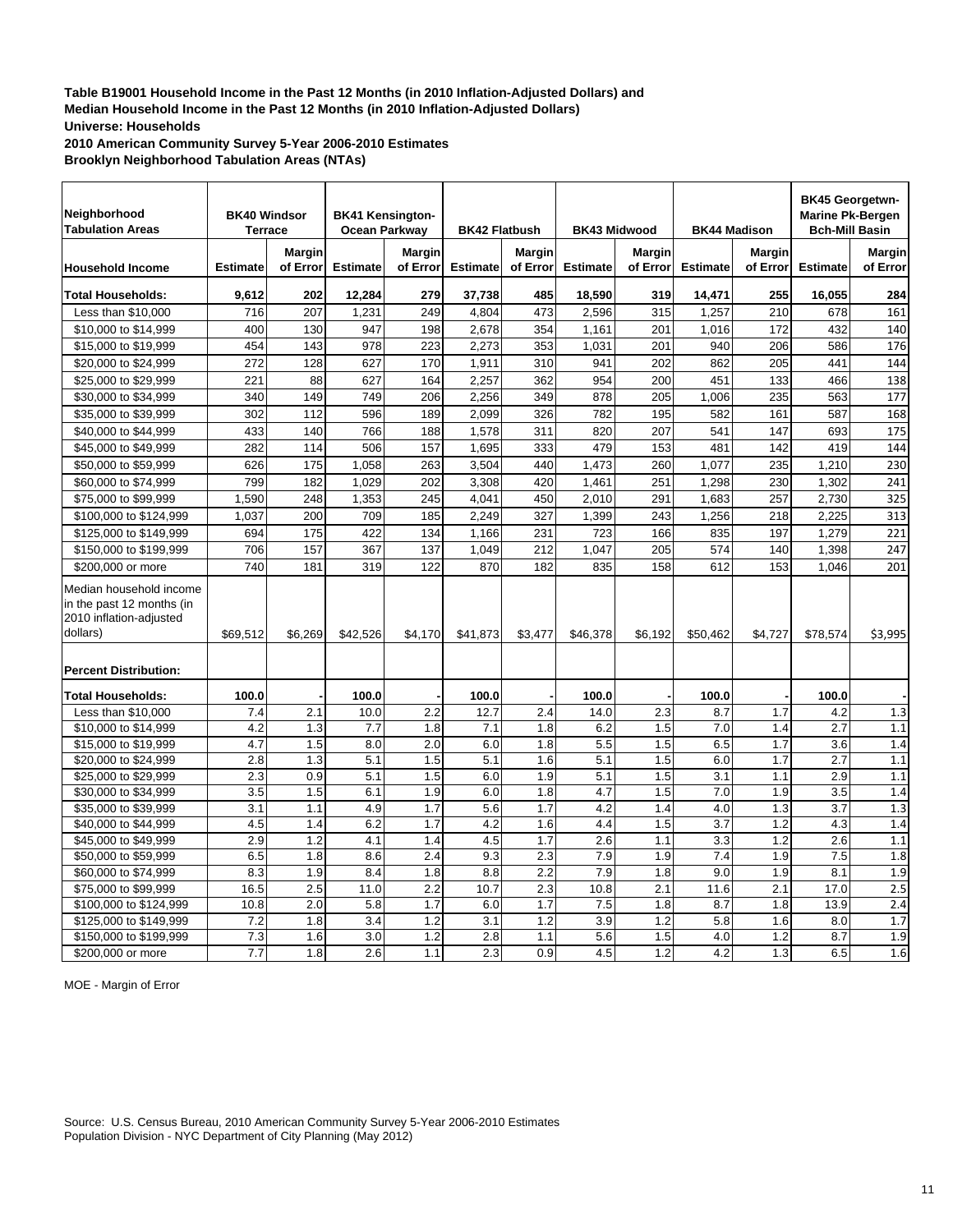**Table B19001 Household Income in the Past 12 Months (in 2010 Inflation-Adjusted Dollars) and Median Household Income in the Past 12 Months (in 2010 Inflation-Adjusted Dollars)**
**Universe: Households**
**2010 American Community Survey 5-Year 2006-2010 Estimates**
**Brooklyn Neighborhood Tabulation Areas (NTAs)**

| Neighborhood Tabulation Areas | BK40 Windsor Terrace | | BK41 Kensington-Ocean Parkway | | BK42 Flatbush | | BK43 Midwood | | BK44 Madison | | BK45 Georgetwn-Marine Pk-Bergen Bch-Mill Basin | |
|---|---|---|---|---|---|---|---|---|---|---|---|---|
| **Household Income** | **Estimate** | **Margin of Error** | **Estimate** | **Margin of Error** | **Estimate** | **Margin of Error** | **Estimate** | **Margin of Error** | **Estimate** | **Margin of Error** | **Estimate** | **Margin of Error** |
| **Total Households:** | **9,612** | **202** | **12,284** | **279** | **37,738** | **485** | **18,590** | **319** | **14,471** | **255** | **16,055** | **284** |
| Less than $10,000 | 716 | 207 | 1,231 | 249 | 4,804 | 473 | 2,596 | 315 | 1,257 | 210 | 678 | 161 |
| $10,000 to $14,999 | 400 | 130 | 947 | 198 | 2,678 | 354 | 1,161 | 201 | 1,016 | 172 | 432 | 140 |
| $15,000 to $19,999 | 454 | 143 | 978 | 223 | 2,273 | 353 | 1,031 | 201 | 940 | 206 | 586 | 176 |
| $20,000 to $24,999 | 272 | 128 | 627 | 170 | 1,911 | 310 | 941 | 202 | 862 | 205 | 441 | 144 |
| $25,000 to $29,999 | 221 | 88 | 627 | 164 | 2,257 | 362 | 954 | 200 | 451 | 133 | 466 | 138 |
| $30,000 to $34,999 | 340 | 149 | 749 | 206 | 2,256 | 349 | 878 | 205 | 1,006 | 235 | 563 | 177 |
| $35,000 to $39,999 | 302 | 112 | 596 | 189 | 2,099 | 326 | 782 | 195 | 582 | 161 | 587 | 168 |
| $40,000 to $44,999 | 433 | 140 | 766 | 188 | 1,578 | 311 | 820 | 207 | 541 | 147 | 693 | 175 |
| $45,000 to $49,999 | 282 | 114 | 506 | 157 | 1,695 | 333 | 479 | 153 | 481 | 142 | 419 | 144 |
| $50,000 to $59,999 | 626 | 175 | 1,058 | 263 | 3,504 | 440 | 1,473 | 260 | 1,077 | 235 | 1,210 | 230 |
| $60,000 to $74,999 | 799 | 182 | 1,029 | 202 | 3,308 | 420 | 1,461 | 251 | 1,298 | 230 | 1,302 | 241 |
| $75,000 to $99,999 | 1,590 | 248 | 1,353 | 245 | 4,041 | 450 | 2,010 | 291 | 1,683 | 257 | 2,730 | 325 |
| $100,000 to $124,999 | 1,037 | 200 | 709 | 185 | 2,249 | 327 | 1,399 | 243 | 1,256 | 218 | 2,225 | 313 |
| $125,000 to $149,999 | 694 | 175 | 422 | 134 | 1,166 | 231 | 723 | 166 | 835 | 197 | 1,279 | 221 |
| $150,000 to $199,999 | 706 | 157 | 367 | 137 | 1,049 | 212 | 1,047 | 205 | 574 | 140 | 1,398 | 247 |
| $200,000 or more | 740 | 181 | 319 | 122 | 870 | 182 | 835 | 158 | 612 | 153 | 1,046 | 201 |
| Median household income in the past 12 months (in 2010 inflation-adjusted dollars) | $69,512 | $6,269 | $42,526 | $4,170 | $41,873 | $3,477 | $46,378 | $6,192 | $50,462 | $4,727 | $78,574 | $3,995 |
| **Percent Distribution:** | | | | | | | | | | | | |
| **Total Households:** | **100.0** | - | **100.0** | - | **100.0** | - | **100.0** | - | **100.0** | - | **100.0** | - |
| Less than $10,000 | 7.4 | 2.1 | 10.0 | 2.2 | 12.7 | 2.4 | 14.0 | 2.3 | 8.7 | 1.7 | 4.2 | 1.3 |
| $10,000 to $14,999 | 4.2 | 1.3 | 7.7 | 1.8 | 7.1 | 1.8 | 6.2 | 1.5 | 7.0 | 1.4 | 2.7 | 1.1 |
| $15,000 to $19,999 | 4.7 | 1.5 | 8.0 | 2.0 | 6.0 | 1.8 | 5.5 | 1.5 | 6.5 | 1.7 | 3.6 | 1.4 |
| $20,000 to $24,999 | 2.8 | 1.3 | 5.1 | 1.5 | 5.1 | 1.6 | 5.1 | 1.5 | 6.0 | 1.7 | 2.7 | 1.1 |
| $25,000 to $29,999 | 2.3 | 0.9 | 5.1 | 1.5 | 6.0 | 1.9 | 5.1 | 1.5 | 3.1 | 1.1 | 2.9 | 1.1 |
| $30,000 to $34,999 | 3.5 | 1.5 | 6.1 | 1.9 | 6.0 | 1.8 | 4.7 | 1.5 | 7.0 | 1.9 | 3.5 | 1.4 |
| $35,000 to $39,999 | 3.1 | 1.1 | 4.9 | 1.7 | 5.6 | 1.7 | 4.2 | 1.4 | 4.0 | 1.3 | 3.7 | 1.3 |
| $40,000 to $44,999 | 4.5 | 1.4 | 6.2 | 1.7 | 4.2 | 1.6 | 4.4 | 1.5 | 3.7 | 1.2 | 4.3 | 1.4 |
| $45,000 to $49,999 | 2.9 | 1.2 | 4.1 | 1.4 | 4.5 | 1.7 | 2.6 | 1.1 | 3.3 | 1.2 | 2.6 | 1.1 |
| $50,000 to $59,999 | 6.5 | 1.8 | 8.6 | 2.4 | 9.3 | 2.3 | 7.9 | 1.9 | 7.4 | 1.9 | 7.5 | 1.8 |
| $60,000 to $74,999 | 8.3 | 1.9 | 8.4 | 1.8 | 8.8 | 2.2 | 7.9 | 1.8 | 9.0 | 1.9 | 8.1 | 1.9 |
| $75,000 to $99,999 | 16.5 | 2.5 | 11.0 | 2.2 | 10.7 | 2.3 | 10.8 | 2.1 | 11.6 | 2.1 | 17.0 | 2.5 |
| $100,000 to $124,999 | 10.8 | 2.0 | 5.8 | 1.7 | 6.0 | 1.7 | 7.5 | 1.8 | 8.7 | 1.8 | 13.9 | 2.4 |
| $125,000 to $149,999 | 7.2 | 1.8 | 3.4 | 1.2 | 3.1 | 1.2 | 3.9 | 1.2 | 5.8 | 1.6 | 8.0 | 1.7 |
| $150,000 to $199,999 | 7.3 | 1.6 | 3.0 | 1.2 | 2.8 | 1.1 | 5.6 | 1.5 | 4.0 | 1.2 | 8.7 | 1.9 |
| $200,000 or more | 7.7 | 1.8 | 2.6 | 1.1 | 2.3 | 0.9 | 4.5 | 1.2 | 4.2 | 1.3 | 6.5 | 1.6 |

MOE - Margin of Error

Source: U.S. Census Bureau, 2010 American Community Survey 5-Year 2006-2010 Estimates
Population Division - NYC Department of City Planning (May 2012)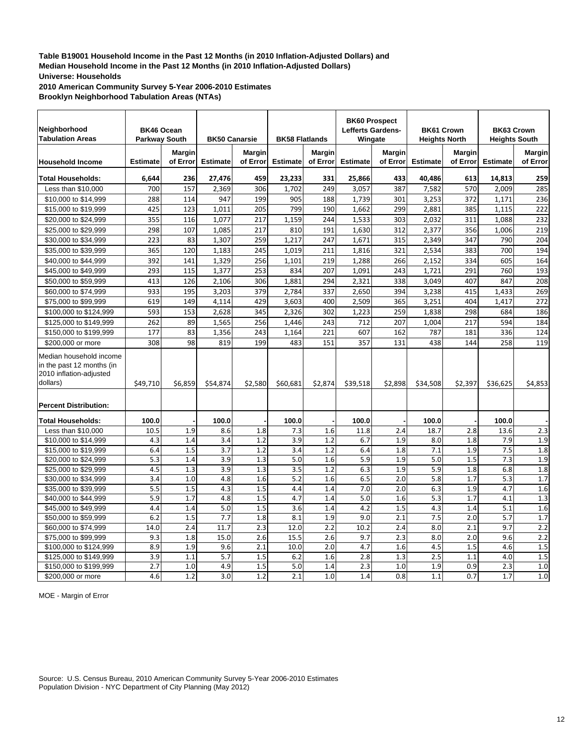**Table B19001 Household Income in the Past 12 Months (in 2010 Inflation-Adjusted Dollars) and Median Household Income in the Past 12 Months (in 2010 Inflation-Adjusted Dollars)**
**Universe: Households**
**2010 American Community Survey 5-Year 2006-2010 Estimates**
**Brooklyn Neighborhood Tabulation Areas (NTAs)**

| Neighborhood Tabulation Areas | BK46 Ocean Parkway South | | BK50 Canarsie | | BK58 Flatlands | | BK60 Prospect Lefferts Gardens-Wingate | | BK61 Crown Heights North | | BK63 Crown Heights South | |
|---|---|---|---|---|---|---|---|---|---|---|---|---|
| **Household Income** | **Estimate** | **Margin of Error** | **Estimate** | **Margin of Error** | **Estimate** | **Margin of Error** | **Estimate** | **Margin of Error** | **Estimate** | **Margin of Error** | **Estimate** | **Margin of Error** |
| **Total Households:** | **6,644** | **236** | **27,476** | **459** | **23,233** | **331** | **25,866** | **433** | **40,486** | **613** | **14,813** | **259** |
| Less than $10,000 | 700 | 157 | 2,369 | 306 | 1,702 | 249 | 3,057 | 387 | 7,582 | 570 | 2,009 | 285 |
| $10,000 to $14,999 | 288 | 114 | 947 | 199 | 905 | 188 | 1,739 | 301 | 3,253 | 372 | 1,171 | 236 |
| $15,000 to $19,999 | 425 | 123 | 1,011 | 205 | 799 | 190 | 1,662 | 299 | 2,881 | 385 | 1,115 | 222 |
| $20,000 to $24,999 | 355 | 116 | 1,077 | 217 | 1,159 | 244 | 1,533 | 303 | 2,032 | 311 | 1,088 | 232 |
| $25,000 to $29,999 | 298 | 107 | 1,085 | 217 | 810 | 191 | 1,630 | 312 | 2,377 | 356 | 1,006 | 219 |
| $30,000 to $34,999 | 223 | 83 | 1,307 | 259 | 1,217 | 247 | 1,671 | 315 | 2,349 | 347 | 790 | 204 |
| $35,000 to $39,999 | 365 | 120 | 1,183 | 245 | 1,019 | 211 | 1,816 | 321 | 2,534 | 383 | 700 | 194 |
| $40,000 to $44,999 | 392 | 141 | 1,329 | 256 | 1,101 | 219 | 1,288 | 266 | 2,152 | 334 | 605 | 164 |
| $45,000 to $49,999 | 293 | 115 | 1,377 | 253 | 834 | 207 | 1,091 | 243 | 1,721 | 291 | 760 | 193 |
| $50,000 to $59,999 | 413 | 126 | 2,106 | 306 | 1,881 | 294 | 2,321 | 338 | 3,049 | 407 | 847 | 208 |
| $60,000 to $74,999 | 933 | 195 | 3,203 | 379 | 2,784 | 337 | 2,650 | 394 | 3,238 | 415 | 1,433 | 269 |
| $75,000 to $99,999 | 619 | 149 | 4,114 | 429 | 3,603 | 400 | 2,509 | 365 | 3,251 | 404 | 1,417 | 272 |
| $100,000 to $124,999 | 593 | 153 | 2,628 | 345 | 2,326 | 302 | 1,223 | 259 | 1,838 | 298 | 684 | 186 |
| $125,000 to $149,999 | 262 | 89 | 1,565 | 256 | 1,446 | 243 | 712 | 207 | 1,004 | 217 | 594 | 184 |
| $150,000 to $199,999 | 177 | 83 | 1,356 | 243 | 1,164 | 221 | 607 | 162 | 787 | 181 | 336 | 124 |
| $200,000 or more | 308 | 98 | 819 | 199 | 483 | 151 | 357 | 131 | 438 | 144 | 258 | 119 |
| Median household income in the past 12 months (in 2010 inflation-adjusted dollars) | $49,710 | $6,859 | $54,874 | $2,580 | $60,681 | $2,874 | $39,518 | $2,898 | $34,508 | $2,397 | $36,625 | $4,853 |
| **Percent Distribution:** | | | | | | | | | | | | |
| **Total Households:** | **100.0** | - | **100.0** | - | **100.0** | - | **100.0** | - | **100.0** | - | **100.0** | - |
| Less than $10,000 | 10.5 | 1.9 | 8.6 | 1.8 | 7.3 | 1.6 | 11.8 | 2.4 | 18.7 | 2.8 | 13.6 | 2.3 |
| $10,000 to $14,999 | 4.3 | 1.4 | 3.4 | 1.2 | 3.9 | 1.2 | 6.7 | 1.9 | 8.0 | 1.8 | 7.9 | 1.9 |
| $15,000 to $19,999 | 6.4 | 1.5 | 3.7 | 1.2 | 3.4 | 1.2 | 6.4 | 1.8 | 7.1 | 1.9 | 7.5 | 1.8 |
| $20,000 to $24,999 | 5.3 | 1.4 | 3.9 | 1.3 | 5.0 | 1.6 | 5.9 | 1.9 | 5.0 | 1.5 | 7.3 | 1.9 |
| $25,000 to $29,999 | 4.5 | 1.3 | 3.9 | 1.3 | 3.5 | 1.2 | 6.3 | 1.9 | 5.9 | 1.8 | 6.8 | 1.8 |
| $30,000 to $34,999 | 3.4 | 1.0 | 4.8 | 1.6 | 5.2 | 1.6 | 6.5 | 2.0 | 5.8 | 1.7 | 5.3 | 1.7 |
| $35,000 to $39,999 | 5.5 | 1.5 | 4.3 | 1.5 | 4.4 | 1.4 | 7.0 | 2.0 | 6.3 | 1.9 | 4.7 | 1.6 |
| $40,000 to $44,999 | 5.9 | 1.7 | 4.8 | 1.5 | 4.7 | 1.4 | 5.0 | 1.6 | 5.3 | 1.7 | 4.1 | 1.3 |
| $45,000 to $49,999 | 4.4 | 1.4 | 5.0 | 1.5 | 3.6 | 1.4 | 4.2 | 1.5 | 4.3 | 1.4 | 5.1 | 1.6 |
| $50,000 to $59,999 | 6.2 | 1.5 | 7.7 | 1.8 | 8.1 | 1.9 | 9.0 | 2.1 | 7.5 | 2.0 | 5.7 | 1.7 |
| $60,000 to $74,999 | 14.0 | 2.4 | 11.7 | 2.3 | 12.0 | 2.2 | 10.2 | 2.4 | 8.0 | 2.1 | 9.7 | 2.2 |
| $75,000 to $99,999 | 9.3 | 1.8 | 15.0 | 2.6 | 15.5 | 2.6 | 9.7 | 2.3 | 8.0 | 2.0 | 9.6 | 2.2 |
| $100,000 to $124,999 | 8.9 | 1.9 | 9.6 | 2.1 | 10.0 | 2.0 | 4.7 | 1.6 | 4.5 | 1.5 | 4.6 | 1.5 |
| $125,000 to $149,999 | 3.9 | 1.1 | 5.7 | 1.5 | 6.2 | 1.6 | 2.8 | 1.3 | 2.5 | 1.1 | 4.0 | 1.5 |
| $150,000 to $199,999 | 2.7 | 1.0 | 4.9 | 1.5 | 5.0 | 1.4 | 2.3 | 1.0 | 1.9 | 0.9 | 2.3 | 1.0 |
| $200,000 or more | 4.6 | 1.2 | 3.0 | 1.2 | 2.1 | 1.0 | 1.4 | 0.8 | 1.1 | 0.7 | 1.7 | 1.0 |

MOE - Margin of Error

Source: U.S. Census Bureau, 2010 American Community Survey 5-Year 2006-2010 Estimates
Population Division - NYC Department of City Planning (May 2012)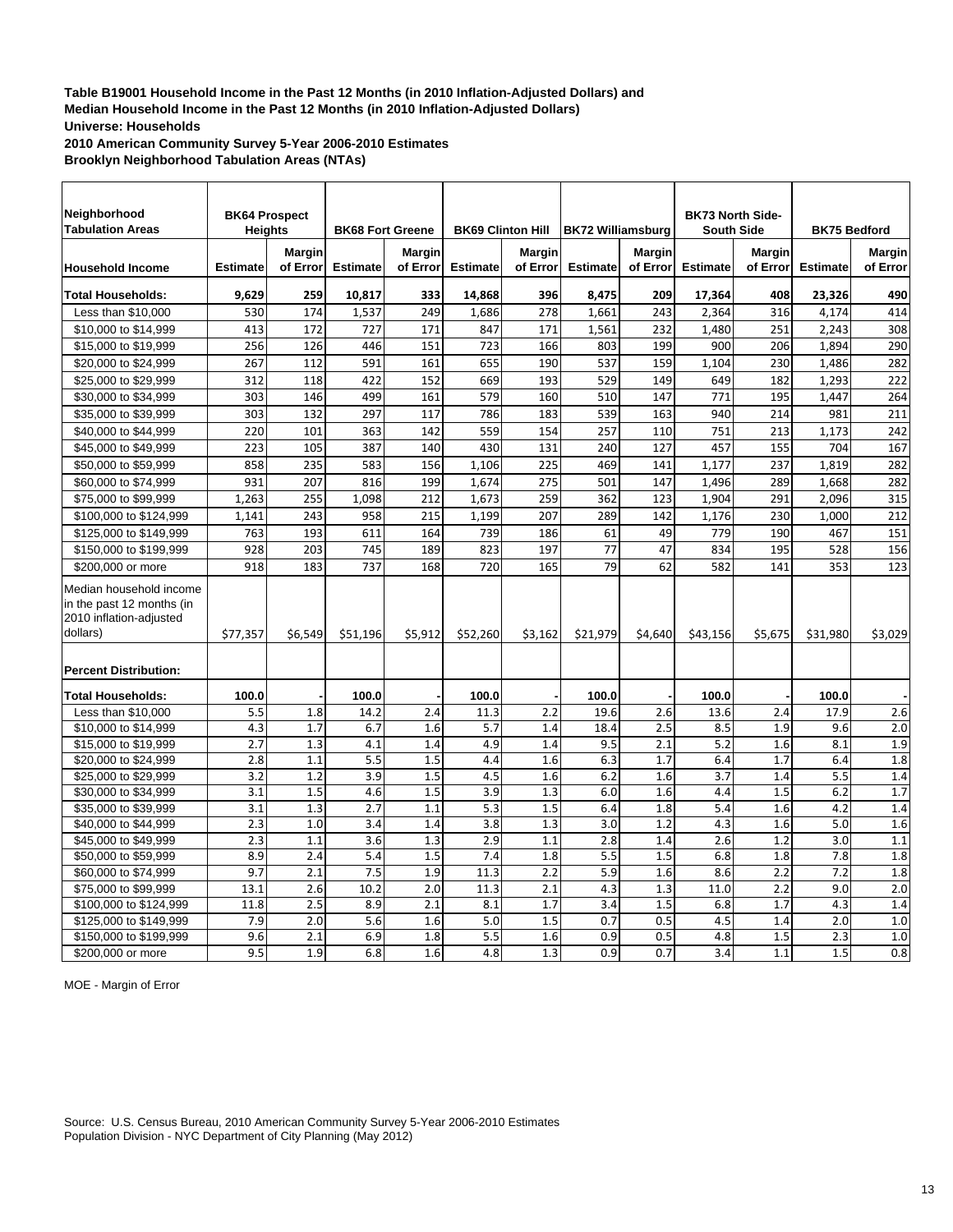**Table B19001 Household Income in the Past 12 Months (in 2010 Inflation-Adjusted Dollars) and Median Household Income in the Past 12 Months (in 2010 Inflation-Adjusted Dollars)**
**Universe: Households**
**2010 American Community Survey 5-Year 2006-2010 Estimates**
**Brooklyn Neighborhood Tabulation Areas (NTAs)**

| Neighborhood Tabulation Areas | BK64 Prospect Heights | | BK68 Fort Greene | | BK69 Clinton Hill | | BK72 Williamsburg | | BK73 North Side-South Side | | BK75 Bedford | |
|---|---|---|---|---|---|---|---|---|---|---|---|---|
| **Household Income** | **Estimate** | **Margin of Error** | **Estimate** | **Margin of Error** | **Estimate** | **Margin of Error** | **Estimate** | **Margin of Error** | **Estimate** | **Margin of Error** | **Estimate** | **Margin of Error** |
| **Total Households:** | **9,629** | **259** | **10,817** | **333** | **14,868** | **396** | **8,475** | **209** | **17,364** | **408** | **23,326** | **490** |
| Less than $10,000 | 530 | 174 | 1,537 | 249 | 1,686 | 278 | 1,661 | 243 | 2,364 | 316 | 4,174 | 414 |
| $10,000 to $14,999 | 413 | 172 | 727 | 171 | 847 | 171 | 1,561 | 232 | 1,480 | 251 | 2,243 | 308 |
| $15,000 to $19,999 | 256 | 126 | 446 | 151 | 723 | 166 | 803 | 199 | 900 | 206 | 1,894 | 290 |
| $20,000 to $24,999 | 267 | 112 | 591 | 161 | 655 | 190 | 537 | 159 | 1,104 | 230 | 1,486 | 282 |
| $25,000 to $29,999 | 312 | 118 | 422 | 152 | 669 | 193 | 529 | 149 | 649 | 182 | 1,293 | 222 |
| $30,000 to $34,999 | 303 | 146 | 499 | 161 | 579 | 160 | 510 | 147 | 771 | 195 | 1,447 | 264 |
| $35,000 to $39,999 | 303 | 132 | 297 | 117 | 786 | 183 | 539 | 163 | 940 | 214 | 981 | 211 |
| $40,000 to $44,999 | 220 | 101 | 363 | 142 | 559 | 154 | 257 | 110 | 751 | 213 | 1,173 | 242 |
| $45,000 to $49,999 | 223 | 105 | 387 | 140 | 430 | 131 | 240 | 127 | 457 | 155 | 704 | 167 |
| $50,000 to $59,999 | 858 | 235 | 583 | 156 | 1,106 | 225 | 469 | 141 | 1,177 | 237 | 1,819 | 282 |
| $60,000 to $74,999 | 931 | 207 | 816 | 199 | 1,674 | 275 | 501 | 147 | 1,496 | 289 | 1,668 | 282 |
| $75,000 to $99,999 | 1,263 | 255 | 1,098 | 212 | 1,673 | 259 | 362 | 123 | 1,904 | 291 | 2,096 | 315 |
| $100,000 to $124,999 | 1,141 | 243 | 958 | 215 | 1,199 | 207 | 289 | 142 | 1,176 | 230 | 1,000 | 212 |
| $125,000 to $149,999 | 763 | 193 | 611 | 164 | 739 | 186 | 61 | 49 | 779 | 190 | 467 | 151 |
| $150,000 to $199,999 | 928 | 203 | 745 | 189 | 823 | 197 | 77 | 47 | 834 | 195 | 528 | 156 |
| $200,000 or more | 918 | 183 | 737 | 168 | 720 | 165 | 79 | 62 | 582 | 141 | 353 | 123 |
| Median household income in the past 12 months (in 2010 inflation-adjusted dollars) | $77,357 | $6,549 | $51,196 | $5,912 | $52,260 | $3,162 | $21,979 | $4,640 | $43,156 | $5,675 | $31,980 | $3,029 |
| **Percent Distribution:** | | | | | | | | | | | | |
| **Total Households:** | **100.0** | - | **100.0** | - | **100.0** | - | **100.0** | - | **100.0** | - | **100.0** | - |
| Less than $10,000 | 5.5 | 1.8 | 14.2 | 2.4 | 11.3 | 2.2 | 19.6 | 2.6 | 13.6 | 2.4 | 17.9 | 2.6 |
| $10,000 to $14,999 | 4.3 | 1.7 | 6.7 | 1.6 | 5.7 | 1.4 | 18.4 | 2.5 | 8.5 | 1.9 | 9.6 | 2.0 |
| $15,000 to $19,999 | 2.7 | 1.3 | 4.1 | 1.4 | 4.9 | 1.4 | 9.5 | 2.1 | 5.2 | 1.6 | 8.1 | 1.9 |
| $20,000 to $24,999 | 2.8 | 1.1 | 5.5 | 1.5 | 4.4 | 1.6 | 6.3 | 1.7 | 6.4 | 1.7 | 6.4 | 1.8 |
| $25,000 to $29,999 | 3.2 | 1.2 | 3.9 | 1.5 | 4.5 | 1.6 | 6.2 | 1.6 | 3.7 | 1.4 | 5.5 | 1.4 |
| $30,000 to $34,999 | 3.1 | 1.5 | 4.6 | 1.5 | 3.9 | 1.3 | 6.0 | 1.6 | 4.4 | 1.5 | 6.2 | 1.7 |
| $35,000 to $39,999 | 3.1 | 1.3 | 2.7 | 1.1 | 5.3 | 1.5 | 6.4 | 1.8 | 5.4 | 1.6 | 4.2 | 1.4 |
| $40,000 to $44,999 | 2.3 | 1.0 | 3.4 | 1.4 | 3.8 | 1.3 | 3.0 | 1.2 | 4.3 | 1.6 | 5.0 | 1.6 |
| $45,000 to $49,999 | 2.3 | 1.1 | 3.6 | 1.3 | 2.9 | 1.1 | 2.8 | 1.4 | 2.6 | 1.2 | 3.0 | 1.1 |
| $50,000 to $59,999 | 8.9 | 2.4 | 5.4 | 1.5 | 7.4 | 1.8 | 5.5 | 1.5 | 6.8 | 1.8 | 7.8 | 1.8 |
| $60,000 to $74,999 | 9.7 | 2.1 | 7.5 | 1.9 | 11.3 | 2.2 | 5.9 | 1.6 | 8.6 | 2.2 | 7.2 | 1.8 |
| $75,000 to $99,999 | 13.1 | 2.6 | 10.2 | 2.0 | 11.3 | 2.1 | 4.3 | 1.3 | 11.0 | 2.2 | 9.0 | 2.0 |
| $100,000 to $124,999 | 11.8 | 2.5 | 8.9 | 2.1 | 8.1 | 1.7 | 3.4 | 1.5 | 6.8 | 1.7 | 4.3 | 1.4 |
| $125,000 to $149,999 | 7.9 | 2.0 | 5.6 | 1.6 | 5.0 | 1.5 | 0.7 | 0.5 | 4.5 | 1.4 | 2.0 | 1.0 |
| $150,000 to $199,999 | 9.6 | 2.1 | 6.9 | 1.8 | 5.5 | 1.6 | 0.9 | 0.5 | 4.8 | 1.5 | 2.3 | 1.0 |
| $200,000 or more | 9.5 | 1.9 | 6.8 | 1.6 | 4.8 | 1.3 | 0.9 | 0.7 | 3.4 | 1.1 | 1.5 | 0.8 |

MOE - Margin of Error

Source: U.S. Census Bureau, 2010 American Community Survey 5-Year 2006-2010 Estimates
Population Division - NYC Department of City Planning (May 2012)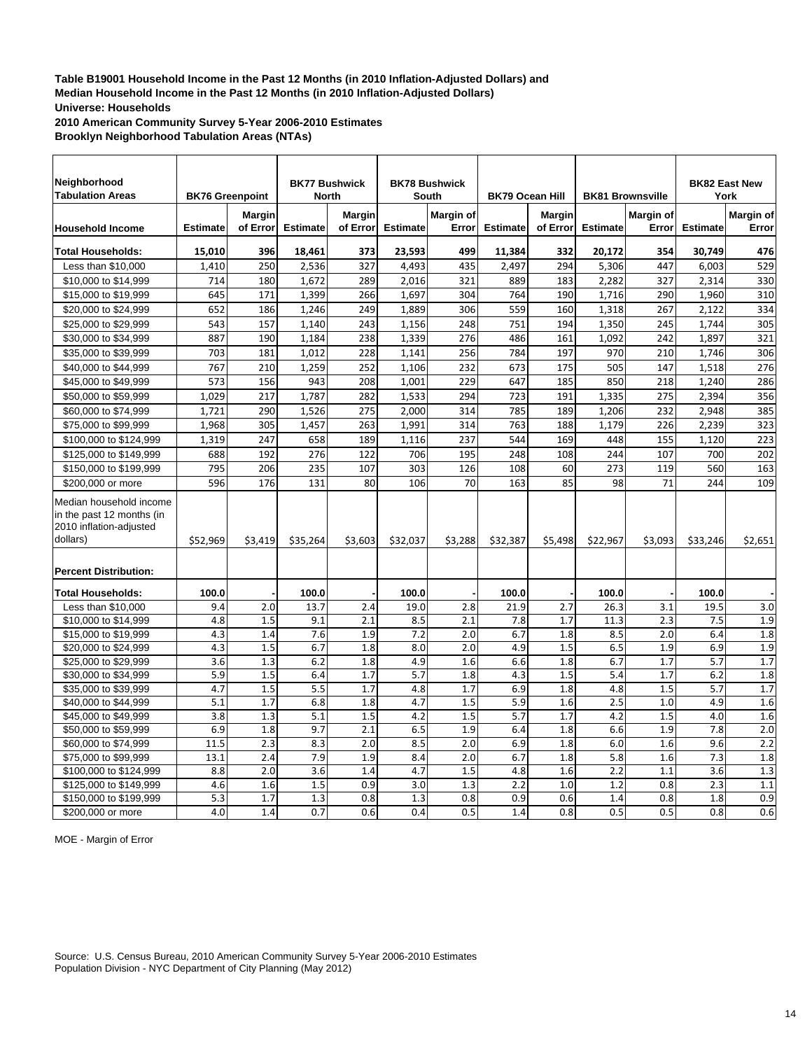**Table B19001 Household Income in the Past 12 Months (in 2010 Inflation-Adjusted Dollars) and Median Household Income in the Past 12 Months (in 2010 Inflation-Adjusted Dollars)**
**Universe: Households**
**2010 American Community Survey 5-Year 2006-2010 Estimates**
**Brooklyn Neighborhood Tabulation Areas (NTAs)**

| Neighborhood Tabulation Areas | BK76 Greenpoint | | BK77 Bushwick North | | BK78 Bushwick South | | BK79 Ocean Hill | | BK81 Brownsville | | BK82 East New York | |
|---|---|---|---|---|---|---|---|---|---|---|---|---|
| **Household Income** | **Estimate** | **Margin of Error** | **Estimate** | **Margin of Error** | **Estimate** | **Margin of Error** | **Estimate** | **Margin of Error** | **Estimate** | **Margin of Error** | **Estimate** | **Margin of Error** |
| **Total Households:** | **15,010** | **396** | **18,461** | **373** | **23,593** | **499** | **11,384** | **332** | **20,172** | **354** | **30,749** | **476** |
| Less than $10,000 | 1,410 | 250 | 2,536 | 327 | 4,493 | 435 | 2,497 | 294 | 5,306 | 447 | 6,003 | 529 |
| $10,000 to $14,999 | 714 | 180 | 1,672 | 289 | 2,016 | 321 | 889 | 183 | 2,282 | 327 | 2,314 | 330 |
| $15,000 to $19,999 | 645 | 171 | 1,399 | 266 | 1,697 | 304 | 764 | 190 | 1,716 | 290 | 1,960 | 310 |
| $20,000 to $24,999 | 652 | 186 | 1,246 | 249 | 1,889 | 306 | 559 | 160 | 1,318 | 267 | 2,122 | 334 |
| $25,000 to $29,999 | 543 | 157 | 1,140 | 243 | 1,156 | 248 | 751 | 194 | 1,350 | 245 | 1,744 | 305 |
| $30,000 to $34,999 | 887 | 190 | 1,184 | 238 | 1,339 | 276 | 486 | 161 | 1,092 | 242 | 1,897 | 321 |
| $35,000 to $39,999 | 703 | 181 | 1,012 | 228 | 1,141 | 256 | 784 | 197 | 970 | 210 | 1,746 | 306 |
| $40,000 to $44,999 | 767 | 210 | 1,259 | 252 | 1,106 | 232 | 673 | 175 | 505 | 147 | 1,518 | 276 |
| $45,000 to $49,999 | 573 | 156 | 943 | 208 | 1,001 | 229 | 647 | 185 | 850 | 218 | 1,240 | 286 |
| $50,000 to $59,999 | 1,029 | 217 | 1,787 | 282 | 1,533 | 294 | 723 | 191 | 1,335 | 275 | 2,394 | 356 |
| $60,000 to $74,999 | 1,721 | 290 | 1,526 | 275 | 2,000 | 314 | 785 | 189 | 1,206 | 232 | 2,948 | 385 |
| $75,000 to $99,999 | 1,968 | 305 | 1,457 | 263 | 1,991 | 314 | 763 | 188 | 1,179 | 226 | 2,239 | 323 |
| $100,000 to $124,999 | 1,319 | 247 | 658 | 189 | 1,116 | 237 | 544 | 169 | 448 | 155 | 1,120 | 223 |
| $125,000 to $149,999 | 688 | 192 | 276 | 122 | 706 | 195 | 248 | 108 | 244 | 107 | 700 | 202 |
| $150,000 to $199,999 | 795 | 206 | 235 | 107 | 303 | 126 | 108 | 60 | 273 | 119 | 560 | 163 |
| $200,000 or more | 596 | 176 | 131 | 80 | 106 | 70 | 163 | 85 | 98 | 71 | 244 | 109 |
| Median household income in the past 12 months (in 2010 inflation-adjusted dollars) | $52,969 | $3,419 | $35,264 | $3,603 | $32,037 | $3,288 | $32,387 | $5,498 | $22,967 | $3,093 | $33,246 | $2,651 |
| **Percent Distribution:** | | | | | | | | | | | | |
| **Total Households:** | **100.0** | - | **100.0** | - | **100.0** | - | **100.0** | - | **100.0** | - | **100.0** | - |
| Less than $10,000 | 9.4 | 2.0 | 13.7 | 2.4 | 19.0 | 2.8 | 21.9 | 2.7 | 26.3 | 3.1 | 19.5 | 3.0 |
| $10,000 to $14,999 | 4.8 | 1.5 | 9.1 | 2.1 | 8.5 | 2.1 | 7.8 | 1.7 | 11.3 | 2.3 | 7.5 | 1.9 |
| $15,000 to $19,999 | 4.3 | 1.4 | 7.6 | 1.9 | 7.2 | 2.0 | 6.7 | 1.8 | 8.5 | 2.0 | 6.4 | 1.8 |
| $20,000 to $24,999 | 4.3 | 1.5 | 6.7 | 1.8 | 8.0 | 2.0 | 4.9 | 1.5 | 6.5 | 1.9 | 6.9 | 1.9 |
| $25,000 to $29,999 | 3.6 | 1.3 | 6.2 | 1.8 | 4.9 | 1.6 | 6.6 | 1.8 | 6.7 | 1.7 | 5.7 | 1.7 |
| $30,000 to $34,999 | 5.9 | 1.5 | 6.4 | 1.7 | 5.7 | 1.8 | 4.3 | 1.5 | 5.4 | 1.7 | 6.2 | 1.8 |
| $35,000 to $39,999 | 4.7 | 1.5 | 5.5 | 1.7 | 4.8 | 1.7 | 6.9 | 1.8 | 4.8 | 1.5 | 5.7 | 1.7 |
| $40,000 to $44,999 | 5.1 | 1.7 | 6.8 | 1.8 | 4.7 | 1.5 | 5.9 | 1.6 | 2.5 | 1.0 | 4.9 | 1.6 |
| $45,000 to $49,999 | 3.8 | 1.3 | 5.1 | 1.5 | 4.2 | 1.5 | 5.7 | 1.7 | 4.2 | 1.5 | 4.0 | 1.6 |
| $50,000 to $59,999 | 6.9 | 1.8 | 9.7 | 2.1 | 6.5 | 1.9 | 6.4 | 1.8 | 6.6 | 1.9 | 7.8 | 2.0 |
| $60,000 to $74,999 | 11.5 | 2.3 | 8.3 | 2.0 | 8.5 | 2.0 | 6.9 | 1.8 | 6.0 | 1.6 | 9.6 | 2.2 |
| $75,000 to $99,999 | 13.1 | 2.4 | 7.9 | 1.9 | 8.4 | 2.0 | 6.7 | 1.8 | 5.8 | 1.6 | 7.3 | 1.8 |
| $100,000 to $124,999 | 8.8 | 2.0 | 3.6 | 1.4 | 4.7 | 1.5 | 4.8 | 1.6 | 2.2 | 1.1 | 3.6 | 1.3 |
| $125,000 to $149,999 | 4.6 | 1.6 | 1.5 | 0.9 | 3.0 | 1.3 | 2.2 | 1.0 | 1.2 | 0.8 | 2.3 | 1.1 |
| $150,000 to $199,999 | 5.3 | 1.7 | 1.3 | 0.8 | 1.3 | 0.8 | 0.9 | 0.6 | 1.4 | 0.8 | 1.8 | 0.9 |
| $200,000 or more | 4.0 | 1.4 | 0.7 | 0.6 | 0.4 | 0.5 | 1.4 | 0.8 | 0.5 | 0.5 | 0.8 | 0.6 |

MOE - Margin of Error

Source: U.S. Census Bureau, 2010 American Community Survey 5-Year 2006-2010 Estimates
Population Division - NYC Department of City Planning (May 2012)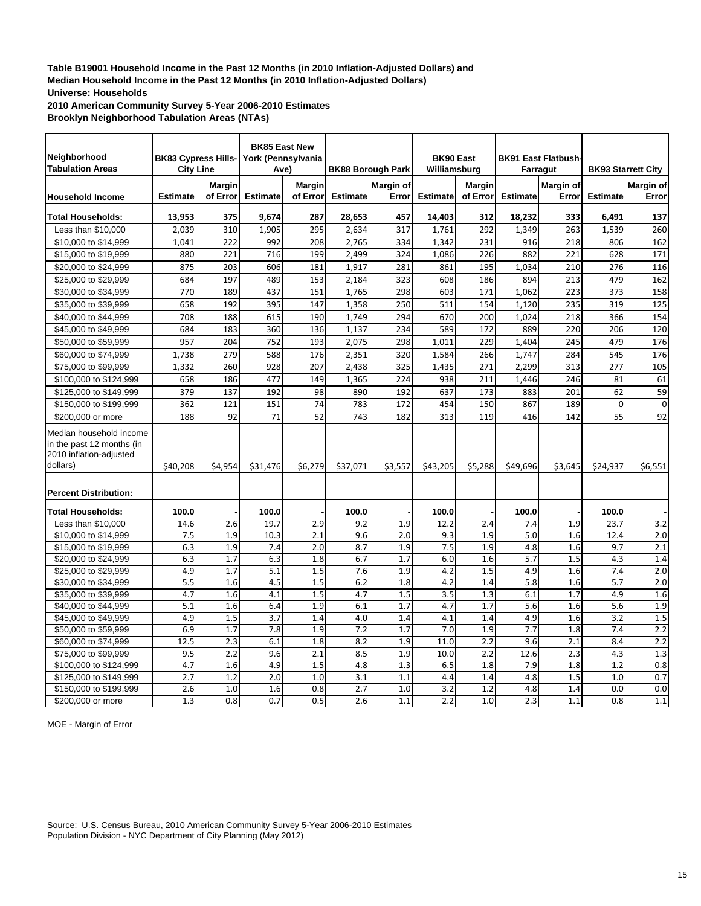**Table B19001 Household Income in the Past 12 Months (in 2010 Inflation-Adjusted Dollars) and Median Household Income in the Past 12 Months (in 2010 Inflation-Adjusted Dollars)**
**Universe: Households**
**2010 American Community Survey 5-Year 2006-2010 Estimates**
**Brooklyn Neighborhood Tabulation Areas (NTAs)**

| Neighborhood Tabulation Areas | BK83 Cypress Hills-City Line | | BK85 East New York (Pennsylvania Ave) | | BK88 Borough Park | | BK90 East Williamsburg | | BK91 East Flatbush-Farragut | | BK93 Starrett City | |
|---|---|---|---|---|---|---|---|---|---|---|---|---|
| **Household Income** | **Estimate** | **Margin of Error** | **Estimate** | **Margin of Error** | **Estimate** | **Margin of Error** | **Estimate** | **Margin of Error** | **Estimate** | **Margin of Error** | **Estimate** | **Margin of Error** |
| **Total Households:** | **13,953** | **375** | **9,674** | **287** | **28,653** | **457** | **14,403** | **312** | **18,232** | **333** | **6,491** | **137** |
| Less than $10,000 | 2,039 | 310 | 1,905 | 295 | 2,634 | 317 | 1,761 | 292 | 1,349 | 263 | 1,539 | 260 |
| $10,000 to $14,999 | 1,041 | 222 | 992 | 208 | 2,765 | 334 | 1,342 | 231 | 916 | 218 | 806 | 162 |
| $15,000 to $19,999 | 880 | 221 | 716 | 199 | 2,499 | 324 | 1,086 | 226 | 882 | 221 | 628 | 171 |
| $20,000 to $24,999 | 875 | 203 | 606 | 181 | 1,917 | 281 | 861 | 195 | 1,034 | 210 | 276 | 116 |
| $25,000 to $29,999 | 684 | 197 | 489 | 153 | 2,184 | 323 | 608 | 186 | 894 | 213 | 479 | 162 |
| $30,000 to $34,999 | 770 | 189 | 437 | 151 | 1,765 | 298 | 603 | 171 | 1,062 | 223 | 373 | 158 |
| $35,000 to $39,999 | 658 | 192 | 395 | 147 | 1,358 | 250 | 511 | 154 | 1,120 | 235 | 319 | 125 |
| $40,000 to $44,999 | 708 | 188 | 615 | 190 | 1,749 | 294 | 670 | 200 | 1,024 | 218 | 366 | 154 |
| $45,000 to $49,999 | 684 | 183 | 360 | 136 | 1,137 | 234 | 589 | 172 | 889 | 220 | 206 | 120 |
| $50,000 to $59,999 | 957 | 204 | 752 | 193 | 2,075 | 298 | 1,011 | 229 | 1,404 | 245 | 479 | 176 |
| $60,000 to $74,999 | 1,738 | 279 | 588 | 176 | 2,351 | 320 | 1,584 | 266 | 1,747 | 284 | 545 | 176 |
| $75,000 to $99,999 | 1,332 | 260 | 928 | 207 | 2,438 | 325 | 1,435 | 271 | 2,299 | 313 | 277 | 105 |
| $100,000 to $124,999 | 658 | 186 | 477 | 149 | 1,365 | 224 | 938 | 211 | 1,446 | 246 | 81 | 61 |
| $125,000 to $149,999 | 379 | 137 | 192 | 98 | 890 | 192 | 637 | 173 | 883 | 201 | 62 | 59 |
| $150,000 to $199,999 | 362 | 121 | 151 | 74 | 783 | 172 | 454 | 150 | 867 | 189 | 0 | 0 |
| $200,000 or more | 188 | 92 | 71 | 52 | 743 | 182 | 313 | 119 | 416 | 142 | 55 | 92 |
| Median household income in the past 12 months (in 2010 inflation-adjusted dollars) | $40,208 | $4,954 | $31,476 | $6,279 | $37,071 | $3,557 | $43,205 | $5,288 | $49,696 | $3,645 | $24,937 | $6,551 |
| **Percent Distribution:** | | | | | | | | | | | | |
| **Total Households:** | **100.0** | - | **100.0** | - | **100.0** | - | **100.0** | - | **100.0** | - | **100.0** | - |
| Less than $10,000 | 14.6 | 2.6 | 19.7 | 2.9 | 9.2 | 1.9 | 12.2 | 2.4 | 7.4 | 1.9 | 23.7 | 3.2 |
| $10,000 to $14,999 | 7.5 | 1.9 | 10.3 | 2.1 | 9.6 | 2.0 | 9.3 | 1.9 | 5.0 | 1.6 | 12.4 | 2.0 |
| $15,000 to $19,999 | 6.3 | 1.9 | 7.4 | 2.0 | 8.7 | 1.9 | 7.5 | 1.9 | 4.8 | 1.6 | 9.7 | 2.1 |
| $20,000 to $24,999 | 6.3 | 1.7 | 6.3 | 1.8 | 6.7 | 1.7 | 6.0 | 1.6 | 5.7 | 1.5 | 4.3 | 1.4 |
| $25,000 to $29,999 | 4.9 | 1.7 | 5.1 | 1.5 | 7.6 | 1.9 | 4.2 | 1.5 | 4.9 | 1.6 | 7.4 | 2.0 |
| $30,000 to $34,999 | 5.5 | 1.6 | 4.5 | 1.5 | 6.2 | 1.8 | 4.2 | 1.4 | 5.8 | 1.6 | 5.7 | 2.0 |
| $35,000 to $39,999 | 4.7 | 1.6 | 4.1 | 1.5 | 4.7 | 1.5 | 3.5 | 1.3 | 6.1 | 1.7 | 4.9 | 1.6 |
| $40,000 to $44,999 | 5.1 | 1.6 | 6.4 | 1.9 | 6.1 | 1.7 | 4.7 | 1.7 | 5.6 | 1.6 | 5.6 | 1.9 |
| $45,000 to $49,999 | 4.9 | 1.5 | 3.7 | 1.4 | 4.0 | 1.4 | 4.1 | 1.4 | 4.9 | 1.6 | 3.2 | 1.5 |
| $50,000 to $59,999 | 6.9 | 1.7 | 7.8 | 1.9 | 7.2 | 1.7 | 7.0 | 1.9 | 7.7 | 1.8 | 7.4 | 2.2 |
| $60,000 to $74,999 | 12.5 | 2.3 | 6.1 | 1.8 | 8.2 | 1.9 | 11.0 | 2.2 | 9.6 | 2.1 | 8.4 | 2.2 |
| $75,000 to $99,999 | 9.5 | 2.2 | 9.6 | 2.1 | 8.5 | 1.9 | 10.0 | 2.2 | 12.6 | 2.3 | 4.3 | 1.3 |
| $100,000 to $124,999 | 4.7 | 1.6 | 4.9 | 1.5 | 4.8 | 1.3 | 6.5 | 1.8 | 7.9 | 1.8 | 1.2 | 0.8 |
| $125,000 to $149,999 | 2.7 | 1.2 | 2.0 | 1.0 | 3.1 | 1.1 | 4.4 | 1.4 | 4.8 | 1.5 | 1.0 | 0.7 |
| $150,000 to $199,999 | 2.6 | 1.0 | 1.6 | 0.8 | 2.7 | 1.0 | 3.2 | 1.2 | 4.8 | 1.4 | 0.0 | 0.0 |
| $200,000 or more | 1.3 | 0.8 | 0.7 | 0.5 | 2.6 | 1.1 | 2.2 | 1.0 | 2.3 | 1.1 | 0.8 | 1.1 |

MOE - Margin of Error

Source: U.S. Census Bureau, 2010 American Community Survey 5-Year 2006-2010 Estimates
Population Division - NYC Department of City Planning (May 2012)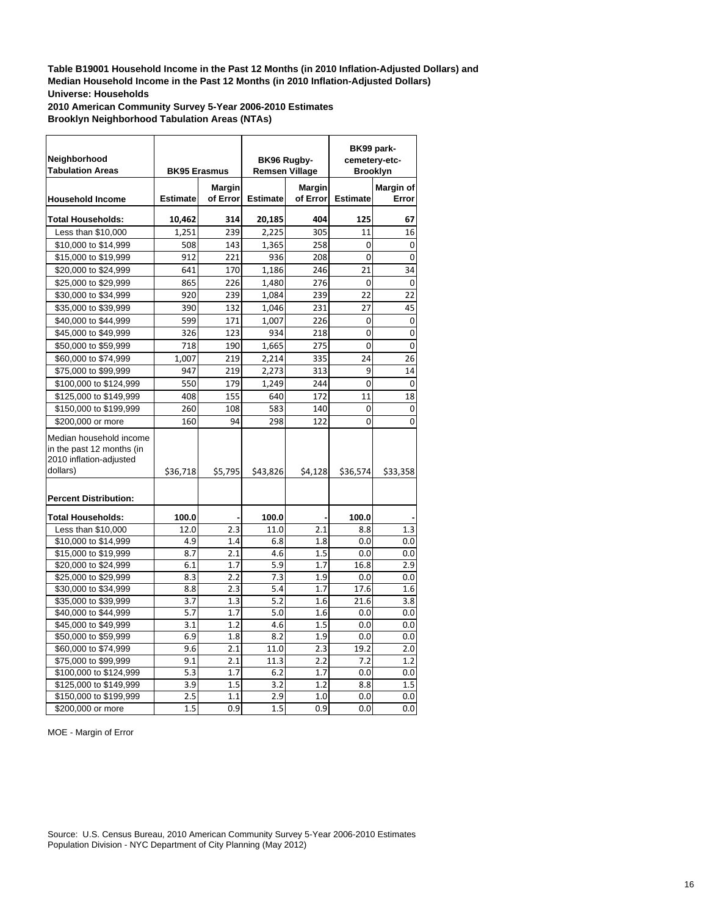**Table B19001 Household Income in the Past 12 Months (in 2010 Inflation-Adjusted Dollars) and Median Household Income in the Past 12 Months (in 2010 Inflation-Adjusted Dollars)**
**Universe: Households**
**2010 American Community Survey 5-Year 2006-2010 Estimates**
**Brooklyn Neighborhood Tabulation Areas (NTAs)**

| Neighborhood Tabulation Areas | BK95 Erasmus | | BK96 Rugby-Remsen Village | | BK99 park-cemetery-etc-Brooklyn | |
|---|---|---|---|---|---|---|
| **Household Income** | **Estimate** | **Margin of Error** | **Estimate** | **Margin of Error** | **Estimate** | **Margin of Error** |
| **Total Households:** | **10,462** | **314** | **20,185** | **404** | **125** | **67** |
| Less than $10,000 | 1,251 | 239 | 2,225 | 305 | 11 | 16 |
| $10,000 to $14,999 | 508 | 143 | 1,365 | 258 | 0 | 0 |
| $15,000 to $19,999 | 912 | 221 | 936 | 208 | 0 | 0 |
| $20,000 to $24,999 | 641 | 170 | 1,186 | 246 | 21 | 34 |
| $25,000 to $29,999 | 865 | 226 | 1,480 | 276 | 0 | 0 |
| $30,000 to $34,999 | 920 | 239 | 1,084 | 239 | 22 | 22 |
| $35,000 to $39,999 | 390 | 132 | 1,046 | 231 | 27 | 45 |
| $40,000 to $44,999 | 599 | 171 | 1,007 | 226 | 0 | 0 |
| $45,000 to $49,999 | 326 | 123 | 934 | 218 | 0 | 0 |
| $50,000 to $59,999 | 718 | 190 | 1,665 | 275 | 0 | 0 |
| $60,000 to $74,999 | 1,007 | 219 | 2,214 | 335 | 24 | 26 |
| $75,000 to $99,999 | 947 | 219 | 2,273 | 313 | 9 | 14 |
| $100,000 to $124,999 | 550 | 179 | 1,249 | 244 | 0 | 0 |
| $125,000 to $149,999 | 408 | 155 | 640 | 172 | 11 | 18 |
| $150,000 to $199,999 | 260 | 108 | 583 | 140 | 0 | 0 |
| $200,000 or more | 160 | 94 | 298 | 122 | 0 | 0 |
| Median household income in the past 12 months (in 2010 inflation-adjusted dollars) | $36,718 | $5,795 | $43,826 | $4,128 | $36,574 | $33,358 |
| **Percent Distribution:** | | | | | | |
| **Total Households:** | **100.0** | - | **100.0** | - | **100.0** | - |
| Less than $10,000 | 12.0 | 2.3 | 11.0 | 2.1 | 8.8 | 1.3 |
| $10,000 to $14,999 | 4.9 | 1.4 | 6.8 | 1.8 | 0.0 | 0.0 |
| $15,000 to $19,999 | 8.7 | 2.1 | 4.6 | 1.5 | 0.0 | 0.0 |
| $20,000 to $24,999 | 6.1 | 1.7 | 5.9 | 1.7 | 16.8 | 2.9 |
| $25,000 to $29,999 | 8.3 | 2.2 | 7.3 | 1.9 | 0.0 | 0.0 |
| $30,000 to $34,999 | 8.8 | 2.3 | 5.4 | 1.7 | 17.6 | 1.6 |
| $35,000 to $39,999 | 3.7 | 1.3 | 5.2 | 1.6 | 21.6 | 3.8 |
| $40,000 to $44,999 | 5.7 | 1.7 | 5.0 | 1.6 | 0.0 | 0.0 |
| $45,000 to $49,999 | 3.1 | 1.2 | 4.6 | 1.5 | 0.0 | 0.0 |
| $50,000 to $59,999 | 6.9 | 1.8 | 8.2 | 1.9 | 0.0 | 0.0 |
| $60,000 to $74,999 | 9.6 | 2.1 | 11.0 | 2.3 | 19.2 | 2.0 |
| $75,000 to $99,999 | 9.1 | 2.1 | 11.3 | 2.2 | 7.2 | 1.2 |
| $100,000 to $124,999 | 5.3 | 1.7 | 6.2 | 1.7 | 0.0 | 0.0 |
| $125,000 to $149,999 | 3.9 | 1.5 | 3.2 | 1.2 | 8.8 | 1.5 |
| $150,000 to $199,999 | 2.5 | 1.1 | 2.9 | 1.0 | 0.0 | 0.0 |
| $200,000 or more | 1.5 | 0.9 | 1.5 | 0.9 | 0.0 | 0.0 |

MOE - Margin of Error

Source: U.S. Census Bureau, 2010 American Community Survey 5-Year 2006-2010 Estimates
Population Division - NYC Department of City Planning (May 2012)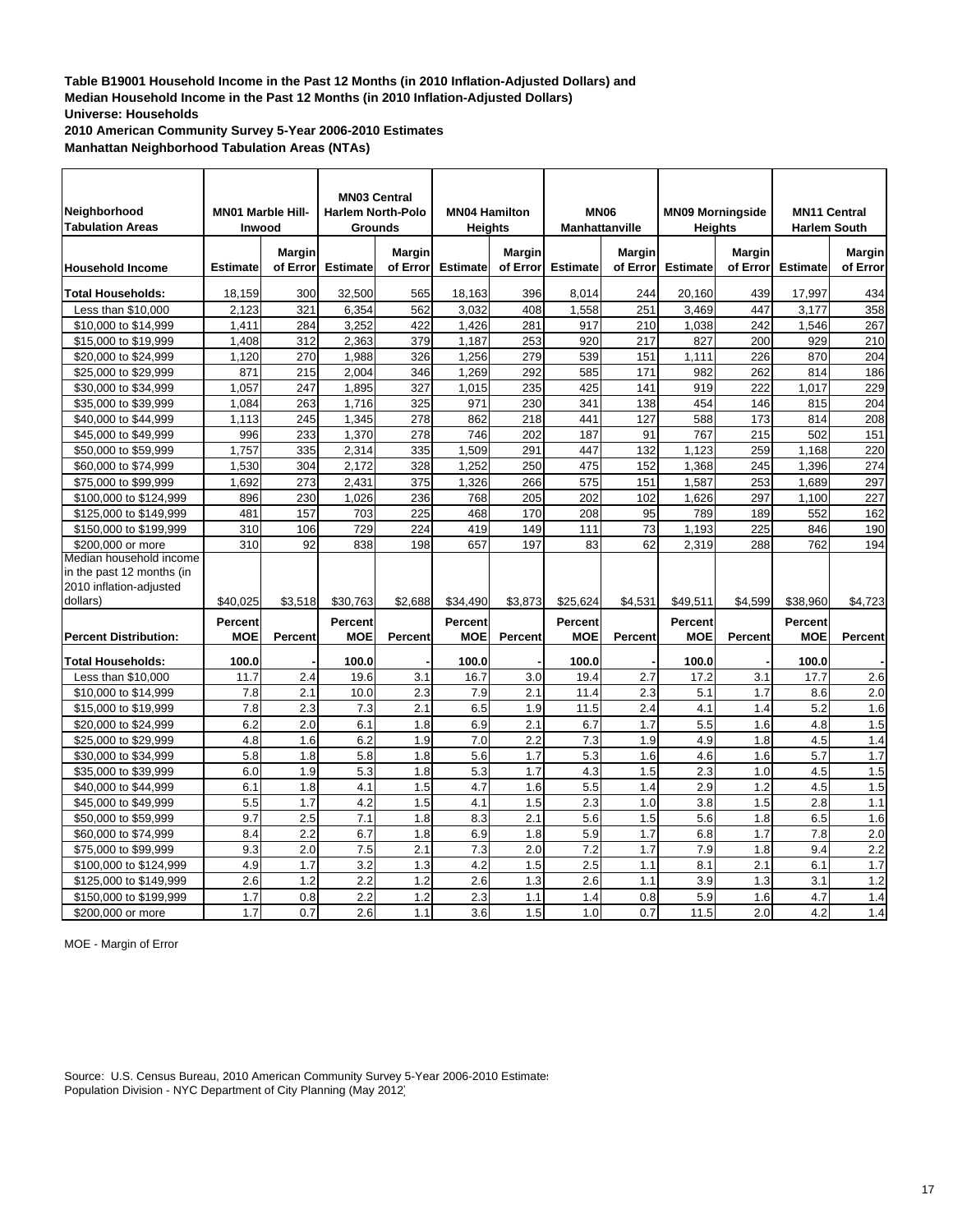**Table B19001 Household Income in the Past 12 Months (in 2010 Inflation-Adjusted Dollars) and Median Household Income in the Past 12 Months (in 2010 Inflation-Adjusted Dollars)**
**Universe: Households**
**2010 American Community Survey 5-Year 2006-2010 Estimates**
**Manhattan Neighborhood Tabulation Areas (NTAs)**

| Neighborhood Tabulation Areas | MN01 Marble Hill-Inwood | | MN03 Central Harlem North-Polo Grounds | | MN04 Hamilton Heights | | MN06 Manhattanville | | MN09 Morningside Heights | | MN11 Central Harlem South | |
|---|---|---|---|---|---|---|---|---|---|---|---|---|
| **Household Income** | **Estimate** | **Margin of Error** | **Estimate** | **Margin of Error** | **Estimate** | **Margin of Error** | **Estimate** | **Margin of Error** | **Estimate** | **Margin of Error** | **Estimate** | **Margin of Error** |
| **Total Households:** | 18,159 | 300 | 32,500 | 565 | 18,163 | 396 | 8,014 | 244 | 20,160 | 439 | 17,997 | 434 |
| Less than $10,000 | 2,123 | 321 | 6,354 | 562 | 3,032 | 408 | 1,558 | 251 | 3,469 | 447 | 3,177 | 358 |
| $10,000 to $14,999 | 1,411 | 284 | 3,252 | 422 | 1,426 | 281 | 917 | 210 | 1,038 | 242 | 1,546 | 267 |
| $15,000 to $19,999 | 1,408 | 312 | 2,363 | 379 | 1,187 | 253 | 920 | 217 | 827 | 200 | 929 | 210 |
| $20,000 to $24,999 | 1,120 | 270 | 1,988 | 326 | 1,256 | 279 | 539 | 151 | 1,111 | 226 | 870 | 204 |
| $25,000 to $29,999 | 871 | 215 | 2,004 | 346 | 1,269 | 292 | 585 | 171 | 982 | 262 | 814 | 186 |
| $30,000 to $34,999 | 1,057 | 247 | 1,895 | 327 | 1,015 | 235 | 425 | 141 | 919 | 222 | 1,017 | 229 |
| $35,000 to $39,999 | 1,084 | 263 | 1,716 | 325 | 971 | 230 | 341 | 138 | 454 | 146 | 815 | 204 |
| $40,000 to $44,999 | 1,113 | 245 | 1,345 | 278 | 862 | 218 | 441 | 127 | 588 | 173 | 814 | 208 |
| $45,000 to $49,999 | 996 | 233 | 1,370 | 278 | 746 | 202 | 187 | 91 | 767 | 215 | 502 | 151 |
| $50,000 to $59,999 | 1,757 | 335 | 2,314 | 335 | 1,509 | 291 | 447 | 132 | 1,123 | 259 | 1,168 | 220 |
| $60,000 to $74,999 | 1,530 | 304 | 2,172 | 328 | 1,252 | 250 | 475 | 152 | 1,368 | 245 | 1,396 | 274 |
| $75,000 to $99,999 | 1,692 | 273 | 2,431 | 375 | 1,326 | 266 | 575 | 151 | 1,587 | 253 | 1,689 | 297 |
| $100,000 to $124,999 | 896 | 230 | 1,026 | 236 | 768 | 205 | 202 | 102 | 1,626 | 297 | 1,100 | 227 |
| $125,000 to $149,999 | 481 | 157 | 703 | 225 | 468 | 170 | 208 | 95 | 789 | 189 | 552 | 162 |
| $150,000 to $199,999 | 310 | 106 | 729 | 224 | 419 | 149 | 111 | 73 | 1,193 | 225 | 846 | 190 |
| $200,000 or more | 310 | 92 | 838 | 198 | 657 | 197 | 83 | 62 | 2,319 | 288 | 762 | 194 |
| Median household income in the past 12 months (in 2010 inflation-adjusted dollars) | $40,025 | $3,518 | $30,763 | $2,688 | $34,490 | $3,873 | $25,624 | $4,531 | $49,511 | $4,599 | $38,960 | $4,723 |
| **Percent Distribution:** | **Percent MOE** | **Percent** | **Percent MOE** | **Percent** | **Percent MOE** | **Percent** | **Percent MOE** | **Percent** | **Percent MOE** | **Percent** | **Percent MOE** | **Percent** |
| **Total Households:** | 100.0 | - | 100.0 | - | 100.0 | - | 100.0 | - | 100.0 | - | 100.0 | - |
| Less than $10,000 | 11.7 | 2.4 | 19.6 | 3.1 | 16.7 | 3.0 | 19.4 | 2.7 | 17.2 | 3.1 | 17.7 | 2.6 |
| $10,000 to $14,999 | 7.8 | 2.1 | 10.0 | 2.3 | 7.9 | 2.1 | 11.4 | 2.3 | 5.1 | 1.7 | 8.6 | 2.0 |
| $15,000 to $19,999 | 7.8 | 2.3 | 7.3 | 2.1 | 6.5 | 1.9 | 11.5 | 2.4 | 4.1 | 1.4 | 5.2 | 1.6 |
| $20,000 to $24,999 | 6.2 | 2.0 | 6.1 | 1.8 | 6.9 | 2.1 | 6.7 | 1.7 | 5.5 | 1.6 | 4.8 | 1.5 |
| $25,000 to $29,999 | 4.8 | 1.6 | 6.2 | 1.9 | 7.0 | 2.2 | 7.3 | 1.9 | 4.9 | 1.8 | 4.5 | 1.4 |
| $30,000 to $34,999 | 5.8 | 1.8 | 5.8 | 1.8 | 5.6 | 1.7 | 5.3 | 1.6 | 4.6 | 1.6 | 5.7 | 1.7 |
| $35,000 to $39,999 | 6.0 | 1.9 | 5.3 | 1.8 | 5.3 | 1.7 | 4.3 | 1.5 | 2.3 | 1.0 | 4.5 | 1.5 |
| $40,000 to $44,999 | 6.1 | 1.8 | 4.1 | 1.5 | 4.7 | 1.6 | 5.5 | 1.4 | 2.9 | 1.2 | 4.5 | 1.5 |
| $45,000 to $49,999 | 5.5 | 1.7 | 4.2 | 1.5 | 4.1 | 1.5 | 2.3 | 1.0 | 3.8 | 1.5 | 2.8 | 1.1 |
| $50,000 to $59,999 | 9.7 | 2.5 | 7.1 | 1.8 | 8.3 | 2.1 | 5.6 | 1.5 | 5.6 | 1.8 | 6.5 | 1.6 |
| $60,000 to $74,999 | 8.4 | 2.2 | 6.7 | 1.8 | 6.9 | 1.8 | 5.9 | 1.7 | 6.8 | 1.7 | 7.8 | 2.0 |
| $75,000 to $99,999 | 9.3 | 2.0 | 7.5 | 2.1 | 7.3 | 2.0 | 7.2 | 1.7 | 7.9 | 1.8 | 9.4 | 2.2 |
| $100,000 to $124,999 | 4.9 | 1.7 | 3.2 | 1.3 | 4.2 | 1.5 | 2.5 | 1.1 | 8.1 | 2.1 | 6.1 | 1.7 |
| $125,000 to $149,999 | 2.6 | 1.2 | 2.2 | 1.2 | 2.6 | 1.3 | 2.6 | 1.1 | 3.9 | 1.3 | 3.1 | 1.2 |
| $150,000 to $199,999 | 1.7 | 0.8 | 2.2 | 1.2 | 2.3 | 1.1 | 1.4 | 0.8 | 5.9 | 1.6 | 4.7 | 1.4 |
| $200,000 or more | 1.7 | 0.7 | 2.6 | 1.1 | 3.6 | 1.5 | 1.0 | 0.7 | 11.5 | 2.0 | 4.2 | 1.4 |

MOE - Margin of Error

Source: U.S. Census Bureau, 2010 American Community Survey 5-Year 2006-2010 Estimates
Population Division - NYC Department of City Planning (May 2012)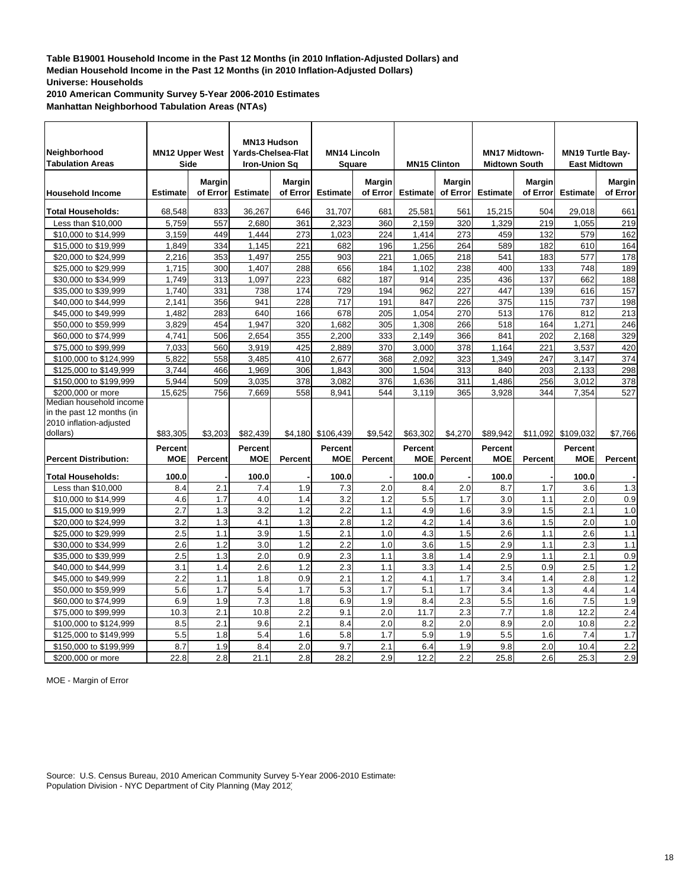**Table B19001 Household Income in the Past 12 Months (in 2010 Inflation-Adjusted Dollars) and Median Household Income in the Past 12 Months (in 2010 Inflation-Adjusted Dollars)**
**Universe: Households**
**2010 American Community Survey 5-Year 2006-2010 Estimates**
**Manhattan Neighborhood Tabulation Areas (NTAs)**

| Neighborhood Tabulation Areas | MN12 Upper West Side | | MN13 Hudson Yards-Chelsea-Flat Iron-Union Sq | | MN14 Lincoln Square | | MN15 Clinton | | MN17 Midtown-Midtown South | | MN19 Turtle Bay-East Midtown | |
|---|---|---|---|---|---|---|---|---|---|---|---|---|
| **Household Income** | **Estimate** | **Margin of Error** | **Estimate** | **Margin of Error** | **Estimate** | **Margin of Error** | **Estimate** | **Margin of Error** | **Estimate** | **Margin of Error** | **Estimate** | **Margin of Error** |
| **Total Households:** | 68,548 | 833 | 36,267 | 646 | 31,707 | 681 | 25,581 | 561 | 15,215 | 504 | 29,018 | 661 |
| Less than $10,000 | 5,759 | 557 | 2,680 | 361 | 2,323 | 360 | 2,159 | 320 | 1,329 | 219 | 1,055 | 219 |
| $10,000 to $14,999 | 3,159 | 449 | 1,444 | 273 | 1,023 | 224 | 1,414 | 273 | 459 | 132 | 579 | 162 |
| $15,000 to $19,999 | 1,849 | 334 | 1,145 | 221 | 682 | 196 | 1,256 | 264 | 589 | 182 | 610 | 164 |
| $20,000 to $24,999 | 2,216 | 353 | 1,497 | 255 | 903 | 221 | 1,065 | 218 | 541 | 183 | 577 | 178 |
| $25,000 to $29,999 | 1,715 | 300 | 1,407 | 288 | 656 | 184 | 1,102 | 238 | 400 | 133 | 748 | 189 |
| $30,000 to $34,999 | 1,749 | 313 | 1,097 | 223 | 682 | 187 | 914 | 235 | 436 | 137 | 662 | 188 |
| $35,000 to $39,999 | 1,740 | 331 | 738 | 174 | 729 | 194 | 962 | 227 | 447 | 139 | 616 | 157 |
| $40,000 to $44,999 | 2,141 | 356 | 941 | 228 | 717 | 191 | 847 | 226 | 375 | 115 | 737 | 198 |
| $45,000 to $49,999 | 1,482 | 283 | 640 | 166 | 678 | 205 | 1,054 | 270 | 513 | 176 | 812 | 213 |
| $50,000 to $59,999 | 3,829 | 454 | 1,947 | 320 | 1,682 | 305 | 1,308 | 266 | 518 | 164 | 1,271 | 246 |
| $60,000 to $74,999 | 4,741 | 506 | 2,654 | 355 | 2,200 | 333 | 2,149 | 366 | 841 | 202 | 2,168 | 329 |
| $75,000 to $99,999 | 7,033 | 560 | 3,919 | 425 | 2,889 | 370 | 3,000 | 378 | 1,164 | 221 | 3,537 | 420 |
| $100,000 to $124,999 | 5,822 | 558 | 3,485 | 410 | 2,677 | 368 | 2,092 | 323 | 1,349 | 247 | 3,147 | 374 |
| $125,000 to $149,999 | 3,744 | 466 | 1,969 | 306 | 1,843 | 300 | 1,504 | 313 | 840 | 203 | 2,133 | 298 |
| $150,000 to $199,999 | 5,944 | 509 | 3,035 | 378 | 3,082 | 376 | 1,636 | 311 | 1,486 | 256 | 3,012 | 378 |
| $200,000 or more | 15,625 | 756 | 7,669 | 558 | 8,941 | 544 | 3,119 | 365 | 3,928 | 344 | 7,354 | 527 |
| Median household income in the past 12 months (in 2010 inflation-adjusted dollars) | $83,305 | $3,203 | $82,439 | $4,180 | $106,439 | $9,542 | $63,302 | $4,270 | $89,942 | $11,092 | $109,032 | $7,766 |
| **Percent Distribution:** | **Percent** | **MOE** | **Percent** | **MOE** | **Percent** | **MOE** | **Percent** | **MOE** | **Percent** | **MOE** | **Percent** | **MOE** |
| **Total Households:** | 100.0 | - | 100.0 | - | 100.0 | - | 100.0 | - | 100.0 | - | 100.0 | - |
| Less than $10,000 | 8.4 | 2.1 | 7.4 | 1.9 | 7.3 | 2.0 | 8.4 | 2.0 | 8.7 | 1.7 | 3.6 | 1.3 |
| $10,000 to $14,999 | 4.6 | 1.7 | 4.0 | 1.4 | 3.2 | 1.2 | 5.5 | 1.7 | 3.0 | 1.1 | 2.0 | 0.9 |
| $15,000 to $19,999 | 2.7 | 1.3 | 3.2 | 1.2 | 2.2 | 1.1 | 4.9 | 1.6 | 3.9 | 1.5 | 2.1 | 1.0 |
| $20,000 to $24,999 | 3.2 | 1.3 | 4.1 | 1.3 | 2.8 | 1.2 | 4.2 | 1.4 | 3.6 | 1.5 | 2.0 | 1.0 |
| $25,000 to $29,999 | 2.5 | 1.1 | 3.9 | 1.5 | 2.1 | 1.0 | 4.3 | 1.5 | 2.6 | 1.1 | 2.6 | 1.1 |
| $30,000 to $34,999 | 2.6 | 1.2 | 3.0 | 1.2 | 2.2 | 1.0 | 3.6 | 1.5 | 2.9 | 1.1 | 2.3 | 1.1 |
| $35,000 to $39,999 | 2.5 | 1.3 | 2.0 | 0.9 | 2.3 | 1.1 | 3.8 | 1.4 | 2.9 | 1.1 | 2.1 | 0.9 |
| $40,000 to $44,999 | 3.1 | 1.4 | 2.6 | 1.2 | 2.3 | 1.1 | 3.3 | 1.4 | 2.5 | 0.9 | 2.5 | 1.2 |
| $45,000 to $49,999 | 2.2 | 1.1 | 1.8 | 0.9 | 2.1 | 1.2 | 4.1 | 1.7 | 3.4 | 1.4 | 2.8 | 1.2 |
| $50,000 to $59,999 | 5.6 | 1.7 | 5.4 | 1.7 | 5.3 | 1.7 | 5.1 | 1.7 | 3.4 | 1.3 | 4.4 | 1.4 |
| $60,000 to $74,999 | 6.9 | 1.9 | 7.3 | 1.8 | 6.9 | 1.9 | 8.4 | 2.3 | 5.5 | 1.6 | 7.5 | 1.9 |
| $75,000 to $99,999 | 10.3 | 2.1 | 10.8 | 2.2 | 9.1 | 2.0 | 11.7 | 2.3 | 7.7 | 1.8 | 12.2 | 2.4 |
| $100,000 to $124,999 | 8.5 | 2.1 | 9.6 | 2.1 | 8.4 | 2.0 | 8.2 | 2.0 | 8.9 | 2.0 | 10.8 | 2.2 |
| $125,000 to $149,999 | 5.5 | 1.8 | 5.4 | 1.6 | 5.8 | 1.7 | 5.9 | 1.9 | 5.5 | 1.6 | 7.4 | 1.7 |
| $150,000 to $199,999 | 8.7 | 1.9 | 8.4 | 2.0 | 9.7 | 2.1 | 6.4 | 1.9 | 9.8 | 2.0 | 10.4 | 2.2 |
| $200,000 or more | 22.8 | 2.8 | 21.1 | 2.8 | 28.2 | 2.9 | 12.2 | 2.2 | 25.8 | 2.6 | 25.3 | 2.9 |

MOE - Margin of Error

Source: U.S. Census Bureau, 2010 American Community Survey 5-Year 2006-2010 Estimates
Population Division - NYC Department of City Planning (May 2012)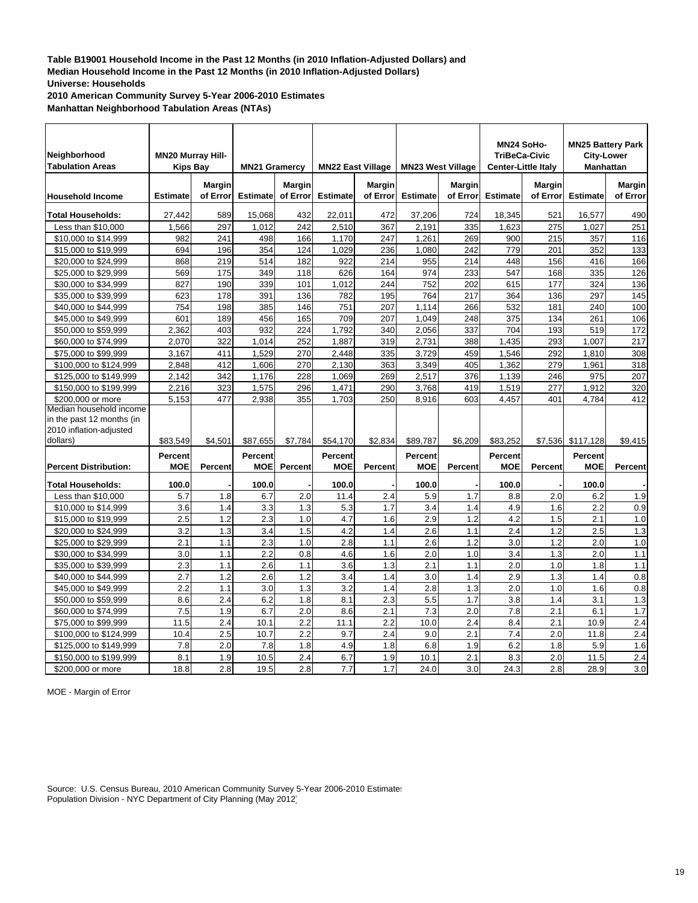**Table B19001 Household Income in the Past 12 Months (in 2010 Inflation-Adjusted Dollars) and Median Household Income in the Past 12 Months (in 2010 Inflation-Adjusted Dollars)**
**Universe: Households**
**2010 American Community Survey 5-Year 2006-2010 Estimates**
**Manhattan Neighborhood Tabulation Areas (NTAs)**

| Neighborhood Tabulation Areas | MN20 Murray Hill-Kips Bay | | MN21 Gramercy | | MN22 East Village | | MN23 West Village | | MN24 SoHo-TriBeCa-Civic Center-Little Italy | | MN25 Battery Park City-Lower Manhattan | |
|---|---|---|---|---|---|---|---|---|---|---|---|---|
| **Household Income** | **Estimate** | **Margin of Error** | **Estimate** | **Margin of Error** | **Estimate** | **Margin of Error** | **Estimate** | **Margin of Error** | **Estimate** | **Margin of Error** | **Estimate** | **Margin of Error** |
| **Total Households:** | 27,442 | 589 | 15,068 | 432 | 22,011 | 472 | 37,206 | 724 | 18,345 | 521 | 16,577 | 490 |
| Less than $10,000 | 1,566 | 297 | 1,012 | 242 | 2,510 | 367 | 2,191 | 335 | 1,623 | 275 | 1,027 | 251 |
| $10,000 to $14,999 | 982 | 241 | 498 | 166 | 1,170 | 247 | 1,261 | 269 | 900 | 215 | 357 | 116 |
| $15,000 to $19,999 | 694 | 196 | 354 | 124 | 1,029 | 236 | 1,080 | 242 | 779 | 201 | 352 | 133 |
| $20,000 to $24,999 | 868 | 219 | 514 | 182 | 922 | 214 | 955 | 214 | 448 | 156 | 416 | 166 |
| $25,000 to $29,999 | 569 | 175 | 349 | 118 | 626 | 164 | 974 | 233 | 547 | 168 | 335 | 126 |
| $30,000 to $34,999 | 827 | 190 | 339 | 101 | 1,012 | 244 | 752 | 202 | 615 | 177 | 324 | 136 |
| $35,000 to $39,999 | 623 | 178 | 391 | 136 | 782 | 195 | 764 | 217 | 364 | 136 | 297 | 145 |
| $40,000 to $44,999 | 754 | 198 | 385 | 146 | 751 | 207 | 1,114 | 266 | 532 | 181 | 240 | 100 |
| $45,000 to $49,999 | 601 | 189 | 456 | 165 | 709 | 207 | 1,049 | 248 | 375 | 134 | 261 | 106 |
| $50,000 to $59,999 | 2,362 | 403 | 932 | 224 | 1,792 | 340 | 2,056 | 337 | 704 | 193 | 519 | 172 |
| $60,000 to $74,999 | 2,070 | 322 | 1,014 | 252 | 1,887 | 319 | 2,731 | 388 | 1,435 | 293 | 1,007 | 217 |
| $75,000 to $99,999 | 3,167 | 411 | 1,529 | 270 | 2,448 | 335 | 3,729 | 459 | 1,546 | 292 | 1,810 | 308 |
| $100,000 to $124,999 | 2,848 | 412 | 1,606 | 270 | 2,130 | 363 | 3,349 | 405 | 1,362 | 279 | 1,961 | 318 |
| $125,000 to $149,999 | 2,142 | 342 | 1,176 | 228 | 1,069 | 269 | 2,517 | 376 | 1,139 | 246 | 975 | 207 |
| $150,000 to $199,999 | 2,216 | 323 | 1,575 | 296 | 1,471 | 290 | 3,768 | 419 | 1,519 | 277 | 1,912 | 320 |
| $200,000 or more | 5,153 | 477 | 2,938 | 355 | 1,703 | 250 | 8,916 | 603 | 4,457 | 401 | 4,784 | 412 |
| Median household income in the past 12 months (in 2010 inflation-adjusted dollars) | $83,549 | $4,501 | $87,655 | $7,784 | $54,170 | $2,834 | $89,787 | $6,209 | $83,252 | $7,536 | $117,128 | $9,415 |
| **Percent Distribution:** | **Percent** | **MOE** | **Percent** | **MOE** | **Percent** | **MOE** | **Percent** | **MOE** | **Percent** | **MOE** | **Percent** | **MOE** |
| **Total Households:** | **100.0** | - | **100.0** | - | **100.0** | - | **100.0** | - | **100.0** | - | **100.0** | - |
| Less than $10,000 | 5.7 | 1.8 | 6.7 | 2.0 | 11.4 | 2.4 | 5.9 | 1.7 | 8.8 | 2.0 | 6.2 | 1.9 |
| $10,000 to $14,999 | 3.6 | 1.4 | 3.3 | 1.3 | 5.3 | 1.7 | 3.4 | 1.4 | 4.9 | 1.6 | 2.2 | 0.9 |
| $15,000 to $19,999 | 2.5 | 1.2 | 2.3 | 1.0 | 4.7 | 1.6 | 2.9 | 1.2 | 4.2 | 1.5 | 2.1 | 1.0 |
| $20,000 to $24,999 | 3.2 | 1.3 | 3.4 | 1.5 | 4.2 | 1.4 | 2.6 | 1.1 | 2.4 | 1.2 | 2.5 | 1.3 |
| $25,000 to $29,999 | 2.1 | 1.1 | 2.3 | 1.0 | 2.8 | 1.1 | 2.6 | 1.2 | 3.0 | 1.2 | 2.0 | 1.0 |
| $30,000 to $34,999 | 3.0 | 1.1 | 2.2 | 0.8 | 4.6 | 1.6 | 2.0 | 1.0 | 3.4 | 1.3 | 2.0 | 1.1 |
| $35,000 to $39,999 | 2.3 | 1.1 | 2.6 | 1.1 | 3.6 | 1.3 | 2.1 | 1.1 | 2.0 | 1.0 | 1.8 | 1.1 |
| $40,000 to $44,999 | 2.7 | 1.2 | 2.6 | 1.2 | 3.4 | 1.4 | 3.0 | 1.4 | 2.9 | 1.3 | 1.4 | 0.8 |
| $45,000 to $49,999 | 2.2 | 1.1 | 3.0 | 1.3 | 3.2 | 1.4 | 2.8 | 1.3 | 2.0 | 1.0 | 1.6 | 0.8 |
| $50,000 to $59,999 | 8.6 | 2.4 | 6.2 | 1.8 | 8.1 | 2.3 | 5.5 | 1.7 | 3.8 | 1.4 | 3.1 | 1.3 |
| $60,000 to $74,999 | 7.5 | 1.9 | 6.7 | 2.0 | 8.6 | 2.1 | 7.3 | 2.0 | 7.8 | 2.1 | 6.1 | 1.7 |
| $75,000 to $99,999 | 11.5 | 2.4 | 10.1 | 2.2 | 11.1 | 2.2 | 10.0 | 2.4 | 8.4 | 2.1 | 10.9 | 2.4 |
| $100,000 to $124,999 | 10.4 | 2.5 | 10.7 | 2.2 | 9.7 | 2.4 | 9.0 | 2.1 | 7.4 | 2.0 | 11.8 | 2.4 |
| $125,000 to $149,999 | 7.8 | 2.0 | 7.8 | 1.8 | 4.9 | 1.8 | 6.8 | 1.9 | 6.2 | 1.8 | 5.9 | 1.6 |
| $150,000 to $199,999 | 8.1 | 1.9 | 10.5 | 2.4 | 6.7 | 1.9 | 10.1 | 2.1 | 8.3 | 2.0 | 11.5 | 2.4 |
| $200,000 or more | 18.8 | 2.8 | 19.5 | 2.8 | 7.7 | 1.7 | 24.0 | 3.0 | 24.3 | 2.8 | 28.9 | 3.0 |

MOE - Margin of Error

Source: U.S. Census Bureau, 2010 American Community Survey 5-Year 2006-2010 Estimates
Population Division - NYC Department of City Planning (May 2012)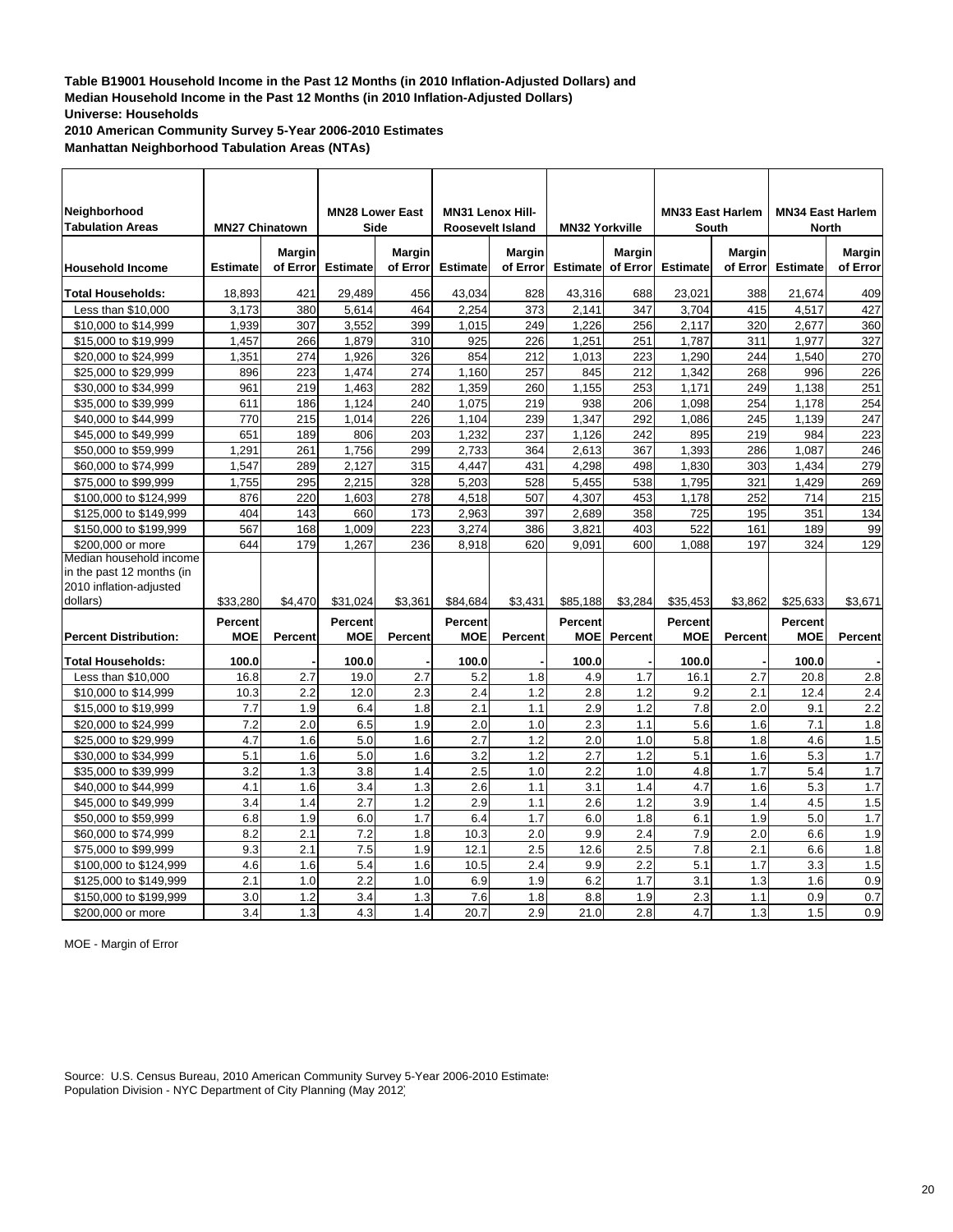**Table B19001 Household Income in the Past 12 Months (in 2010 Inflation-Adjusted Dollars) and**
**Median Household Income in the Past 12 Months (in 2010 Inflation-Adjusted Dollars)**
**Universe: Households**
**2010 American Community Survey 5-Year 2006-2010 Estimates**
**Manhattan Neighborhood Tabulation Areas (NTAs)**

| Neighborhood Tabulation Areas | MN27 Chinatown | | MN28 Lower East Side | | MN31 Lenox Hill-Roosevelt Island | | MN32 Yorkville | | MN33 East Harlem South | | MN34 East Harlem North | |
|---|---|---|---|---|---|---|---|---|---|---|---|---|
| **Household Income** | **Estimate** | **Margin of Error** | **Estimate** | **Margin of Error** | **Estimate** | **Margin of Error** | **Estimate** | **Margin of Error** | **Estimate** | **Margin of Error** | **Estimate** | **Margin of Error** |
| **Total Households:** | 18,893 | 421 | 29,489 | 456 | 43,034 | 828 | 43,316 | 688 | 23,021 | 388 | 21,674 | 409 |
| Less than $10,000 | 3,173 | 380 | 5,614 | 464 | 2,254 | 373 | 2,141 | 347 | 3,704 | 415 | 4,517 | 427 |
| $10,000 to $14,999 | 1,939 | 307 | 3,552 | 399 | 1,015 | 249 | 1,226 | 256 | 2,117 | 320 | 2,677 | 360 |
| $15,000 to $19,999 | 1,457 | 266 | 1,879 | 310 | 925 | 226 | 1,251 | 251 | 1,787 | 311 | 1,977 | 327 |
| $20,000 to $24,999 | 1,351 | 274 | 1,926 | 326 | 854 | 212 | 1,013 | 223 | 1,290 | 244 | 1,540 | 270 |
| $25,000 to $29,999 | 896 | 223 | 1,474 | 274 | 1,160 | 257 | 845 | 212 | 1,342 | 268 | 996 | 226 |
| $30,000 to $34,999 | 961 | 219 | 1,463 | 282 | 1,359 | 260 | 1,155 | 253 | 1,171 | 249 | 1,138 | 251 |
| $35,000 to $39,999 | 611 | 186 | 1,124 | 240 | 1,075 | 219 | 938 | 206 | 1,098 | 254 | 1,178 | 254 |
| $40,000 to $44,999 | 770 | 215 | 1,014 | 226 | 1,104 | 239 | 1,347 | 292 | 1,086 | 245 | 1,139 | 247 |
| $45,000 to $49,999 | 651 | 189 | 806 | 203 | 1,232 | 237 | 1,126 | 242 | 895 | 219 | 984 | 223 |
| $50,000 to $59,999 | 1,291 | 261 | 1,756 | 299 | 2,733 | 364 | 2,613 | 367 | 1,393 | 286 | 1,087 | 246 |
| $60,000 to $74,999 | 1,547 | 289 | 2,127 | 315 | 4,447 | 431 | 4,298 | 498 | 1,830 | 303 | 1,434 | 279 |
| $75,000 to $99,999 | 1,755 | 295 | 2,215 | 328 | 5,203 | 528 | 5,455 | 538 | 1,795 | 321 | 1,429 | 269 |
| $100,000 to $124,999 | 876 | 220 | 1,603 | 278 | 4,518 | 507 | 4,307 | 453 | 1,178 | 252 | 714 | 215 |
| $125,000 to $149,999 | 404 | 143 | 660 | 173 | 2,963 | 397 | 2,689 | 358 | 725 | 195 | 351 | 134 |
| $150,000 to $199,999 | 567 | 168 | 1,009 | 223 | 3,274 | 386 | 3,821 | 403 | 522 | 161 | 189 | 99 |
| $200,000 or more | 644 | 179 | 1,267 | 236 | 8,918 | 620 | 9,091 | 600 | 1,088 | 197 | 324 | 129 |
| Median household income in the past 12 months (in 2010 inflation-adjusted dollars) | $33,280 | $4,470 | $31,024 | $3,361 | $84,684 | $3,431 | $85,188 | $3,284 | $35,453 | $3,862 | $25,633 | $3,671 |
| **Percent Distribution:** | **Percent** | **Percent MOE** | **Percent** | **Percent MOE** | **Percent** | **Percent MOE** | **Percent** | **Percent MOE** | **Percent** | **Percent MOE** | **Percent** | **Percent MOE** |
| **Total Households:** | **100.0** | - | **100.0** | - | **100.0** | - | **100.0** | - | **100.0** | - | **100.0** | - |
| Less than $10,000 | 16.8 | 2.7 | 19.0 | 2.7 | 5.2 | 1.8 | 4.9 | 1.7 | 16.1 | 2.7 | 20.8 | 2.8 |
| $10,000 to $14,999 | 10.3 | 2.2 | 12.0 | 2.3 | 2.4 | 1.2 | 2.8 | 1.2 | 9.2 | 2.1 | 12.4 | 2.4 |
| $15,000 to $19,999 | 7.7 | 1.9 | 6.4 | 1.8 | 2.1 | 1.1 | 2.9 | 1.2 | 7.8 | 2.0 | 9.1 | 2.2 |
| $20,000 to $24,999 | 7.2 | 2.0 | 6.5 | 1.9 | 2.0 | 1.0 | 2.3 | 1.1 | 5.6 | 1.6 | 7.1 | 1.8 |
| $25,000 to $29,999 | 4.7 | 1.6 | 5.0 | 1.6 | 2.7 | 1.2 | 2.0 | 1.0 | 5.8 | 1.8 | 4.6 | 1.5 |
| $30,000 to $34,999 | 5.1 | 1.6 | 5.0 | 1.6 | 3.2 | 1.2 | 2.7 | 1.2 | 5.1 | 1.6 | 5.3 | 1.7 |
| $35,000 to $39,999 | 3.2 | 1.3 | 3.8 | 1.4 | 2.5 | 1.0 | 2.2 | 1.0 | 4.8 | 1.7 | 5.4 | 1.7 |
| $40,000 to $44,999 | 4.1 | 1.6 | 3.4 | 1.3 | 2.6 | 1.1 | 3.1 | 1.4 | 4.7 | 1.6 | 5.3 | 1.7 |
| $45,000 to $49,999 | 3.4 | 1.4 | 2.7 | 1.2 | 2.9 | 1.1 | 2.6 | 1.2 | 3.9 | 1.4 | 4.5 | 1.5 |
| $50,000 to $59,999 | 6.8 | 1.9 | 6.0 | 1.7 | 6.4 | 1.7 | 6.0 | 1.8 | 6.1 | 1.9 | 5.0 | 1.7 |
| $60,000 to $74,999 | 8.2 | 2.1 | 7.2 | 1.8 | 10.3 | 2.0 | 9.9 | 2.4 | 7.9 | 2.0 | 6.6 | 1.9 |
| $75,000 to $99,999 | 9.3 | 2.1 | 7.5 | 1.9 | 12.1 | 2.5 | 12.6 | 2.5 | 7.8 | 2.1 | 6.6 | 1.8 |
| $100,000 to $124,999 | 4.6 | 1.6 | 5.4 | 1.6 | 10.5 | 2.4 | 9.9 | 2.2 | 5.1 | 1.7 | 3.3 | 1.5 |
| $125,000 to $149,999 | 2.1 | 1.0 | 2.2 | 1.0 | 6.9 | 1.9 | 6.2 | 1.7 | 3.1 | 1.3 | 1.6 | 0.9 |
| $150,000 to $199,999 | 3.0 | 1.2 | 3.4 | 1.3 | 7.6 | 1.8 | 8.8 | 1.9 | 2.3 | 1.1 | 0.9 | 0.7 |
| $200,000 or more | 3.4 | 1.3 | 4.3 | 1.4 | 20.7 | 2.9 | 21.0 | 2.8 | 4.7 | 1.3 | 1.5 | 0.9 |

MOE - Margin of Error

Source: U.S. Census Bureau, 2010 American Community Survey 5-Year 2006-2010 Estimates
Population Division - NYC Department of City Planning (May 2012)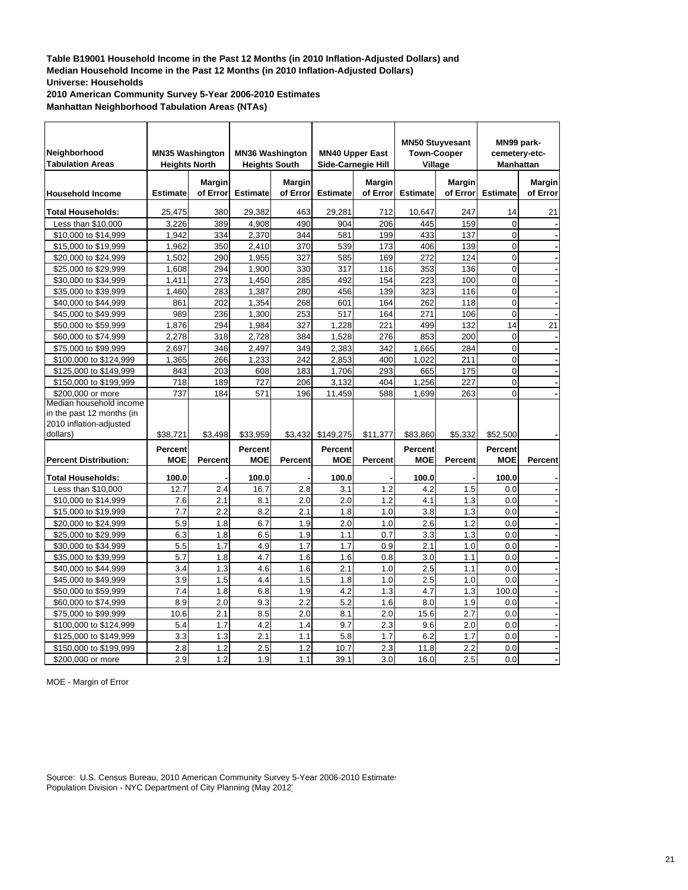**Table B19001 Household Income in the Past 12 Months (in 2010 Inflation-Adjusted Dollars) and**
**Median Household Income in the Past 12 Months (in 2010 Inflation-Adjusted Dollars)**
**Universe: Households**
**2010 American Community Survey 5-Year 2006-2010 Estimates**
**Manhattan Neighborhood Tabulation Areas (NTAs)**

| Neighborhood Tabulation Areas | MN35 Washington Heights North | | MN36 Washington Heights South | | MN40 Upper East Side-Carnegie Hill | | MN50 Stuyvesant Town-Cooper Village | | MN99 park-cemetery-etc-Manhattan | |
|---|---|---|---|---|---|---|---|---|---|---|
| **Household Income** | **Estimate** | **Margin of Error** | **Estimate** | **Margin of Error** | **Estimate** | **Margin of Error** | **Estimate** | **Margin of Error** | **Estimate** | **Margin of Error** |
| **Total Households:** | 25,475 | 380 | 29,382 | 463 | 29,281 | 712 | 10,647 | 247 | 14 | 21 |
| Less than $10,000 | 3,226 | 389 | 4,908 | 490 | 904 | 206 | 445 | 159 | 0 | - |
| $10,000 to $14,999 | 1,942 | 334 | 2,370 | 344 | 581 | 199 | 433 | 137 | 0 | - |
| $15,000 to $19,999 | 1,962 | 350 | 2,410 | 370 | 539 | 173 | 406 | 139 | 0 | - |
| $20,000 to $24,999 | 1,502 | 290 | 1,955 | 327 | 585 | 169 | 272 | 124 | 0 | - |
| $25,000 to $29,999 | 1,608 | 294 | 1,900 | 330 | 317 | 116 | 353 | 136 | 0 | - |
| $30,000 to $34,999 | 1,411 | 273 | 1,450 | 285 | 492 | 154 | 223 | 100 | 0 | - |
| $35,000 to $39,999 | 1,460 | 283 | 1,387 | 280 | 456 | 139 | 323 | 116 | 0 | - |
| $40,000 to $44,999 | 861 | 202 | 1,354 | 268 | 601 | 164 | 262 | 118 | 0 | - |
| $45,000 to $49,999 | 989 | 236 | 1,300 | 253 | 517 | 164 | 271 | 106 | 0 | - |
| $50,000 to $59,999 | 1,876 | 294 | 1,984 | 327 | 1,228 | 221 | 499 | 132 | 14 | 21 |
| $60,000 to $74,999 | 2,278 | 318 | 2,728 | 384 | 1,528 | 276 | 853 | 200 | 0 | - |
| $75,000 to $99,999 | 2,697 | 346 | 2,497 | 349 | 2,383 | 342 | 1,665 | 284 | 0 | - |
| $100,000 to $124,999 | 1,365 | 266 | 1,233 | 242 | 2,853 | 400 | 1,022 | 211 | 0 | - |
| $125,000 to $149,999 | 843 | 203 | 608 | 183 | 1,706 | 293 | 665 | 175 | 0 | - |
| $150,000 to $199,999 | 718 | 189 | 727 | 206 | 3,132 | 404 | 1,256 | 227 | 0 | - |
| $200,000 or more | 737 | 184 | 571 | 196 | 11,459 | 588 | 1,699 | 263 | 0 | - |
| Median household income in the past 12 months (in 2010 inflation-adjusted dollars) | $38,721 | $3,498 | $33,959 | $3,432 | $149,275 | $11,377 | $83,860 | $5,332 | $52,500 | - |
| **Percent Distribution:** | **Percent MOE** | **Percent** | **Percent MOE** | **Percent** | **Percent MOE** | **Percent** | **Percent MOE** | **Percent** | **Percent MOE** | **Percent** |
| **Total Households:** | **100.0** | - | **100.0** | - | **100.0** | - | **100.0** | - | **100.0** | - |
| Less than $10,000 | 12.7 | 2.4 | 16.7 | 2.8 | 3.1 | 1.2 | 4.2 | 1.5 | 0.0 | - |
| $10,000 to $14,999 | 7.6 | 2.1 | 8.1 | 2.0 | 2.0 | 1.2 | 4.1 | 1.3 | 0.0 | - |
| $15,000 to $19,999 | 7.7 | 2.2 | 8.2 | 2.1 | 1.8 | 1.0 | 3.8 | 1.3 | 0.0 | - |
| $20,000 to $24,999 | 5.9 | 1.8 | 6.7 | 1.9 | 2.0 | 1.0 | 2.6 | 1.2 | 0.0 | - |
| $25,000 to $29,999 | 6.3 | 1.8 | 6.5 | 1.9 | 1.1 | 0.7 | 3.3 | 1.3 | 0.0 | - |
| $30,000 to $34,999 | 5.5 | 1.7 | 4.9 | 1.7 | 1.7 | 0.9 | 2.1 | 1.0 | 0.0 | - |
| $35,000 to $39,999 | 5.7 | 1.8 | 4.7 | 1.6 | 1.6 | 0.8 | 3.0 | 1.1 | 0.0 | - |
| $40,000 to $44,999 | 3.4 | 1.3 | 4.6 | 1.6 | 2.1 | 1.0 | 2.5 | 1.1 | 0.0 | - |
| $45,000 to $49,999 | 3.9 | 1.5 | 4.4 | 1.5 | 1.8 | 1.0 | 2.5 | 1.0 | 0.0 | - |
| $50,000 to $59,999 | 7.4 | 1.8 | 6.8 | 1.9 | 4.2 | 1.3 | 4.7 | 1.3 | 100.0 | - |
| $60,000 to $74,999 | 8.9 | 2.0 | 9.3 | 2.2 | 5.2 | 1.6 | 8.0 | 1.9 | 0.0 | - |
| $75,000 to $99,999 | 10.6 | 2.1 | 8.5 | 2.0 | 8.1 | 2.0 | 15.6 | 2.7 | 0.0 | - |
| $100,000 to $124,999 | 5.4 | 1.7 | 4.2 | 1.4 | 9.7 | 2.3 | 9.6 | 2.0 | 0.0 | - |
| $125,000 to $149,999 | 3.3 | 1.3 | 2.1 | 1.1 | 5.8 | 1.7 | 6.2 | 1.7 | 0.0 | - |
| $150,000 to $199,999 | 2.8 | 1.2 | 2.5 | 1.2 | 10.7 | 2.3 | 11.8 | 2.2 | 0.0 | - |
| $200,000 or more | 2.9 | 1.2 | 1.9 | 1.1 | 39.1 | 3.0 | 16.0 | 2.5 | 0.0 | - |

MOE - Margin of Error

Source: U.S. Census Bureau, 2010 American Community Survey 5-Year 2006-2010 Estimates
Population Division - NYC Department of City Planning (May 2012)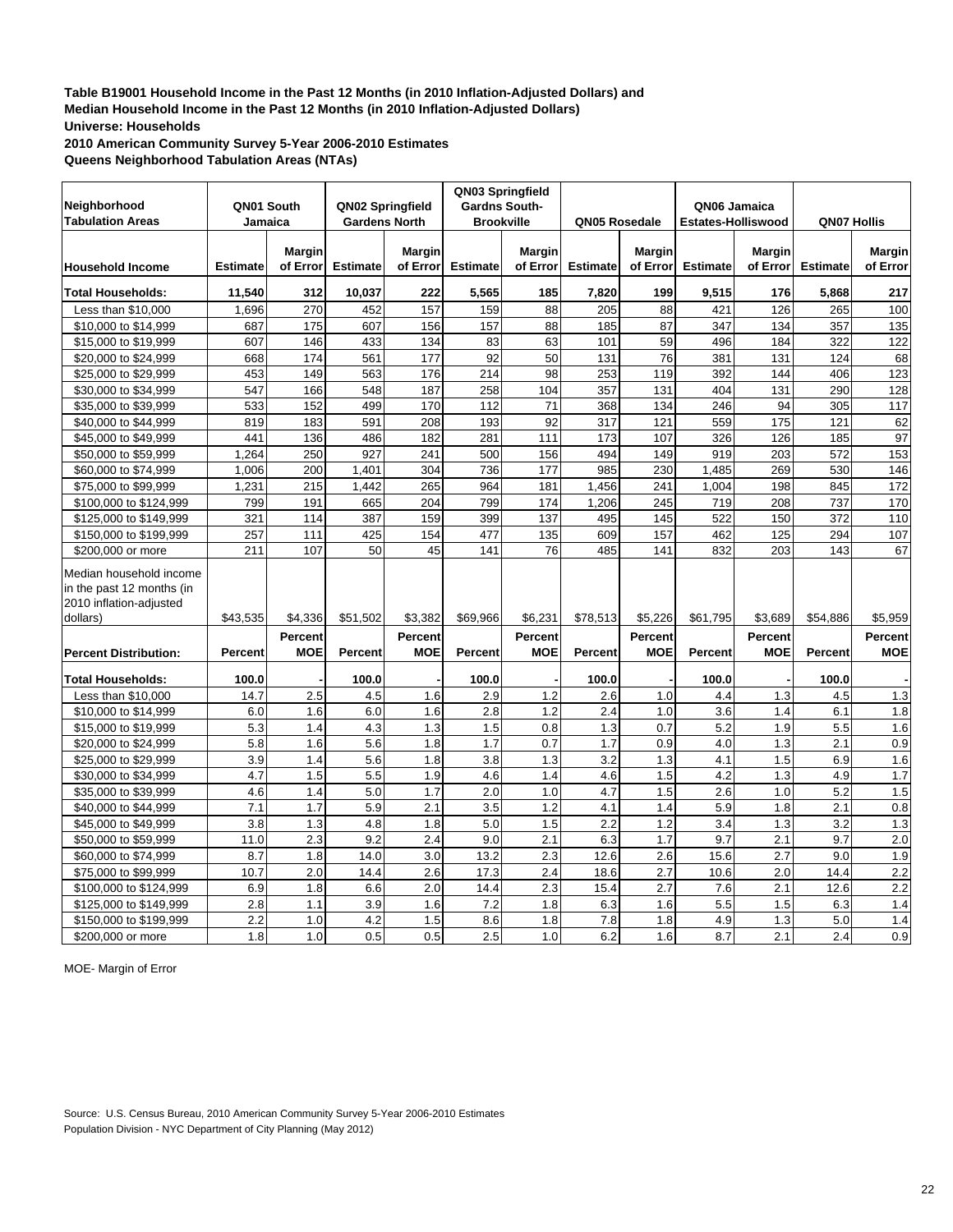**Table B19001 Household Income in the Past 12 Months (in 2010 Inflation-Adjusted Dollars) and Median Household Income in the Past 12 Months (in 2010 Inflation-Adjusted Dollars)**
**Universe: Households**
**2010 American Community Survey 5-Year 2006-2010 Estimates**
**Queens Neighborhood Tabulation Areas (NTAs)**

| Neighborhood Tabulation Areas | QN01 South Jamaica | | QN02 Springfield Gardens North | | QN03 Springfield Gardns South-Brookville | | QN05 Rosedale | | QN06 Jamaica Estates-Holliswood | | QN07 Hollis | |
|---|---|---|---|---|---|---|---|---|---|---|---|---|
| **Household Income** | **Estimate** | **Margin of Error** | **Estimate** | **Margin of Error** | **Estimate** | **Margin of Error** | **Estimate** | **Margin of Error** | **Estimate** | **Margin of Error** | **Estimate** | **Margin of Error** |
| **Total Households:** | **11,540** | **312** | **10,037** | **222** | **5,565** | **185** | **7,820** | **199** | **9,515** | **176** | **5,868** | **217** |
| Less than $10,000 | 1,696 | 270 | 452 | 157 | 159 | 88 | 205 | 88 | 421 | 126 | 265 | 100 |
| $10,000 to $14,999 | 687 | 175 | 607 | 156 | 157 | 88 | 185 | 87 | 347 | 134 | 357 | 135 |
| $15,000 to $19,999 | 607 | 146 | 433 | 134 | 83 | 63 | 101 | 59 | 496 | 184 | 322 | 122 |
| $20,000 to $24,999 | 668 | 174 | 561 | 177 | 92 | 50 | 131 | 76 | 381 | 131 | 124 | 68 |
| $25,000 to $29,999 | 453 | 149 | 563 | 176 | 214 | 98 | 253 | 119 | 392 | 144 | 406 | 123 |
| $30,000 to $34,999 | 547 | 166 | 548 | 187 | 258 | 104 | 357 | 131 | 404 | 131 | 290 | 128 |
| $35,000 to $39,999 | 533 | 152 | 499 | 170 | 112 | 71 | 368 | 134 | 246 | 94 | 305 | 117 |
| $40,000 to $44,999 | 819 | 183 | 591 | 208 | 193 | 92 | 317 | 121 | 559 | 175 | 121 | 62 |
| $45,000 to $49,999 | 441 | 136 | 486 | 182 | 281 | 111 | 173 | 107 | 326 | 126 | 185 | 97 |
| $50,000 to $59,999 | 1,264 | 250 | 927 | 241 | 500 | 156 | 494 | 149 | 919 | 203 | 572 | 153 |
| $60,000 to $74,999 | 1,006 | 200 | 1,401 | 304 | 736 | 177 | 985 | 230 | 1,485 | 269 | 530 | 146 |
| $75,000 to $99,999 | 1,231 | 215 | 1,442 | 265 | 964 | 181 | 1,456 | 241 | 1,004 | 198 | 845 | 172 |
| $100,000 to $124,999 | 799 | 191 | 665 | 204 | 799 | 174 | 1,206 | 245 | 719 | 208 | 737 | 170 |
| $125,000 to $149,999 | 321 | 114 | 387 | 159 | 399 | 137 | 495 | 145 | 522 | 150 | 372 | 110 |
| $150,000 to $199,999 | 257 | 111 | 425 | 154 | 477 | 135 | 609 | 157 | 462 | 125 | 294 | 107 |
| $200,000 or more | 211 | 107 | 50 | 45 | 141 | 76 | 485 | 141 | 832 | 203 | 143 | 67 |
| Median household income in the past 12 months (in 2010 inflation-adjusted dollars) | $43,535 | $4,336 | $51,502 | $3,382 | $69,966 | $6,231 | $78,513 | $5,226 | $61,795 | $3,689 | $54,886 | $5,959 |
| **Percent Distribution:** | **Percent** | **Percent MOE** | **Percent** | **Percent MOE** | **Percent** | **Percent MOE** | **Percent** | **Percent MOE** | **Percent** | **Percent MOE** | **Percent** | **Percent MOE** |
| **Total Households:** | **100.0** | **-** | **100.0** | **-** | **100.0** | **-** | **100.0** | **-** | **100.0** | **-** | **100.0** | **-** |
| Less than $10,000 | 14.7 | 2.5 | 4.5 | 1.6 | 2.9 | 1.2 | 2.6 | 1.0 | 4.4 | 1.3 | 4.5 | 1.3 |
| $10,000 to $14,999 | 6.0 | 1.6 | 6.0 | 1.6 | 2.8 | 1.2 | 2.4 | 1.0 | 3.6 | 1.4 | 6.1 | 1.8 |
| $15,000 to $19,999 | 5.3 | 1.4 | 4.3 | 1.3 | 1.5 | 0.8 | 1.3 | 0.7 | 5.2 | 1.9 | 5.5 | 1.6 |
| $20,000 to $24,999 | 5.8 | 1.6 | 5.6 | 1.8 | 1.7 | 0.7 | 1.7 | 0.9 | 4.0 | 1.3 | 2.1 | 0.9 |
| $25,000 to $29,999 | 3.9 | 1.4 | 5.6 | 1.8 | 3.8 | 1.3 | 3.2 | 1.3 | 4.1 | 1.5 | 6.9 | 1.6 |
| $30,000 to $34,999 | 4.7 | 1.5 | 5.5 | 1.9 | 4.6 | 1.4 | 4.6 | 1.5 | 4.2 | 1.3 | 4.9 | 1.7 |
| $35,000 to $39,999 | 4.6 | 1.4 | 5.0 | 1.7 | 2.0 | 1.0 | 4.7 | 1.5 | 2.6 | 1.0 | 5.2 | 1.5 |
| $40,000 to $44,999 | 7.1 | 1.7 | 5.9 | 2.1 | 3.5 | 1.2 | 4.1 | 1.4 | 5.9 | 1.8 | 2.1 | 0.8 |
| $45,000 to $49,999 | 3.8 | 1.3 | 4.8 | 1.8 | 5.0 | 1.5 | 2.2 | 1.2 | 3.4 | 1.3 | 3.2 | 1.3 |
| $50,000 to $59,999 | 11.0 | 2.3 | 9.2 | 2.4 | 9.0 | 2.1 | 6.3 | 1.7 | 9.7 | 2.1 | 9.7 | 2.0 |
| $60,000 to $74,999 | 8.7 | 1.8 | 14.0 | 3.0 | 13.2 | 2.3 | 12.6 | 2.6 | 15.6 | 2.7 | 9.0 | 1.9 |
| $75,000 to $99,999 | 10.7 | 2.0 | 14.4 | 2.6 | 17.3 | 2.4 | 18.6 | 2.7 | 10.6 | 2.0 | 14.4 | 2.2 |
| $100,000 to $124,999 | 6.9 | 1.8 | 6.6 | 2.0 | 14.4 | 2.3 | 15.4 | 2.7 | 7.6 | 2.1 | 12.6 | 2.2 |
| $125,000 to $149,999 | 2.8 | 1.1 | 3.9 | 1.6 | 7.2 | 1.8 | 6.3 | 1.6 | 5.5 | 1.5 | 6.3 | 1.4 |
| $150,000 to $199,999 | 2.2 | 1.0 | 4.2 | 1.5 | 8.6 | 1.8 | 7.8 | 1.8 | 4.9 | 1.3 | 5.0 | 1.4 |
| $200,000 or more | 1.8 | 1.0 | 0.5 | 0.5 | 2.5 | 1.0 | 6.2 | 1.6 | 8.7 | 2.1 | 2.4 | 0.9 |

MOE- Margin of Error

Source: U.S. Census Bureau, 2010 American Community Survey 5-Year 2006-2010 Estimates
Population Division - NYC Department of City Planning (May 2012)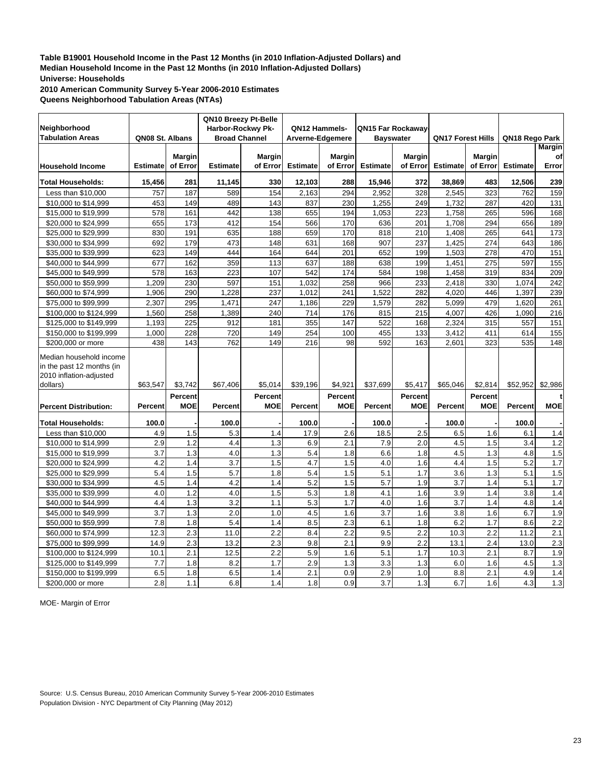**Table B19001 Household Income in the Past 12 Months (in 2010 Inflation-Adjusted Dollars) and Median Household Income in the Past 12 Months (in 2010 Inflation-Adjusted Dollars)**
**Universe: Households**
**2010 American Community Survey 5-Year 2006-2010 Estimates**
**Queens Neighborhood Tabulation Areas (NTAs)**

| Neighborhood Tabulation Areas | QN08 St. Albans | | QN10 Breezy Pt-Belle Harbor-Rockwy Pk-Broad Channel | | QN12 Hammels-Arverne-Edgemere | | QN15 Far Rockaway-Bayswater | | QN17 Forest Hills | | QN18 Rego Park | |
|---|---|---|---|---|---|---|---|---|---|---|---|---|
| **Household Income** | **Estimate** | **Margin of Error** | **Estimate** | **Margin of Error** | **Estimate** | **Margin of Error** | **Estimate** | **Margin of Error** | **Estimate** | **Margin of Error** | **Estimate** | **Margin of Error** |
| **Total Households:** | **15,456** | **281** | **11,145** | **330** | **12,103** | **288** | **15,946** | **372** | **38,869** | **483** | **12,506** | **239** |
| Less than $10,000 | 757 | 187 | 589 | 154 | 2,163 | 294 | 2,952 | 328 | 2,545 | 323 | 762 | 159 |
| $10,000 to $14,999 | 453 | 149 | 489 | 143 | 837 | 230 | 1,255 | 249 | 1,732 | 287 | 420 | 131 |
| $15,000 to $19,999 | 578 | 161 | 442 | 138 | 655 | 194 | 1,053 | 223 | 1,758 | 265 | 596 | 168 |
| $20,000 to $24,999 | 655 | 173 | 412 | 154 | 566 | 170 | 636 | 201 | 1,708 | 294 | 656 | 189 |
| $25,000 to $29,999 | 830 | 191 | 635 | 188 | 659 | 170 | 818 | 210 | 1,408 | 265 | 641 | 173 |
| $30,000 to $34,999 | 692 | 179 | 473 | 148 | 631 | 168 | 907 | 237 | 1,425 | 274 | 643 | 186 |
| $35,000 to $39,999 | 623 | 149 | 444 | 164 | 644 | 201 | 652 | 199 | 1,503 | 278 | 470 | 151 |
| $40,000 to $44,999 | 677 | 162 | 359 | 113 | 637 | 188 | 638 | 199 | 1,451 | 275 | 597 | 155 |
| $45,000 to $49,999 | 578 | 163 | 223 | 107 | 542 | 174 | 584 | 198 | 1,458 | 319 | 834 | 209 |
| $50,000 to $59,999 | 1,209 | 230 | 597 | 151 | 1,032 | 258 | 966 | 233 | 2,418 | 330 | 1,074 | 242 |
| $60,000 to $74,999 | 1,906 | 290 | 1,228 | 237 | 1,012 | 241 | 1,522 | 282 | 4,020 | 446 | 1,397 | 239 |
| $75,000 to $99,999 | 2,307 | 295 | 1,471 | 247 | 1,186 | 229 | 1,579 | 282 | 5,099 | 479 | 1,620 | 261 |
| $100,000 to $124,999 | 1,560 | 258 | 1,389 | 240 | 714 | 176 | 815 | 215 | 4,007 | 426 | 1,090 | 216 |
| $125,000 to $149,999 | 1,193 | 225 | 912 | 181 | 355 | 147 | 522 | 168 | 2,324 | 315 | 557 | 151 |
| $150,000 to $199,999 | 1,000 | 228 | 720 | 149 | 254 | 100 | 455 | 133 | 3,412 | 411 | 614 | 155 |
| $200,000 or more | 438 | 143 | 762 | 149 | 216 | 98 | 592 | 163 | 2,601 | 323 | 535 | 148 |
| Median household income in the past 12 months (in 2010 inflation-adjusted dollars) | $63,547 | $3,742 | $67,406 | $5,014 | $39,196 | $4,921 | $37,699 | $5,417 | $65,046 | $2,814 | $52,952 | $2,986 |
| **Percent Distribution:** | **Percent** | **Percent MOE** | **Percent** | **Percent MOE** | **Percent** | **Percent MOE** | **Percent** | **Percent MOE** | **Percent** | **Percent MOE** | **Percent** | **Percent MOE** |
| **Total Households:** | **100.0** | - | **100.0** | - | **100.0** | - | **100.0** | - | **100.0** | - | **100.0** | - |
| Less than $10,000 | 4.9 | 1.5 | 5.3 | 1.4 | 17.9 | 2.6 | 18.5 | 2.5 | 6.5 | 1.6 | 6.1 | 1.4 |
| $10,000 to $14,999 | 2.9 | 1.2 | 4.4 | 1.3 | 6.9 | 2.1 | 7.9 | 2.0 | 4.5 | 1.5 | 3.4 | 1.2 |
| $15,000 to $19,999 | 3.7 | 1.3 | 4.0 | 1.3 | 5.4 | 1.8 | 6.6 | 1.8 | 4.5 | 1.3 | 4.8 | 1.5 |
| $20,000 to $24,999 | 4.2 | 1.4 | 3.7 | 1.5 | 4.7 | 1.5 | 4.0 | 1.6 | 4.4 | 1.5 | 5.2 | 1.7 |
| $25,000 to $29,999 | 5.4 | 1.5 | 5.7 | 1.8 | 5.4 | 1.5 | 5.1 | 1.7 | 3.6 | 1.3 | 5.1 | 1.5 |
| $30,000 to $34,999 | 4.5 | 1.4 | 4.2 | 1.4 | 5.2 | 1.5 | 5.7 | 1.9 | 3.7 | 1.4 | 5.1 | 1.7 |
| $35,000 to $39,999 | 4.0 | 1.2 | 4.0 | 1.5 | 5.3 | 1.8 | 4.1 | 1.6 | 3.9 | 1.4 | 3.8 | 1.4 |
| $40,000 to $44,999 | 4.4 | 1.3 | 3.2 | 1.1 | 5.3 | 1.7 | 4.0 | 1.6 | 3.7 | 1.4 | 4.8 | 1.4 |
| $45,000 to $49,999 | 3.7 | 1.3 | 2.0 | 1.0 | 4.5 | 1.6 | 3.7 | 1.6 | 3.8 | 1.6 | 6.7 | 1.9 |
| $50,000 to $59,999 | 7.8 | 1.8 | 5.4 | 1.4 | 8.5 | 2.3 | 6.1 | 1.8 | 6.2 | 1.7 | 8.6 | 2.2 |
| $60,000 to $74,999 | 12.3 | 2.3 | 11.0 | 2.2 | 8.4 | 2.2 | 9.5 | 2.2 | 10.3 | 2.2 | 11.2 | 2.1 |
| $75,000 to $99,999 | 14.9 | 2.3 | 13.2 | 2.3 | 9.8 | 2.1 | 9.9 | 2.2 | 13.1 | 2.4 | 13.0 | 2.3 |
| $100,000 to $124,999 | 10.1 | 2.1 | 12.5 | 2.2 | 5.9 | 1.6 | 5.1 | 1.7 | 10.3 | 2.1 | 8.7 | 1.9 |
| $125,000 to $149,999 | 7.7 | 1.8 | 8.2 | 1.7 | 2.9 | 1.3 | 3.3 | 1.3 | 6.0 | 1.6 | 4.5 | 1.3 |
| $150,000 to $199,999 | 6.5 | 1.8 | 6.5 | 1.4 | 2.1 | 0.9 | 2.9 | 1.0 | 8.8 | 2.1 | 4.9 | 1.4 |
| $200,000 or more | 2.8 | 1.1 | 6.8 | 1.4 | 1.8 | 0.9 | 3.7 | 1.3 | 6.7 | 1.6 | 4.3 | 1.3 |

MOE- Margin of Error

Source: U.S. Census Bureau, 2010 American Community Survey 5-Year 2006-2010 Estimates
Population Division - NYC Department of City Planning (May 2012)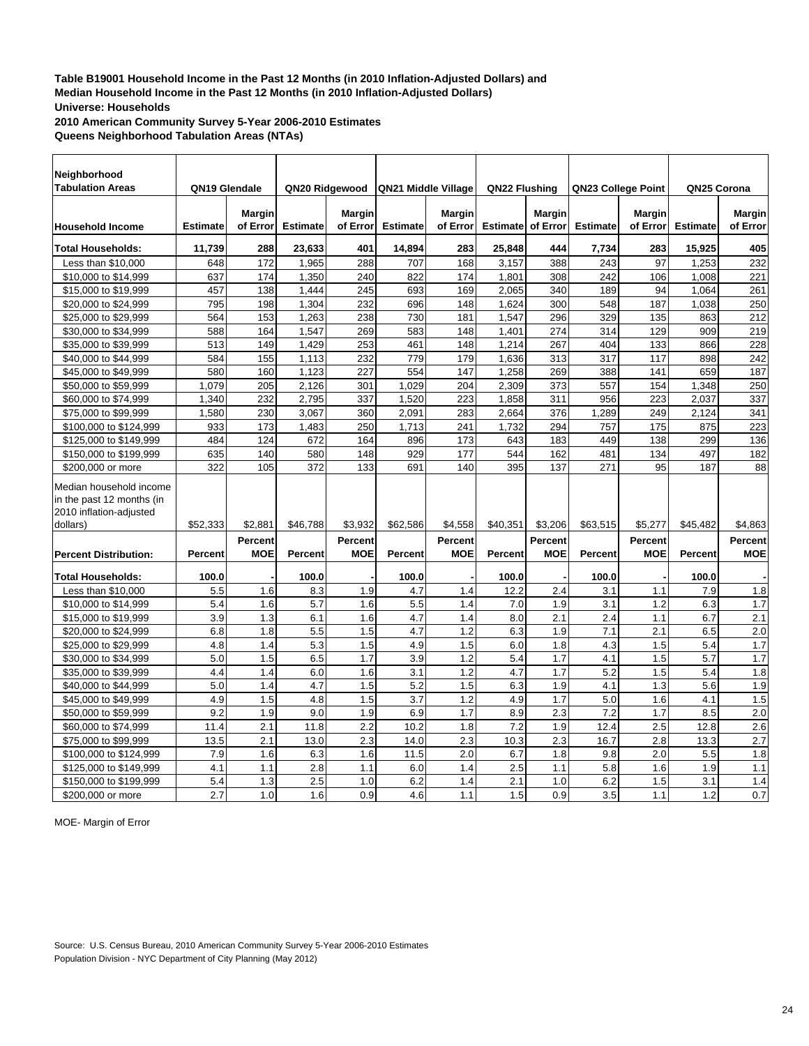**Table B19001 Household Income in the Past 12 Months (in 2010 Inflation-Adjusted Dollars) and Median Household Income in the Past 12 Months (in 2010 Inflation-Adjusted Dollars)**
**Universe: Households**
**2010 American Community Survey 5-Year 2006-2010 Estimates**
**Queens Neighborhood Tabulation Areas (NTAs)**

| Neighborhood Tabulation Areas | QN19 Glendale | | QN20 Ridgewood | | QN21 Middle Village | | QN22 Flushing | | QN23 College Point | | QN25 Corona | |
|---|---|---|---|---|---|---|---|---|---|---|---|---|
| **Household Income** | **Estimate** | **Margin of Error** | **Estimate** | **Margin of Error** | **Estimate** | **Margin of Error** | **Estimate** | **Margin of Error** | **Estimate** | **Margin of Error** | **Estimate** | **Margin of Error** |
| **Total Households:** | **11,739** | **288** | **23,633** | **401** | **14,894** | **283** | **25,848** | **444** | **7,734** | **283** | **15,925** | **405** |
| Less than $10,000 | 648 | 172 | 1,965 | 288 | 707 | 168 | 3,157 | 388 | 243 | 97 | 1,253 | 232 |
| $10,000 to $14,999 | 637 | 174 | 1,350 | 240 | 822 | 174 | 1,801 | 308 | 242 | 106 | 1,008 | 221 |
| $15,000 to $19,999 | 457 | 138 | 1,444 | 245 | 693 | 169 | 2,065 | 340 | 189 | 94 | 1,064 | 261 |
| $20,000 to $24,999 | 795 | 198 | 1,304 | 232 | 696 | 148 | 1,624 | 300 | 548 | 187 | 1,038 | 250 |
| $25,000 to $29,999 | 564 | 153 | 1,263 | 238 | 730 | 181 | 1,547 | 296 | 329 | 135 | 863 | 212 |
| $30,000 to $34,999 | 588 | 164 | 1,547 | 269 | 583 | 148 | 1,401 | 274 | 314 | 129 | 909 | 219 |
| $35,000 to $39,999 | 513 | 149 | 1,429 | 253 | 461 | 148 | 1,214 | 267 | 404 | 133 | 866 | 228 |
| $40,000 to $44,999 | 584 | 155 | 1,113 | 232 | 779 | 179 | 1,636 | 313 | 317 | 117 | 898 | 242 |
| $45,000 to $49,999 | 580 | 160 | 1,123 | 227 | 554 | 147 | 1,258 | 269 | 388 | 141 | 659 | 187 |
| $50,000 to $59,999 | 1,079 | 205 | 2,126 | 301 | 1,029 | 204 | 2,309 | 373 | 557 | 154 | 1,348 | 250 |
| $60,000 to $74,999 | 1,340 | 232 | 2,795 | 337 | 1,520 | 223 | 1,858 | 311 | 956 | 223 | 2,037 | 337 |
| $75,000 to $99,999 | 1,580 | 230 | 3,067 | 360 | 2,091 | 283 | 2,664 | 376 | 1,289 | 249 | 2,124 | 341 |
| $100,000 to $124,999 | 933 | 173 | 1,483 | 250 | 1,713 | 241 | 1,732 | 294 | 757 | 175 | 875 | 223 |
| $125,000 to $149,999 | 484 | 124 | 672 | 164 | 896 | 173 | 643 | 183 | 449 | 138 | 299 | 136 |
| $150,000 to $199,999 | 635 | 140 | 580 | 148 | 929 | 177 | 544 | 162 | 481 | 134 | 497 | 182 |
| $200,000 or more | 322 | 105 | 372 | 133 | 691 | 140 | 395 | 137 | 271 | 95 | 187 | 88 |
| Median household income in the past 12 months (in 2010 inflation-adjusted dollars) | $52,333 | $2,881 | $46,788 | $3,932 | $62,586 | $4,558 | $40,351 | $3,206 | $63,515 | $5,277 | $45,482 | $4,863 |
| **Percent Distribution:** | **Percent** | **Percent MOE** | **Percent** | **Percent MOE** | **Percent** | **Percent MOE** | **Percent** | **Percent MOE** | **Percent** | **Percent MOE** | **Percent** | **Percent MOE** |
| **Total Households:** | **100.0** | **-** | **100.0** | **-** | **100.0** | **-** | **100.0** | **-** | **100.0** | **-** | **100.0** | **-** |
| Less than $10,000 | 5.5 | 1.6 | 8.3 | 1.9 | 4.7 | 1.4 | 12.2 | 2.4 | 3.1 | 1.1 | 7.9 | 1.8 |
| $10,000 to $14,999 | 5.4 | 1.6 | 5.7 | 1.6 | 5.5 | 1.4 | 7.0 | 1.9 | 3.1 | 1.2 | 6.3 | 1.7 |
| $15,000 to $19,999 | 3.9 | 1.3 | 6.1 | 1.6 | 4.7 | 1.4 | 8.0 | 2.1 | 2.4 | 1.1 | 6.7 | 2.1 |
| $20,000 to $24,999 | 6.8 | 1.8 | 5.5 | 1.5 | 4.7 | 1.2 | 6.3 | 1.9 | 7.1 | 2.1 | 6.5 | 2.0 |
| $25,000 to $29,999 | 4.8 | 1.4 | 5.3 | 1.5 | 4.9 | 1.5 | 6.0 | 1.8 | 4.3 | 1.5 | 5.4 | 1.7 |
| $30,000 to $34,999 | 5.0 | 1.5 | 6.5 | 1.7 | 3.9 | 1.2 | 5.4 | 1.7 | 4.1 | 1.5 | 5.7 | 1.7 |
| $35,000 to $39,999 | 4.4 | 1.4 | 6.0 | 1.6 | 3.1 | 1.2 | 4.7 | 1.7 | 5.2 | 1.5 | 5.4 | 1.8 |
| $40,000 to $44,999 | 5.0 | 1.4 | 4.7 | 1.5 | 5.2 | 1.5 | 6.3 | 1.9 | 4.1 | 1.3 | 5.6 | 1.9 |
| $45,000 to $49,999 | 4.9 | 1.5 | 4.8 | 1.5 | 3.7 | 1.2 | 4.9 | 1.7 | 5.0 | 1.6 | 4.1 | 1.5 |
| $50,000 to $59,999 | 9.2 | 1.9 | 9.0 | 1.9 | 6.9 | 1.7 | 8.9 | 2.3 | 7.2 | 1.7 | 8.5 | 2.0 |
| $60,000 to $74,999 | 11.4 | 2.1 | 11.8 | 2.2 | 10.2 | 1.8 | 7.2 | 1.9 | 12.4 | 2.5 | 12.8 | 2.6 |
| $75,000 to $99,999 | 13.5 | 2.1 | 13.0 | 2.3 | 14.0 | 2.3 | 10.3 | 2.3 | 16.7 | 2.8 | 13.3 | 2.7 |
| $100,000 to $124,999 | 7.9 | 1.6 | 6.3 | 1.6 | 11.5 | 2.0 | 6.7 | 1.8 | 9.8 | 2.0 | 5.5 | 1.8 |
| $125,000 to $149,999 | 4.1 | 1.1 | 2.8 | 1.1 | 6.0 | 1.4 | 2.5 | 1.1 | 5.8 | 1.6 | 1.9 | 1.1 |
| $150,000 to $199,999 | 5.4 | 1.3 | 2.5 | 1.0 | 6.2 | 1.4 | 2.1 | 1.0 | 6.2 | 1.5 | 3.1 | 1.4 |
| $200,000 or more | 2.7 | 1.0 | 1.6 | 0.9 | 4.6 | 1.1 | 1.5 | 0.9 | 3.5 | 1.1 | 1.2 | 0.7 |

MOE- Margin of Error

Source: U.S. Census Bureau, 2010 American Community Survey 5-Year 2006-2010 Estimates
Population Division - NYC Department of City Planning (May 2012)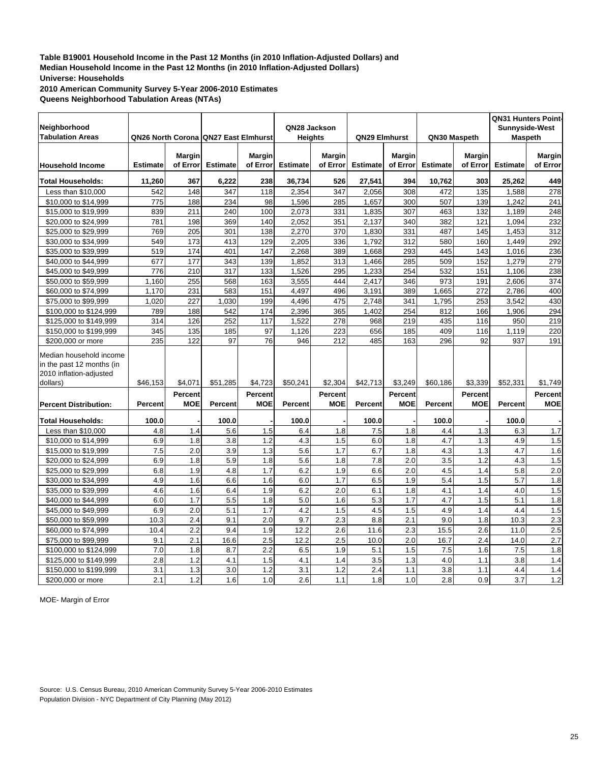**Table B19001 Household Income in the Past 12 Months (in 2010 Inflation-Adjusted Dollars) and Median Household Income in the Past 12 Months (in 2010 Inflation-Adjusted Dollars)**
**Universe: Households**
**2010 American Community Survey 5-Year 2006-2010 Estimates**
**Queens Neighborhood Tabulation Areas (NTAs)**

| Neighborhood Tabulation Areas | QN26 North Corona | | QN27 East Elmhurst | | QN28 Jackson Heights | | QN29 Elmhurst | | QN30 Maspeth | | QN31 Hunters Point-Sunnyside-West Maspeth | |
|---|---|---|---|---|---|---|---|---|---|---|---|---|
| **Household Income** | **Estimate** | **Margin of Error** | **Estimate** | **Margin of Error** | **Estimate** | **Margin of Error** | **Estimate** | **Margin of Error** | **Estimate** | **Margin of Error** | **Estimate** | **Margin of Error** |
| **Total Households:** | **11,260** | **367** | **6,222** | **238** | **36,734** | **526** | **27,541** | **394** | **10,762** | **303** | **25,262** | **449** |
| Less than $10,000 | 542 | 148 | 347 | 118 | 2,354 | 347 | 2,056 | 308 | 472 | 135 | 1,588 | 278 |
| $10,000 to $14,999 | 775 | 188 | 234 | 98 | 1,596 | 285 | 1,657 | 300 | 507 | 139 | 1,242 | 241 |
| $15,000 to $19,999 | 839 | 211 | 240 | 100 | 2,073 | 331 | 1,835 | 307 | 463 | 132 | 1,189 | 248 |
| $20,000 to $24,999 | 781 | 198 | 369 | 140 | 2,052 | 351 | 2,137 | 340 | 382 | 121 | 1,094 | 232 |
| $25,000 to $29,999 | 769 | 205 | 301 | 138 | 2,270 | 370 | 1,830 | 331 | 487 | 145 | 1,453 | 312 |
| $30,000 to $34,999 | 549 | 173 | 413 | 129 | 2,205 | 336 | 1,792 | 312 | 580 | 160 | 1,449 | 292 |
| $35,000 to $39,999 | 519 | 174 | 401 | 147 | 2,268 | 389 | 1,668 | 293 | 445 | 143 | 1,016 | 236 |
| $40,000 to $44,999 | 677 | 177 | 343 | 139 | 1,852 | 313 | 1,466 | 285 | 509 | 152 | 1,279 | 279 |
| $45,000 to $49,999 | 776 | 210 | 317 | 133 | 1,526 | 295 | 1,233 | 254 | 532 | 151 | 1,106 | 238 |
| $50,000 to $59,999 | 1,160 | 255 | 568 | 163 | 3,555 | 444 | 2,417 | 346 | 973 | 191 | 2,606 | 374 |
| $60,000 to $74,999 | 1,170 | 231 | 583 | 151 | 4,497 | 496 | 3,191 | 389 | 1,665 | 272 | 2,786 | 400 |
| $75,000 to $99,999 | 1,020 | 227 | 1,030 | 199 | 4,496 | 475 | 2,748 | 341 | 1,795 | 253 | 3,542 | 430 |
| $100,000 to $124,999 | 789 | 188 | 542 | 174 | 2,396 | 365 | 1,402 | 254 | 812 | 166 | 1,906 | 294 |
| $125,000 to $149,999 | 314 | 126 | 252 | 117 | 1,522 | 278 | 968 | 219 | 435 | 116 | 950 | 219 |
| $150,000 to $199,999 | 345 | 135 | 185 | 97 | 1,126 | 223 | 656 | 185 | 409 | 116 | 1,119 | 220 |
| $200,000 or more | 235 | 122 | 97 | 76 | 946 | 212 | 485 | 163 | 296 | 92 | 937 | 191 |
| Median household income in the past 12 months (in 2010 inflation-adjusted dollars) | $46,153 | $4,071 | $51,285 | $4,723 | $50,241 | $2,304 | $42,713 | $3,249 | $60,186 | $3,339 | $52,331 | $1,749 |
| **Percent Distribution:** | **Percent** | **Percent MOE** | **Percent** | **Percent MOE** | **Percent** | **Percent MOE** | **Percent** | **Percent MOE** | **Percent** | **Percent MOE** | **Percent** | **Percent MOE** |
| **Total Households:** | **100.0** | - | **100.0** | - | **100.0** | - | **100.0** | - | **100.0** | - | **100.0** | - |
| Less than $10,000 | 4.8 | 1.4 | 5.6 | 1.5 | 6.4 | 1.8 | 7.5 | 1.8 | 4.4 | 1.3 | 6.3 | 1.7 |
| $10,000 to $14,999 | 6.9 | 1.8 | 3.8 | 1.2 | 4.3 | 1.5 | 6.0 | 1.8 | 4.7 | 1.3 | 4.9 | 1.5 |
| $15,000 to $19,999 | 7.5 | 2.0 | 3.9 | 1.3 | 5.6 | 1.7 | 6.7 | 1.8 | 4.3 | 1.3 | 4.7 | 1.6 |
| $20,000 to $24,999 | 6.9 | 1.8 | 5.9 | 1.8 | 5.6 | 1.8 | 7.8 | 2.0 | 3.5 | 1.2 | 4.3 | 1.5 |
| $25,000 to $29,999 | 6.8 | 1.9 | 4.8 | 1.7 | 6.2 | 1.9 | 6.6 | 2.0 | 4.5 | 1.4 | 5.8 | 2.0 |
| $30,000 to $34,999 | 4.9 | 1.6 | 6.6 | 1.6 | 6.0 | 1.7 | 6.5 | 1.9 | 5.4 | 1.5 | 5.7 | 1.8 |
| $35,000 to $39,999 | 4.6 | 1.6 | 6.4 | 1.9 | 6.2 | 2.0 | 6.1 | 1.8 | 4.1 | 1.4 | 4.0 | 1.5 |
| $40,000 to $44,999 | 6.0 | 1.7 | 5.5 | 1.8 | 5.0 | 1.6 | 5.3 | 1.7 | 4.7 | 1.5 | 5.1 | 1.8 |
| $45,000 to $49,999 | 6.9 | 2.0 | 5.1 | 1.7 | 4.2 | 1.5 | 4.5 | 1.5 | 4.9 | 1.4 | 4.4 | 1.5 |
| $50,000 to $59,999 | 10.3 | 2.4 | 9.1 | 2.0 | 9.7 | 2.3 | 8.8 | 2.1 | 9.0 | 1.8 | 10.3 | 2.3 |
| $60,000 to $74,999 | 10.4 | 2.2 | 9.4 | 1.9 | 12.2 | 2.6 | 11.6 | 2.3 | 15.5 | 2.6 | 11.0 | 2.5 |
| $75,000 to $99,999 | 9.1 | 2.1 | 16.6 | 2.5 | 12.2 | 2.5 | 10.0 | 2.0 | 16.7 | 2.4 | 14.0 | 2.7 |
| $100,000 to $124,999 | 7.0 | 1.8 | 8.7 | 2.2 | 6.5 | 1.9 | 5.1 | 1.5 | 7.5 | 1.6 | 7.5 | 1.8 |
| $125,000 to $149,999 | 2.8 | 1.2 | 4.1 | 1.5 | 4.1 | 1.4 | 3.5 | 1.3 | 4.0 | 1.1 | 3.8 | 1.4 |
| $150,000 to $199,999 | 3.1 | 1.3 | 3.0 | 1.2 | 3.1 | 1.2 | 2.4 | 1.1 | 3.8 | 1.1 | 4.4 | 1.4 |
| $200,000 or more | 2.1 | 1.2 | 1.6 | 1.0 | 2.6 | 1.1 | 1.8 | 1.0 | 2.8 | 0.9 | 3.7 | 1.2 |

MOE- Margin of Error

Source: U.S. Census Bureau, 2010 American Community Survey 5-Year 2006-2010 Estimates
Population Division - NYC Department of City Planning (May 2012)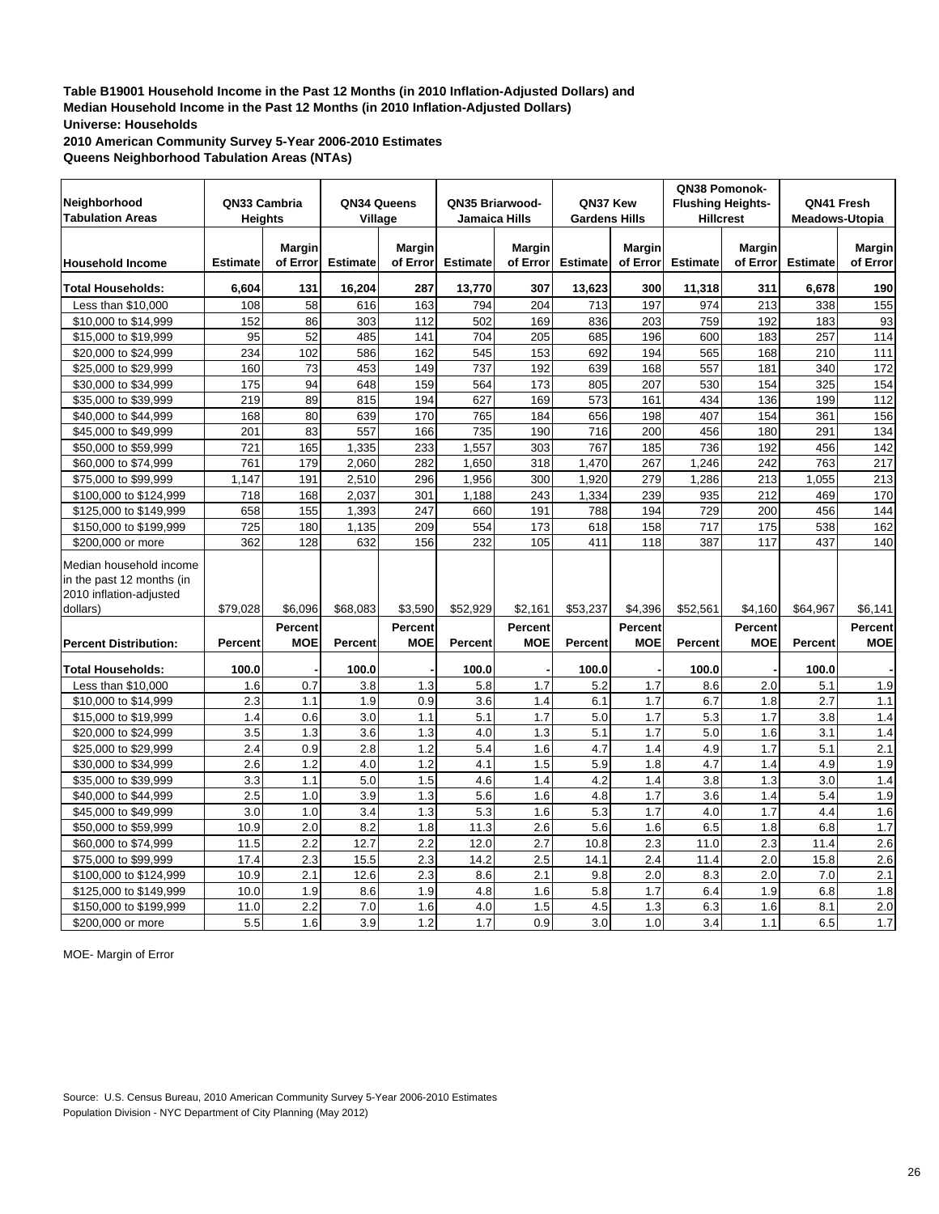**Table B19001 Household Income in the Past 12 Months (in 2010 Inflation-Adjusted Dollars) and Median Household Income in the Past 12 Months (in 2010 Inflation-Adjusted Dollars)**

**Universe: Households**

**2010 American Community Survey 5-Year 2006-2010 Estimates**

**Queens Neighborhood Tabulation Areas (NTAs)**

| Neighborhood Tabulation Areas | QN33 Cambria Heights | | QN34 Queens Village | | QN35 Briarwood-Jamaica Hills | | QN37 Kew Gardens Hills | | QN38 Pomonok-Flushing Heights-Hillcrest | | QN41 Fresh Meadows-Utopia | |
|---|---|---|---|---|---|---|---|---|---|---|---|---|
| **Household Income** | **Estimate** | **Margin of Error** | **Estimate** | **Margin of Error** | **Estimate** | **Margin of Error** | **Estimate** | **Margin of Error** | **Estimate** | **Margin of Error** | **Estimate** | **Margin of Error** |
| **Total Households:** | **6,604** | **131** | **16,204** | **287** | **13,770** | **307** | **13,623** | **300** | **11,318** | **311** | **6,678** | **190** |
| Less than $10,000 | 108 | 58 | 616 | 163 | 794 | 204 | 713 | 197 | 974 | 213 | 338 | 155 |
| $10,000 to $14,999 | 152 | 86 | 303 | 112 | 502 | 169 | 836 | 203 | 759 | 192 | 183 | 93 |
| $15,000 to $19,999 | 95 | 52 | 485 | 141 | 704 | 205 | 685 | 196 | 600 | 183 | 257 | 114 |
| $20,000 to $24,999 | 234 | 102 | 586 | 162 | 545 | 153 | 692 | 194 | 565 | 168 | 210 | 111 |
| $25,000 to $29,999 | 160 | 73 | 453 | 149 | 737 | 192 | 639 | 168 | 557 | 181 | 340 | 172 |
| $30,000 to $34,999 | 175 | 94 | 648 | 159 | 564 | 173 | 805 | 207 | 530 | 154 | 325 | 154 |
| $35,000 to $39,999 | 219 | 89 | 815 | 194 | 627 | 169 | 573 | 161 | 434 | 136 | 199 | 112 |
| $40,000 to $44,999 | 168 | 80 | 639 | 170 | 765 | 184 | 656 | 198 | 407 | 154 | 361 | 156 |
| $45,000 to $49,999 | 201 | 83 | 557 | 166 | 735 | 190 | 716 | 200 | 456 | 180 | 291 | 134 |
| $50,000 to $59,999 | 721 | 165 | 1,335 | 233 | 1,557 | 303 | 767 | 185 | 736 | 192 | 456 | 142 |
| $60,000 to $74,999 | 761 | 179 | 2,060 | 282 | 1,650 | 318 | 1,470 | 267 | 1,246 | 242 | 763 | 217 |
| $75,000 to $99,999 | 1,147 | 191 | 2,510 | 296 | 1,956 | 300 | 1,920 | 279 | 1,286 | 213 | 1,055 | 213 |
| $100,000 to $124,999 | 718 | 168 | 2,037 | 301 | 1,188 | 243 | 1,334 | 239 | 935 | 212 | 469 | 170 |
| $125,000 to $149,999 | 658 | 155 | 1,393 | 247 | 660 | 191 | 788 | 194 | 729 | 200 | 456 | 144 |
| $150,000 to $199,999 | 725 | 180 | 1,135 | 209 | 554 | 173 | 618 | 158 | 717 | 175 | 538 | 162 |
| $200,000 or more | 362 | 128 | 632 | 156 | 232 | 105 | 411 | 118 | 387 | 117 | 437 | 140 |
| Median household income in the past 12 months (in 2010 inflation-adjusted dollars) | $79,028 | $6,096 | $68,083 | $3,590 | $52,929 | $2,161 | $53,237 | $4,396 | $52,561 | $4,160 | $64,967 | $6,141 |
| **Percent Distribution:** | **Percent** | **Percent MOE** | **Percent** | **Percent MOE** | **Percent** | **Percent MOE** | **Percent** | **Percent MOE** | **Percent** | **Percent MOE** | **Percent** | **Percent MOE** |
| **Total Households:** | **100.0** | - | **100.0** | - | **100.0** | - | **100.0** | - | **100.0** | - | **100.0** | - |
| Less than $10,000 | 1.6 | 0.7 | 3.8 | 1.3 | 5.8 | 1.7 | 5.2 | 1.7 | 8.6 | 2.0 | 5.1 | 1.9 |
| $10,000 to $14,999 | 2.3 | 1.1 | 1.9 | 0.9 | 3.6 | 1.4 | 6.1 | 1.7 | 6.7 | 1.8 | 2.7 | 1.1 |
| $15,000 to $19,999 | 1.4 | 0.6 | 3.0 | 1.1 | 5.1 | 1.7 | 5.0 | 1.7 | 5.3 | 1.7 | 3.8 | 1.4 |
| $20,000 to $24,999 | 3.5 | 1.3 | 3.6 | 1.3 | 4.0 | 1.3 | 5.1 | 1.7 | 5.0 | 1.6 | 3.1 | 1.4 |
| $25,000 to $29,999 | 2.4 | 0.9 | 2.8 | 1.2 | 5.4 | 1.6 | 4.7 | 1.4 | 4.9 | 1.7 | 5.1 | 2.1 |
| $30,000 to $34,999 | 2.6 | 1.2 | 4.0 | 1.2 | 4.1 | 1.5 | 5.9 | 1.8 | 4.7 | 1.4 | 4.9 | 1.9 |
| $35,000 to $39,999 | 3.3 | 1.1 | 5.0 | 1.5 | 4.6 | 1.4 | 4.2 | 1.4 | 3.8 | 1.3 | 3.0 | 1.4 |
| $40,000 to $44,999 | 2.5 | 1.0 | 3.9 | 1.3 | 5.6 | 1.6 | 4.8 | 1.7 | 3.6 | 1.4 | 5.4 | 1.9 |
| $45,000 to $49,999 | 3.0 | 1.0 | 3.4 | 1.3 | 5.3 | 1.6 | 5.3 | 1.7 | 4.0 | 1.7 | 4.4 | 1.6 |
| $50,000 to $59,999 | 10.9 | 2.0 | 8.2 | 1.8 | 11.3 | 2.6 | 5.6 | 1.6 | 6.5 | 1.8 | 6.8 | 1.7 |
| $60,000 to $74,999 | 11.5 | 2.2 | 12.7 | 2.2 | 12.0 | 2.7 | 10.8 | 2.3 | 11.0 | 2.3 | 11.4 | 2.6 |
| $75,000 to $99,999 | 17.4 | 2.3 | 15.5 | 2.3 | 14.2 | 2.5 | 14.1 | 2.4 | 11.4 | 2.0 | 15.8 | 2.6 |
| $100,000 to $124,999 | 10.9 | 2.1 | 12.6 | 2.3 | 8.6 | 2.1 | 9.8 | 2.0 | 8.3 | 2.0 | 7.0 | 2.1 |
| $125,000 to $149,999 | 10.0 | 1.9 | 8.6 | 1.9 | 4.8 | 1.6 | 5.8 | 1.7 | 6.4 | 1.9 | 6.8 | 1.8 |
| $150,000 to $199,999 | 11.0 | 2.2 | 7.0 | 1.6 | 4.0 | 1.5 | 4.5 | 1.3 | 6.3 | 1.6 | 8.1 | 2.0 |
| $200,000 or more | 5.5 | 1.6 | 3.9 | 1.2 | 1.7 | 0.9 | 3.0 | 1.0 | 3.4 | 1.1 | 6.5 | 1.7 |

MOE- Margin of Error

Source: U.S. Census Bureau, 2010 American Community Survey 5-Year 2006-2010 Estimates
Population Division - NYC Department of City Planning (May 2012)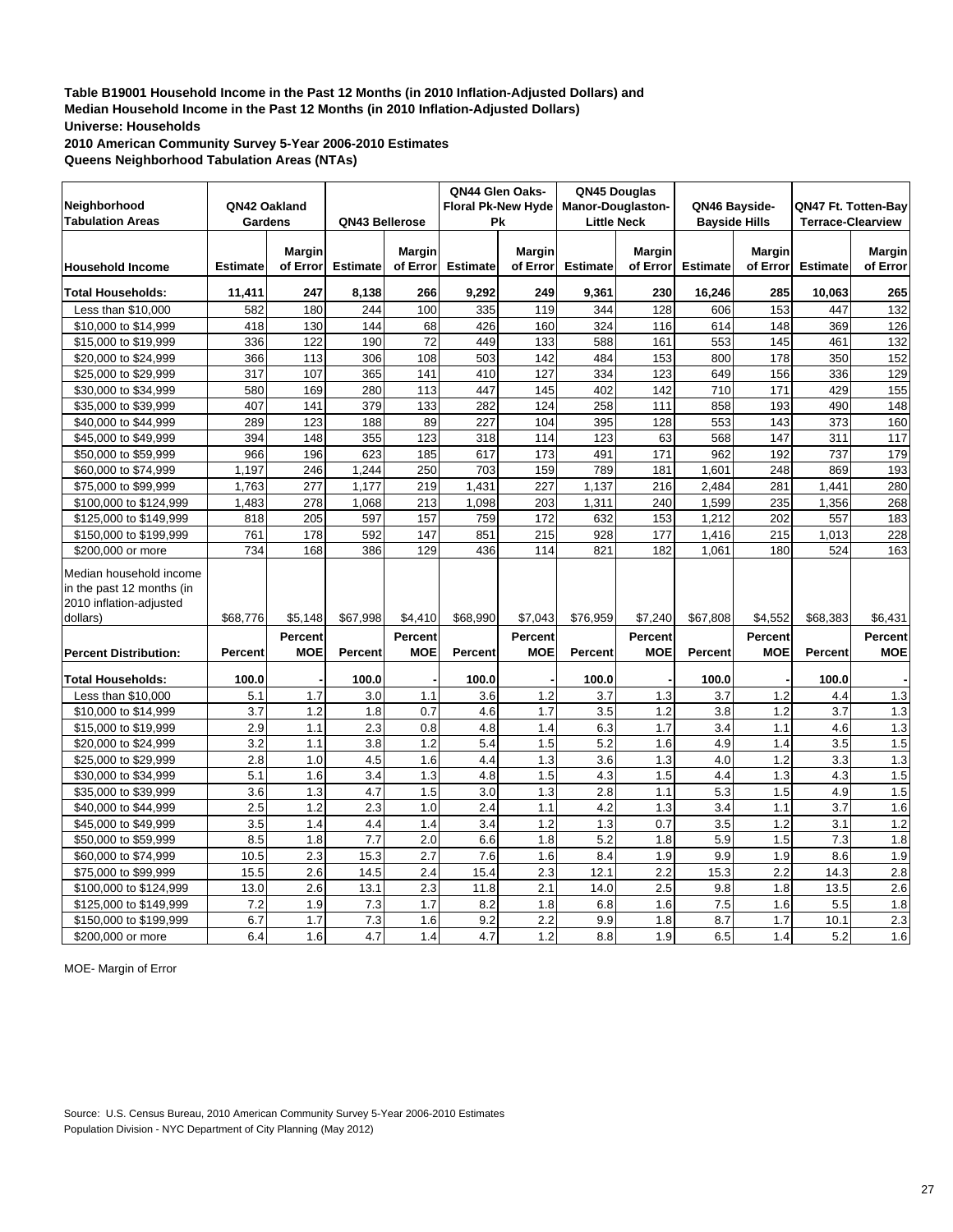**Table B19001 Household Income in the Past 12 Months (in 2010 Inflation-Adjusted Dollars) and Median Household Income in the Past 12 Months (in 2010 Inflation-Adjusted Dollars)**
**Universe: Households**
**2010 American Community Survey 5-Year 2006-2010 Estimates**
**Queens Neighborhood Tabulation Areas (NTAs)**

| Neighborhood Tabulation Areas | QN42 Oakland Gardens | | QN43 Bellerose | | QN44 Glen Oaks-Floral Pk-New Hyde Pk | | QN45 Douglas Manor-Douglaston-Little Neck | | QN46 Bayside-Bayside Hills | | QN47 Ft. Totten-Bay Terrace-Clearview | |
|---|---|---|---|---|---|---|---|---|---|---|---|---|
| **Household Income** | **Estimate** | **Margin of Error** | **Estimate** | **Margin of Error** | **Estimate** | **Margin of Error** | **Estimate** | **Margin of Error** | **Estimate** | **Margin of Error** | **Estimate** | **Margin of Error** |
| **Total Households:** | **11,411** | **247** | **8,138** | **266** | **9,292** | **249** | **9,361** | **230** | **16,246** | **285** | **10,063** | **265** |
| Less than $10,000 | 582 | 180 | 244 | 100 | 335 | 119 | 344 | 128 | 606 | 153 | 447 | 132 |
| $10,000 to $14,999 | 418 | 130 | 144 | 68 | 426 | 160 | 324 | 116 | 614 | 148 | 369 | 126 |
| $15,000 to $19,999 | 336 | 122 | 190 | 72 | 449 | 133 | 588 | 161 | 553 | 145 | 461 | 132 |
| $20,000 to $24,999 | 366 | 113 | 306 | 108 | 503 | 142 | 484 | 153 | 800 | 178 | 350 | 152 |
| $25,000 to $29,999 | 317 | 107 | 365 | 141 | 410 | 127 | 334 | 123 | 649 | 156 | 336 | 129 |
| $30,000 to $34,999 | 580 | 169 | 280 | 113 | 447 | 145 | 402 | 142 | 710 | 171 | 429 | 155 |
| $35,000 to $39,999 | 407 | 141 | 379 | 133 | 282 | 124 | 258 | 111 | 858 | 193 | 490 | 148 |
| $40,000 to $44,999 | 289 | 123 | 188 | 89 | 227 | 104 | 395 | 128 | 553 | 143 | 373 | 160 |
| $45,000 to $49,999 | 394 | 148 | 355 | 123 | 318 | 114 | 123 | 63 | 568 | 147 | 311 | 117 |
| $50,000 to $59,999 | 966 | 196 | 623 | 185 | 617 | 173 | 491 | 171 | 962 | 192 | 737 | 179 |
| $60,000 to $74,999 | 1,197 | 246 | 1,244 | 250 | 703 | 159 | 789 | 181 | 1,601 | 248 | 869 | 193 |
| $75,000 to $99,999 | 1,763 | 277 | 1,177 | 219 | 1,431 | 227 | 1,137 | 216 | 2,484 | 281 | 1,441 | 280 |
| $100,000 to $124,999 | 1,483 | 278 | 1,068 | 213 | 1,098 | 203 | 1,311 | 240 | 1,599 | 235 | 1,356 | 268 |
| $125,000 to $149,999 | 818 | 205 | 597 | 157 | 759 | 172 | 632 | 153 | 1,212 | 202 | 557 | 183 |
| $150,000 to $199,999 | 761 | 178 | 592 | 147 | 851 | 215 | 928 | 177 | 1,416 | 215 | 1,013 | 228 |
| $200,000 or more | 734 | 168 | 386 | 129 | 436 | 114 | 821 | 182 | 1,061 | 180 | 524 | 163 |
| Median household income in the past 12 months (in 2010 inflation-adjusted dollars) | $68,776 | $5,148 | $67,998 | $4,410 | $68,990 | $7,043 | $76,959 | $7,240 | $67,808 | $4,552 | $68,383 | $6,431 |
| **Percent Distribution:** | **Percent** | **Percent MOE** | **Percent** | **Percent MOE** | **Percent** | **Percent MOE** | **Percent** | **Percent MOE** | **Percent** | **Percent MOE** | **Percent** | **Percent MOE** |
| **Total Households:** | **100.0** | **-** | **100.0** | **-** | **100.0** | **-** | **100.0** | **-** | **100.0** | **-** | **100.0** | **-** |
| Less than $10,000 | 5.1 | 1.7 | 3.0 | 1.1 | 3.6 | 1.2 | 3.7 | 1.3 | 3.7 | 1.2 | 4.4 | 1.3 |
| $10,000 to $14,999 | 3.7 | 1.2 | 1.8 | 0.7 | 4.6 | 1.7 | 3.5 | 1.2 | 3.8 | 1.2 | 3.7 | 1.3 |
| $15,000 to $19,999 | 2.9 | 1.1 | 2.3 | 0.8 | 4.8 | 1.4 | 6.3 | 1.7 | 3.4 | 1.1 | 4.6 | 1.3 |
| $20,000 to $24,999 | 3.2 | 1.1 | 3.8 | 1.2 | 5.4 | 1.5 | 5.2 | 1.6 | 4.9 | 1.4 | 3.5 | 1.5 |
| $25,000 to $29,999 | 2.8 | 1.0 | 4.5 | 1.6 | 4.4 | 1.3 | 3.6 | 1.3 | 4.0 | 1.2 | 3.3 | 1.3 |
| $30,000 to $34,999 | 5.1 | 1.6 | 3.4 | 1.3 | 4.8 | 1.5 | 4.3 | 1.5 | 4.4 | 1.3 | 4.3 | 1.5 |
| $35,000 to $39,999 | 3.6 | 1.3 | 4.7 | 1.5 | 3.0 | 1.3 | 2.8 | 1.1 | 5.3 | 1.5 | 4.9 | 1.5 |
| $40,000 to $44,999 | 2.5 | 1.2 | 2.3 | 1.0 | 2.4 | 1.1 | 4.2 | 1.3 | 3.4 | 1.1 | 3.7 | 1.6 |
| $45,000 to $49,999 | 3.5 | 1.4 | 4.4 | 1.4 | 3.4 | 1.2 | 1.3 | 0.7 | 3.5 | 1.2 | 3.1 | 1.2 |
| $50,000 to $59,999 | 8.5 | 1.8 | 7.7 | 2.0 | 6.6 | 1.8 | 5.2 | 1.8 | 5.9 | 1.5 | 7.3 | 1.8 |
| $60,000 to $74,999 | 10.5 | 2.3 | 15.3 | 2.7 | 7.6 | 1.6 | 8.4 | 1.9 | 9.9 | 1.9 | 8.6 | 1.9 |
| $75,000 to $99,999 | 15.5 | 2.6 | 14.5 | 2.4 | 15.4 | 2.3 | 12.1 | 2.2 | 15.3 | 2.2 | 14.3 | 2.8 |
| $100,000 to $124,999 | 13.0 | 2.6 | 13.1 | 2.3 | 11.8 | 2.1 | 14.0 | 2.5 | 9.8 | 1.8 | 13.5 | 2.6 |
| $125,000 to $149,999 | 7.2 | 1.9 | 7.3 | 1.7 | 8.2 | 1.8 | 6.8 | 1.6 | 7.5 | 1.6 | 5.5 | 1.8 |
| $150,000 to $199,999 | 6.7 | 1.7 | 7.3 | 1.6 | 9.2 | 2.2 | 9.9 | 1.8 | 8.7 | 1.7 | 10.1 | 2.3 |
| $200,000 or more | 6.4 | 1.6 | 4.7 | 1.4 | 4.7 | 1.2 | 8.8 | 1.9 | 6.5 | 1.4 | 5.2 | 1.6 |

MOE- Margin of Error

Source: U.S. Census Bureau, 2010 American Community Survey 5-Year 2006-2010 Estimates
Population Division - NYC Department of City Planning (May 2012)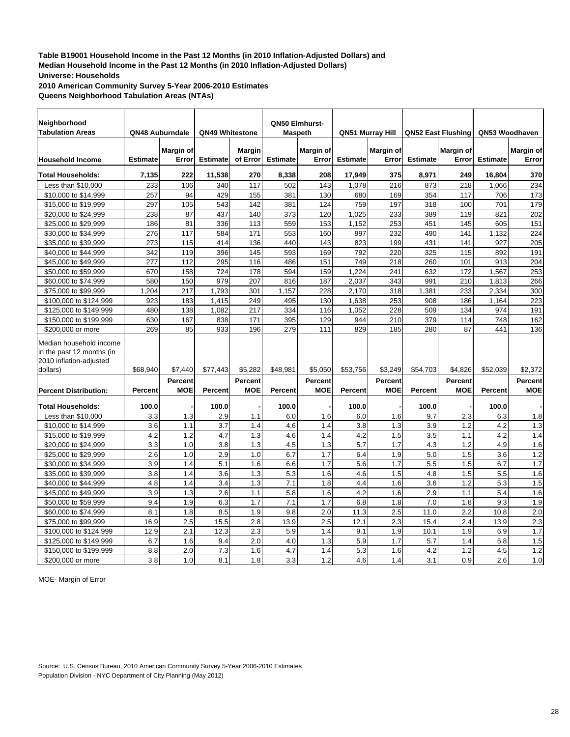**Table B19001 Household Income in the Past 12 Months (in 2010 Inflation-Adjusted Dollars) and Median Household Income in the Past 12 Months (in 2010 Inflation-Adjusted Dollars)**
**Universe: Households**
**2010 American Community Survey 5-Year 2006-2010 Estimates**
**Queens Neighborhood Tabulation Areas (NTAs)**

| Neighborhood Tabulation Areas | QN48 Auburndale | | QN49 Whitestone | | QN50 Elmhurst-Maspeth | | QN51 Murray Hill | | QN52 East Flushing | | QN53 Woodhaven | |
|---|---|---|---|---|---|---|---|---|---|---|---|---|
| **Household Income** | **Estimate** | **Margin of Error** | **Estimate** | **Margin of Error** | **Estimate** | **Margin of Error** | **Estimate** | **Margin of Error** | **Estimate** | **Margin of Error** | **Estimate** | **Margin of Error** |
| **Total Households:** | **7,135** | **222** | **11,538** | **270** | **8,338** | **208** | **17,949** | **375** | **8,971** | **249** | **16,804** | **370** |
| Less than $10,000 | 233 | 106 | 340 | 117 | 502 | 143 | 1,078 | 216 | 873 | 218 | 1,066 | 234 |
| $10,000 to $14,999 | 257 | 94 | 429 | 155 | 381 | 130 | 680 | 169 | 354 | 117 | 706 | 173 |
| $15,000 to $19,999 | 297 | 105 | 543 | 142 | 381 | 124 | 759 | 197 | 318 | 100 | 701 | 179 |
| $20,000 to $24,999 | 238 | 87 | 437 | 140 | 373 | 120 | 1,025 | 233 | 389 | 119 | 821 | 202 |
| $25,000 to $29,999 | 186 | 81 | 336 | 113 | 559 | 153 | 1,152 | 253 | 451 | 145 | 605 | 151 |
| $30,000 to $34,999 | 276 | 117 | 584 | 171 | 553 | 160 | 997 | 232 | 490 | 141 | 1,132 | 224 |
| $35,000 to $39,999 | 273 | 115 | 414 | 136 | 440 | 143 | 823 | 199 | 431 | 141 | 927 | 205 |
| $40,000 to $44,999 | 342 | 119 | 396 | 145 | 593 | 169 | 792 | 220 | 325 | 115 | 892 | 191 |
| $45,000 to $49,999 | 277 | 112 | 295 | 116 | 486 | 151 | 749 | 218 | 260 | 101 | 913 | 204 |
| $50,000 to $59,999 | 670 | 158 | 724 | 178 | 594 | 159 | 1,224 | 241 | 632 | 172 | 1,567 | 253 |
| $60,000 to $74,999 | 580 | 150 | 979 | 207 | 816 | 187 | 2,037 | 343 | 991 | 210 | 1,813 | 266 |
| $75,000 to $99,999 | 1,204 | 217 | 1,793 | 301 | 1,157 | 228 | 2,170 | 318 | 1,381 | 233 | 2,334 | 300 |
| $100,000 to $124,999 | 923 | 183 | 1,415 | 249 | 495 | 130 | 1,638 | 253 | 908 | 186 | 1,164 | 223 |
| $125,000 to $149,999 | 480 | 138 | 1,082 | 217 | 334 | 116 | 1,052 | 228 | 509 | 134 | 974 | 191 |
| $150,000 to $199,999 | 630 | 167 | 838 | 171 | 395 | 129 | 944 | 210 | 379 | 114 | 748 | 162 |
| $200,000 or more | 269 | 85 | 933 | 196 | 279 | 111 | 829 | 185 | 280 | 87 | 441 | 136 |
| Median household income in the past 12 months (in 2010 inflation-adjusted dollars) | $68,940 | $7,440 | $77,443 | $5,282 | $48,981 | $5,050 | $53,756 | $3,249 | $54,703 | $4,826 | $52,039 | $2,372 |
| **Percent Distribution:** | **Percent** | **Percent MOE** | **Percent** | **Percent MOE** | **Percent** | **Percent MOE** | **Percent** | **Percent MOE** | **Percent** | **Percent MOE** | **Percent** | **Percent MOE** |
| **Total Households:** | **100.0** | - | **100.0** | - | **100.0** | - | **100.0** | - | **100.0** | - | **100.0** | - |
| Less than $10,000 | 3.3 | 1.3 | 2.9 | 1.1 | 6.0 | 1.6 | 6.0 | 1.6 | 9.7 | 2.3 | 6.3 | 1.8 |
| $10,000 to $14,999 | 3.6 | 1.1 | 3.7 | 1.4 | 4.6 | 1.4 | 3.8 | 1.3 | 3.9 | 1.2 | 4.2 | 1.3 |
| $15,000 to $19,999 | 4.2 | 1.2 | 4.7 | 1.3 | 4.6 | 1.4 | 4.2 | 1.5 | 3.5 | 1.1 | 4.2 | 1.4 |
| $20,000 to $24,999 | 3.3 | 1.0 | 3.8 | 1.3 | 4.5 | 1.3 | 5.7 | 1.7 | 4.3 | 1.2 | 4.9 | 1.6 |
| $25,000 to $29,999 | 2.6 | 1.0 | 2.9 | 1.0 | 6.7 | 1.7 | 6.4 | 1.9 | 5.0 | 1.5 | 3.6 | 1.2 |
| $30,000 to $34,999 | 3.9 | 1.4 | 5.1 | 1.6 | 6.6 | 1.7 | 5.6 | 1.7 | 5.5 | 1.5 | 6.7 | 1.7 |
| $35,000 to $39,999 | 3.8 | 1.4 | 3.6 | 1.3 | 5.3 | 1.6 | 4.6 | 1.5 | 4.8 | 1.5 | 5.5 | 1.6 |
| $40,000 to $44,999 | 4.8 | 1.4 | 3.4 | 1.3 | 7.1 | 1.8 | 4.4 | 1.6 | 3.6 | 1.2 | 5.3 | 1.5 |
| $45,000 to $49,999 | 3.9 | 1.3 | 2.6 | 1.1 | 5.8 | 1.6 | 4.2 | 1.6 | 2.9 | 1.1 | 5.4 | 1.6 |
| $50,000 to $59,999 | 9.4 | 1.9 | 6.3 | 1.7 | 7.1 | 1.7 | 6.8 | 1.8 | 7.0 | 1.8 | 9.3 | 1.9 |
| $60,000 to $74,999 | 8.1 | 1.8 | 8.5 | 1.9 | 9.8 | 2.0 | 11.3 | 2.5 | 11.0 | 2.2 | 10.8 | 2.0 |
| $75,000 to $99,999 | 16.9 | 2.5 | 15.5 | 2.8 | 13.9 | 2.5 | 12.1 | 2.3 | 15.4 | 2.4 | 13.9 | 2.3 |
| $100,000 to $124,999 | 12.9 | 2.1 | 12.3 | 2.3 | 5.9 | 1.4 | 9.1 | 1.9 | 10.1 | 1.9 | 6.9 | 1.7 |
| $125,000 to $149,999 | 6.7 | 1.6 | 9.4 | 2.0 | 4.0 | 1.3 | 5.9 | 1.7 | 5.7 | 1.4 | 5.8 | 1.5 |
| $150,000 to $199,999 | 8.8 | 2.0 | 7.3 | 1.6 | 4.7 | 1.4 | 5.3 | 1.6 | 4.2 | 1.2 | 4.5 | 1.2 |
| $200,000 or more | 3.8 | 1.0 | 8.1 | 1.8 | 3.3 | 1.2 | 4.6 | 1.4 | 3.1 | 0.9 | 2.6 | 1.0 |

MOE- Margin of Error

Source: U.S. Census Bureau, 2010 American Community Survey 5-Year 2006-2010 Estimates
Population Division - NYC Department of City Planning (May 2012)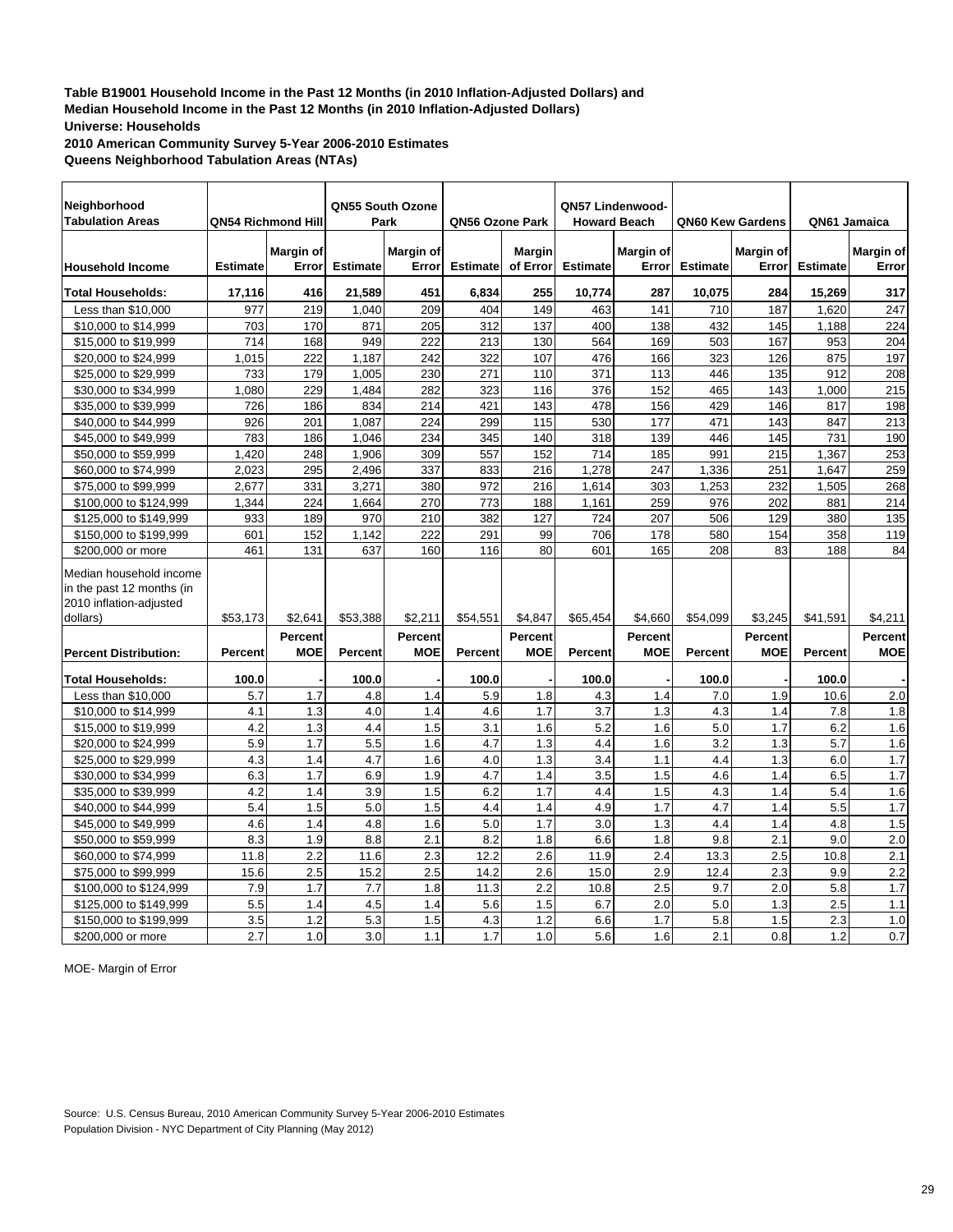**Table B19001 Household Income in the Past 12 Months (in 2010 Inflation-Adjusted Dollars) and Median Household Income in the Past 12 Months (in 2010 Inflation-Adjusted Dollars)**
**Universe: Households**
**2010 American Community Survey 5-Year 2006-2010 Estimates**
**Queens Neighborhood Tabulation Areas (NTAs)**

| Neighborhood Tabulation Areas | QN54 Richmond Hill | | QN55 South Ozone Park | | QN56 Ozone Park | | QN57 Lindenwood-Howard Beach | | QN60 Kew Gardens | | QN61 Jamaica | |
|---|---|---|---|---|---|---|---|---|---|---|---|---|
| **Household Income** | **Estimate** | **Margin of Error** | **Estimate** | **Margin of Error** | **Estimate** | **Margin of Error** | **Estimate** | **Margin of Error** | **Estimate** | **Margin of Error** | **Estimate** | **Margin of Error** |
| **Total Households:** | **17,116** | **416** | **21,589** | **451** | **6,834** | **255** | **10,774** | **287** | **10,075** | **284** | **15,269** | **317** |
| Less than $10,000 | 977 | 219 | 1,040 | 209 | 404 | 149 | 463 | 141 | 710 | 187 | 1,620 | 247 |
| $10,000 to $14,999 | 703 | 170 | 871 | 205 | 312 | 137 | 400 | 138 | 432 | 145 | 1,188 | 224 |
| $15,000 to $19,999 | 714 | 168 | 949 | 222 | 213 | 130 | 564 | 169 | 503 | 167 | 953 | 204 |
| $20,000 to $24,999 | 1,015 | 222 | 1,187 | 242 | 322 | 107 | 476 | 166 | 323 | 126 | 875 | 197 |
| $25,000 to $29,999 | 733 | 179 | 1,005 | 230 | 271 | 110 | 371 | 113 | 446 | 135 | 912 | 208 |
| $30,000 to $34,999 | 1,080 | 229 | 1,484 | 282 | 323 | 116 | 376 | 152 | 465 | 143 | 1,000 | 215 |
| $35,000 to $39,999 | 726 | 186 | 834 | 214 | 421 | 143 | 478 | 156 | 429 | 146 | 817 | 198 |
| $40,000 to $44,999 | 926 | 201 | 1,087 | 224 | 299 | 115 | 530 | 177 | 471 | 143 | 847 | 213 |
| $45,000 to $49,999 | 783 | 186 | 1,046 | 234 | 345 | 140 | 318 | 139 | 446 | 145 | 731 | 190 |
| $50,000 to $59,999 | 1,420 | 248 | 1,906 | 309 | 557 | 152 | 714 | 185 | 991 | 215 | 1,367 | 253 |
| $60,000 to $74,999 | 2,023 | 295 | 2,496 | 337 | 833 | 216 | 1,278 | 247 | 1,336 | 251 | 1,647 | 259 |
| $75,000 to $99,999 | 2,677 | 331 | 3,271 | 380 | 972 | 216 | 1,614 | 303 | 1,253 | 232 | 1,505 | 268 |
| $100,000 to $124,999 | 1,344 | 224 | 1,664 | 270 | 773 | 188 | 1,161 | 259 | 976 | 202 | 881 | 214 |
| $125,000 to $149,999 | 933 | 189 | 970 | 210 | 382 | 127 | 724 | 207 | 506 | 129 | 380 | 135 |
| $150,000 to $199,999 | 601 | 152 | 1,142 | 222 | 291 | 99 | 706 | 178 | 580 | 154 | 358 | 119 |
| $200,000 or more | 461 | 131 | 637 | 160 | 116 | 80 | 601 | 165 | 208 | 83 | 188 | 84 |
| Median household income in the past 12 months (in 2010 inflation-adjusted dollars) | $53,173 | $2,641 | $53,388 | $2,211 | $54,551 | $4,847 | $65,454 | $4,660 | $54,099 | $3,245 | $41,591 | $4,211 |
| **Percent Distribution:** | **Percent** | **Percent MOE** | **Percent** | **Percent MOE** | **Percent** | **Percent MOE** | **Percent** | **Percent MOE** | **Percent** | **Percent MOE** | **Percent** | **Percent MOE** |
| **Total Households:** | **100.0** | **-** | **100.0** | **-** | **100.0** | **-** | **100.0** | **-** | **100.0** | **-** | **100.0** | **-** |
| Less than $10,000 | 5.7 | 1.7 | 4.8 | 1.4 | 5.9 | 1.8 | 4.3 | 1.4 | 7.0 | 1.9 | 10.6 | 2.0 |
| $10,000 to $14,999 | 4.1 | 1.3 | 4.0 | 1.4 | 4.6 | 1.7 | 3.7 | 1.3 | 4.3 | 1.4 | 7.8 | 1.8 |
| $15,000 to $19,999 | 4.2 | 1.3 | 4.4 | 1.5 | 3.1 | 1.6 | 5.2 | 1.6 | 5.0 | 1.7 | 6.2 | 1.6 |
| $20,000 to $24,999 | 5.9 | 1.7 | 5.5 | 1.6 | 4.7 | 1.3 | 4.4 | 1.6 | 3.2 | 1.3 | 5.7 | 1.6 |
| $25,000 to $29,999 | 4.3 | 1.4 | 4.7 | 1.6 | 4.0 | 1.3 | 3.4 | 1.1 | 4.4 | 1.3 | 6.0 | 1.7 |
| $30,000 to $34,999 | 6.3 | 1.7 | 6.9 | 1.9 | 4.7 | 1.4 | 3.5 | 1.5 | 4.6 | 1.4 | 6.5 | 1.7 |
| $35,000 to $39,999 | 4.2 | 1.4 | 3.9 | 1.5 | 6.2 | 1.7 | 4.4 | 1.5 | 4.3 | 1.4 | 5.4 | 1.6 |
| $40,000 to $44,999 | 5.4 | 1.5 | 5.0 | 1.5 | 4.4 | 1.4 | 4.9 | 1.7 | 4.7 | 1.4 | 5.5 | 1.7 |
| $45,000 to $49,999 | 4.6 | 1.4 | 4.8 | 1.6 | 5.0 | 1.7 | 3.0 | 1.3 | 4.4 | 1.4 | 4.8 | 1.5 |
| $50,000 to $59,999 | 8.3 | 1.9 | 8.8 | 2.1 | 8.2 | 1.8 | 6.6 | 1.8 | 9.8 | 2.1 | 9.0 | 2.0 |
| $60,000 to $74,999 | 11.8 | 2.2 | 11.6 | 2.3 | 12.2 | 2.6 | 11.9 | 2.4 | 13.3 | 2.5 | 10.8 | 2.1 |
| $75,000 to $99,999 | 15.6 | 2.5 | 15.2 | 2.5 | 14.2 | 2.6 | 15.0 | 2.9 | 12.4 | 2.3 | 9.9 | 2.2 |
| $100,000 to $124,999 | 7.9 | 1.7 | 7.7 | 1.8 | 11.3 | 2.2 | 10.8 | 2.5 | 9.7 | 2.0 | 5.8 | 1.7 |
| $125,000 to $149,999 | 5.5 | 1.4 | 4.5 | 1.4 | 5.6 | 1.5 | 6.7 | 2.0 | 5.0 | 1.3 | 2.5 | 1.1 |
| $150,000 to $199,999 | 3.5 | 1.2 | 5.3 | 1.5 | 4.3 | 1.2 | 6.6 | 1.7 | 5.8 | 1.5 | 2.3 | 1.0 |
| $200,000 or more | 2.7 | 1.0 | 3.0 | 1.1 | 1.7 | 1.0 | 5.6 | 1.6 | 2.1 | 0.8 | 1.2 | 0.7 |

MOE- Margin of Error

Source: U.S. Census Bureau, 2010 American Community Survey 5-Year 2006-2010 Estimates
Population Division - NYC Department of City Planning (May 2012)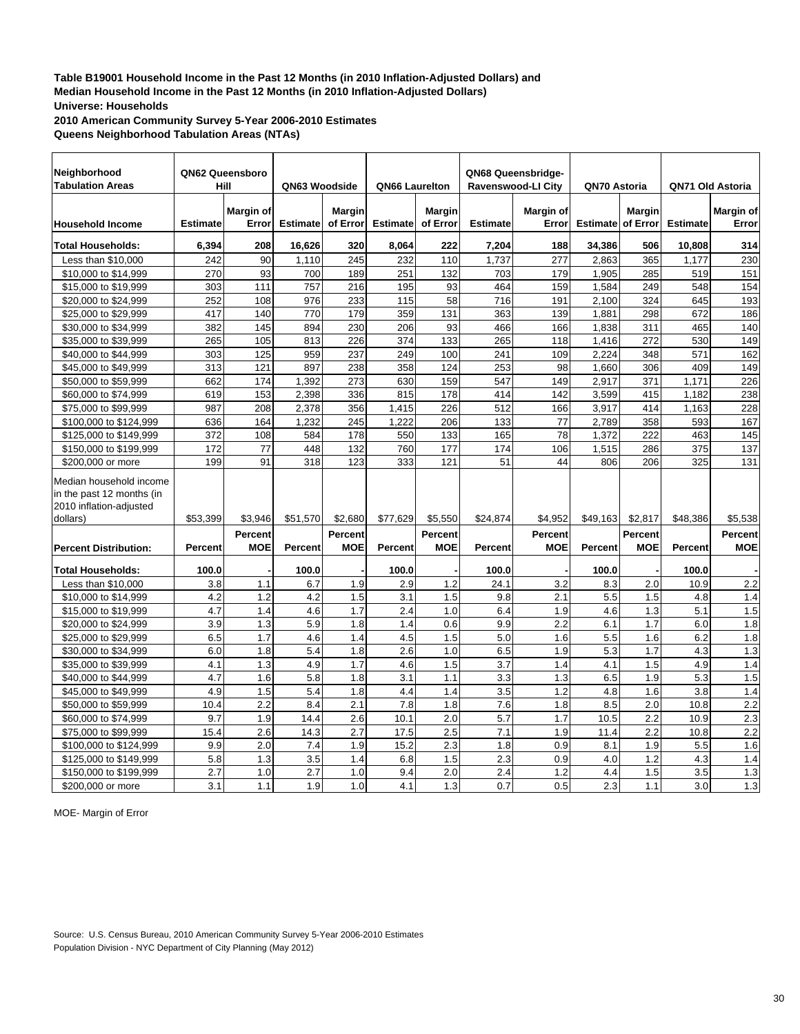**Table B19001 Household Income in the Past 12 Months (in 2010 Inflation-Adjusted Dollars) and Median Household Income in the Past 12 Months (in 2010 Inflation-Adjusted Dollars)**
**Universe: Households**
**2010 American Community Survey 5-Year 2006-2010 Estimates**
**Queens Neighborhood Tabulation Areas (NTAs)**

| Neighborhood Tabulation Areas | QN62 Queensboro Hill | | QN63 Woodside | | QN66 Laurelton | | QN68 Queensbridge-Ravenswood-LI City | | QN70 Astoria | | QN71 Old Astoria | |
|---|---|---|---|---|---|---|---|---|---|---|---|---|
| **Household Income** | **Estimate** | **Margin of Error** | **Estimate** | **Margin of Error** | **Estimate** | **Margin of Error** | **Estimate** | **Margin of Error** | **Estimate** | **Margin of Error** | **Estimate** | **Margin of Error** |
| **Total Households:** | **6,394** | **208** | **16,626** | **320** | **8,064** | **222** | **7,204** | **188** | **34,386** | **506** | **10,808** | **314** |
| Less than $10,000 | 242 | 90 | 1,110 | 245 | 232 | 110 | 1,737 | 277 | 2,863 | 365 | 1,177 | 230 |
| $10,000 to $14,999 | 270 | 93 | 700 | 189 | 251 | 132 | 703 | 179 | 1,905 | 285 | 519 | 151 |
| $15,000 to $19,999 | 303 | 111 | 757 | 216 | 195 | 93 | 464 | 159 | 1,584 | 249 | 548 | 154 |
| $20,000 to $24,999 | 252 | 108 | 976 | 233 | 115 | 58 | 716 | 191 | 2,100 | 324 | 645 | 193 |
| $25,000 to $29,999 | 417 | 140 | 770 | 179 | 359 | 131 | 363 | 139 | 1,881 | 298 | 672 | 186 |
| $30,000 to $34,999 | 382 | 145 | 894 | 230 | 206 | 93 | 466 | 166 | 1,838 | 311 | 465 | 140 |
| $35,000 to $39,999 | 265 | 105 | 813 | 226 | 374 | 133 | 265 | 118 | 1,416 | 272 | 530 | 149 |
| $40,000 to $44,999 | 303 | 125 | 959 | 237 | 249 | 100 | 241 | 109 | 2,224 | 348 | 571 | 162 |
| $45,000 to $49,999 | 313 | 121 | 897 | 238 | 358 | 124 | 253 | 98 | 1,660 | 306 | 409 | 149 |
| $50,000 to $59,999 | 662 | 174 | 1,392 | 273 | 630 | 159 | 547 | 149 | 2,917 | 371 | 1,171 | 226 |
| $60,000 to $74,999 | 619 | 153 | 2,398 | 336 | 815 | 178 | 414 | 142 | 3,599 | 415 | 1,182 | 238 |
| $75,000 to $99,999 | 987 | 208 | 2,378 | 356 | 1,415 | 226 | 512 | 166 | 3,917 | 414 | 1,163 | 228 |
| $100,000 to $124,999 | 636 | 164 | 1,232 | 245 | 1,222 | 206 | 133 | 77 | 2,789 | 358 | 593 | 167 |
| $125,000 to $149,999 | 372 | 108 | 584 | 178 | 550 | 133 | 165 | 78 | 1,372 | 222 | 463 | 145 |
| $150,000 to $199,999 | 172 | 77 | 448 | 132 | 760 | 177 | 174 | 106 | 1,515 | 286 | 375 | 137 |
| $200,000 or more | 199 | 91 | 318 | 123 | 333 | 121 | 51 | 44 | 806 | 206 | 325 | 131 |
| Median household income in the past 12 months (in 2010 inflation-adjusted dollars) | $53,399 | $3,946 | $51,570 | $2,680 | $77,629 | $5,550 | $24,874 | $4,952 | $49,163 | $2,817 | $48,386 | $5,538 |
| **Percent Distribution:** | **Percent** | **Percent MOE** | **Percent** | **Percent MOE** | **Percent** | **Percent MOE** | **Percent** | **Percent MOE** | **Percent** | **Percent MOE** | **Percent** | **Percent MOE** |
| **Total Households:** | **100.0** | **-** | **100.0** | **-** | **100.0** | **-** | **100.0** | **-** | **100.0** | **-** | **100.0** | **-** |
| Less than $10,000 | 3.8 | 1.1 | 6.7 | 1.9 | 2.9 | 1.2 | 24.1 | 3.2 | 8.3 | 2.0 | 10.9 | 2.2 |
| $10,000 to $14,999 | 4.2 | 1.2 | 4.2 | 1.5 | 3.1 | 1.5 | 9.8 | 2.1 | 5.5 | 1.5 | 4.8 | 1.4 |
| $15,000 to $19,999 | 4.7 | 1.4 | 4.6 | 1.7 | 2.4 | 1.0 | 6.4 | 1.9 | 4.6 | 1.3 | 5.1 | 1.5 |
| $20,000 to $24,999 | 3.9 | 1.3 | 5.9 | 1.8 | 1.4 | 0.6 | 9.9 | 2.2 | 6.1 | 1.7 | 6.0 | 1.8 |
| $25,000 to $29,999 | 6.5 | 1.7 | 4.6 | 1.4 | 4.5 | 1.5 | 5.0 | 1.6 | 5.5 | 1.6 | 6.2 | 1.8 |
| $30,000 to $34,999 | 6.0 | 1.8 | 5.4 | 1.8 | 2.6 | 1.0 | 6.5 | 1.9 | 5.3 | 1.7 | 4.3 | 1.3 |
| $35,000 to $39,999 | 4.1 | 1.3 | 4.9 | 1.7 | 4.6 | 1.5 | 3.7 | 1.4 | 4.1 | 1.5 | 4.9 | 1.4 |
| $40,000 to $44,999 | 4.7 | 1.6 | 5.8 | 1.8 | 3.1 | 1.1 | 3.3 | 1.3 | 6.5 | 1.9 | 5.3 | 1.5 |
| $45,000 to $49,999 | 4.9 | 1.5 | 5.4 | 1.8 | 4.4 | 1.4 | 3.5 | 1.2 | 4.8 | 1.6 | 3.8 | 1.4 |
| $50,000 to $59,999 | 10.4 | 2.2 | 8.4 | 2.1 | 7.8 | 1.8 | 7.6 | 1.8 | 8.5 | 2.0 | 10.8 | 2.2 |
| $60,000 to $74,999 | 9.7 | 1.9 | 14.4 | 2.6 | 10.1 | 2.0 | 5.7 | 1.7 | 10.5 | 2.2 | 10.9 | 2.3 |
| $75,000 to $99,999 | 15.4 | 2.6 | 14.3 | 2.7 | 17.5 | 2.5 | 7.1 | 1.9 | 11.4 | 2.2 | 10.8 | 2.2 |
| $100,000 to $124,999 | 9.9 | 2.0 | 7.4 | 1.9 | 15.2 | 2.3 | 1.8 | 0.9 | 8.1 | 1.9 | 5.5 | 1.6 |
| $125,000 to $149,999 | 5.8 | 1.3 | 3.5 | 1.4 | 6.8 | 1.5 | 2.3 | 0.9 | 4.0 | 1.2 | 4.3 | 1.4 |
| $150,000 to $199,999 | 2.7 | 1.0 | 2.7 | 1.0 | 9.4 | 2.0 | 2.4 | 1.2 | 4.4 | 1.5 | 3.5 | 1.3 |
| $200,000 or more | 3.1 | 1.1 | 1.9 | 1.0 | 4.1 | 1.3 | 0.7 | 0.5 | 2.3 | 1.1 | 3.0 | 1.3 |

MOE- Margin of Error

Source: U.S. Census Bureau, 2010 American Community Survey 5-Year 2006-2010 Estimates
Population Division - NYC Department of City Planning (May 2012)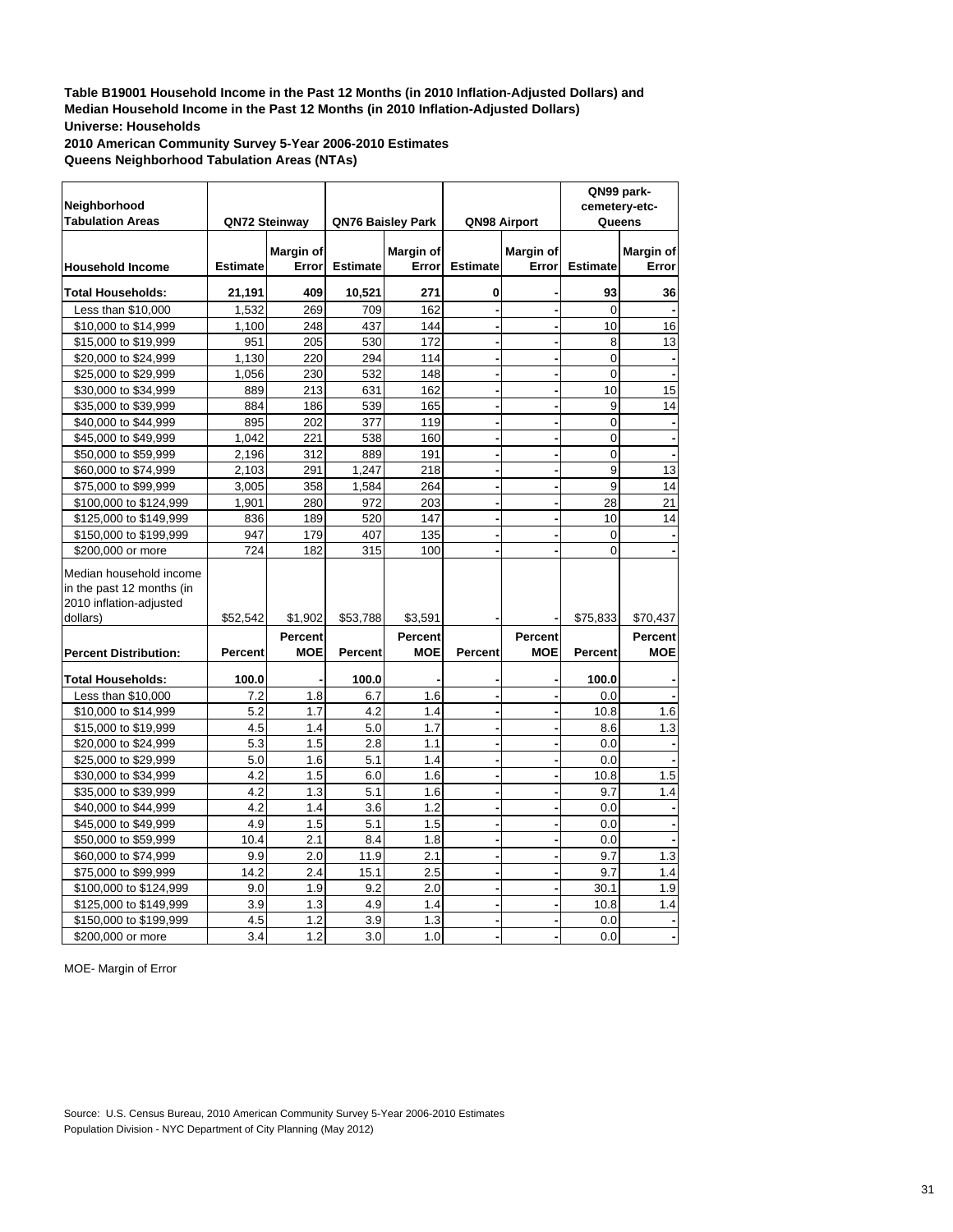**Table B19001 Household Income in the Past 12 Months (in 2010 Inflation-Adjusted Dollars) and Median Household Income in the Past 12 Months (in 2010 Inflation-Adjusted Dollars)**
**Universe: Households**
**2010 American Community Survey 5-Year 2006-2010 Estimates**
**Queens Neighborhood Tabulation Areas (NTAs)**

| Neighborhood Tabulation Areas | QN72 Steinway | | QN76 Baisley Park | | QN98 Airport | | QN99 park-cemetery-etc-Queens | |
|---|---|---|---|---|---|---|---|---|
| **Household Income** | **Estimate** | **Margin of Error** | **Estimate** | **Margin of Error** | **Estimate** | **Margin of Error** | **Estimate** | **Margin of Error** |
| **Total Households:** | **21,191** | **409** | **10,521** | **271** | **0** | **-** | **93** | **36** |
| Less than $10,000 | 1,532 | 269 | 709 | 162 | - | - | 0 | - |
| $10,000 to $14,999 | 1,100 | 248 | 437 | 144 | - | - | 10 | 16 |
| $15,000 to $19,999 | 951 | 205 | 530 | 172 | - | - | 8 | 13 |
| $20,000 to $24,999 | 1,130 | 220 | 294 | 114 | - | - | 0 | - |
| $25,000 to $29,999 | 1,056 | 230 | 532 | 148 | - | - | 0 | - |
| $30,000 to $34,999 | 889 | 213 | 631 | 162 | - | - | 10 | 15 |
| $35,000 to $39,999 | 884 | 186 | 539 | 165 | - | - | 9 | 14 |
| $40,000 to $44,999 | 895 | 202 | 377 | 119 | - | - | 0 | - |
| $45,000 to $49,999 | 1,042 | 221 | 538 | 160 | - | - | 0 | - |
| $50,000 to $59,999 | 2,196 | 312 | 889 | 191 | - | - | 0 | - |
| $60,000 to $74,999 | 2,103 | 291 | 1,247 | 218 | - | - | 9 | 13 |
| $75,000 to $99,999 | 3,005 | 358 | 1,584 | 264 | - | - | 9 | 14 |
| $100,000 to $124,999 | 1,901 | 280 | 972 | 203 | - | - | 28 | 21 |
| $125,000 to $149,999 | 836 | 189 | 520 | 147 | - | - | 10 | 14 |
| $150,000 to $199,999 | 947 | 179 | 407 | 135 | - | - | 0 | - |
| $200,000 or more | 724 | 182 | 315 | 100 | - | - | 0 | - |
| Median household income in the past 12 months (in 2010 inflation-adjusted dollars) | $52,542 | $1,902 | $53,788 | $3,591 | - | - | $75,833 | $70,437 |
| **Percent Distribution:** | **Percent** | **Percent MOE** | **Percent** | **Percent MOE** | **Percent** | **Percent MOE** | **Percent** | **Percent MOE** |
| **Total Households:** | **100.0** | - | **100.0** | - | - | - | **100.0** | - |
| Less than $10,000 | 7.2 | 1.8 | 6.7 | 1.6 | - | - | 0.0 | - |
| $10,000 to $14,999 | 5.2 | 1.7 | 4.2 | 1.4 | - | - | 10.8 | 1.6 |
| $15,000 to $19,999 | 4.5 | 1.4 | 5.0 | 1.7 | - | - | 8.6 | 1.3 |
| $20,000 to $24,999 | 5.3 | 1.5 | 2.8 | 1.1 | - | - | 0.0 | - |
| $25,000 to $29,999 | 5.0 | 1.6 | 5.1 | 1.4 | - | - | 0.0 | - |
| $30,000 to $34,999 | 4.2 | 1.5 | 6.0 | 1.6 | - | - | 10.8 | 1.5 |
| $35,000 to $39,999 | 4.2 | 1.3 | 5.1 | 1.6 | - | - | 9.7 | 1.4 |
| $40,000 to $44,999 | 4.2 | 1.4 | 3.6 | 1.2 | - | - | 0.0 | - |
| $45,000 to $49,999 | 4.9 | 1.5 | 5.1 | 1.5 | - | - | 0.0 | - |
| $50,000 to $59,999 | 10.4 | 2.1 | 8.4 | 1.8 | - | - | 0.0 | - |
| $60,000 to $74,999 | 9.9 | 2.0 | 11.9 | 2.1 | - | - | 9.7 | 1.3 |
| $75,000 to $99,999 | 14.2 | 2.4 | 15.1 | 2.5 | - | - | 9.7 | 1.4 |
| $100,000 to $124,999 | 9.0 | 1.9 | 9.2 | 2.0 | - | - | 30.1 | 1.9 |
| $125,000 to $149,999 | 3.9 | 1.3 | 4.9 | 1.4 | - | - | 10.8 | 1.4 |
| $150,000 to $199,999 | 4.5 | 1.2 | 3.9 | 1.3 | - | - | 0.0 | - |
| $200,000 or more | 3.4 | 1.2 | 3.0 | 1.0 | - | - | 0.0 | - |

MOE- Margin of Error

Source: U.S. Census Bureau, 2010 American Community Survey 5-Year 2006-2010 Estimates
Population Division - NYC Department of City Planning (May 2012)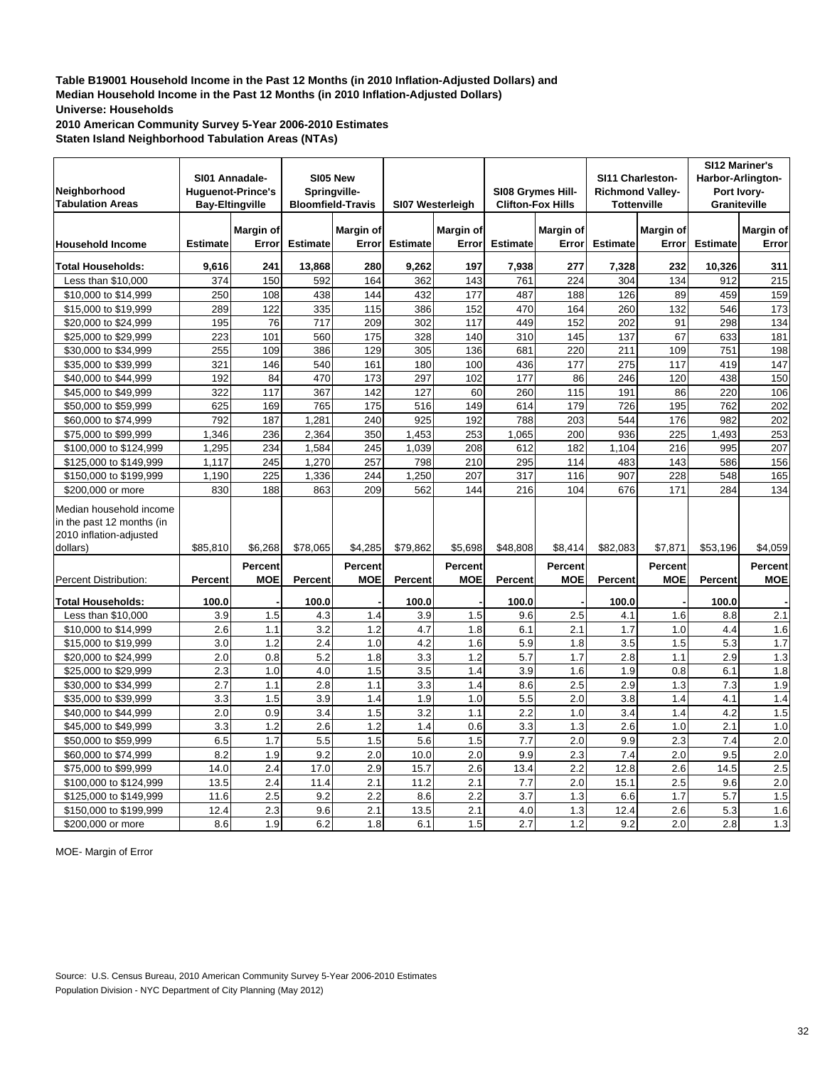**Table B19001 Household Income in the Past 12 Months (in 2010 Inflation-Adjusted Dollars) and Median Household Income in the Past 12 Months (in 2010 Inflation-Adjusted Dollars)**
**Universe: Households**
**2010 American Community Survey 5-Year 2006-2010 Estimates**
**Staten Island Neighborhood Tabulation Areas (NTAs)**

| Neighborhood Tabulation Areas | SI01 Annadale-Huguenot-Prince's Bay-Eltingville | | SI05 New Springville-Bloomfield-Travis | | SI07 Westerleigh | | SI08 Grymes Hill-Clifton-Fox Hills | | SI11 Charleston-Richmond Valley-Tottenville | | SI12 Mariner's Harbor-Arlington-Port Ivory-Graniteville | |
|---|---|---|---|---|---|---|---|---|---|---|---|---|
| **Household Income** | **Estimate** | **Margin of Error** | **Estimate** | **Margin of Error** | **Estimate** | **Margin of Error** | **Estimate** | **Margin of Error** | **Estimate** | **Margin of Error** | **Estimate** | **Margin of Error** |
| **Total Households:** | **9,616** | **241** | **13,868** | **280** | **9,262** | **197** | **7,938** | **277** | **7,328** | **232** | **10,326** | **311** |
| Less than $10,000 | 374 | 150 | 592 | 164 | 362 | 143 | 761 | 224 | 304 | 134 | 912 | 215 |
| $10,000 to $14,999 | 250 | 108 | 438 | 144 | 432 | 177 | 487 | 188 | 126 | 89 | 459 | 159 |
| $15,000 to $19,999 | 289 | 122 | 335 | 115 | 386 | 152 | 470 | 164 | 260 | 132 | 546 | 173 |
| $20,000 to $24,999 | 195 | 76 | 717 | 209 | 302 | 117 | 449 | 152 | 202 | 91 | 298 | 134 |
| $25,000 to $29,999 | 223 | 101 | 560 | 175 | 328 | 140 | 310 | 145 | 137 | 67 | 633 | 181 |
| $30,000 to $34,999 | 255 | 109 | 386 | 129 | 305 | 136 | 681 | 220 | 211 | 109 | 751 | 198 |
| $35,000 to $39,999 | 321 | 146 | 540 | 161 | 180 | 100 | 436 | 177 | 275 | 117 | 419 | 147 |
| $40,000 to $44,999 | 192 | 84 | 470 | 173 | 297 | 102 | 177 | 86 | 246 | 120 | 438 | 150 |
| $45,000 to $49,999 | 322 | 117 | 367 | 142 | 127 | 60 | 260 | 115 | 191 | 86 | 220 | 106 |
| $50,000 to $59,999 | 625 | 169 | 765 | 175 | 516 | 149 | 614 | 179 | 726 | 195 | 762 | 202 |
| $60,000 to $74,999 | 792 | 187 | 1,281 | 240 | 925 | 192 | 788 | 203 | 544 | 176 | 982 | 202 |
| $75,000 to $99,999 | 1,346 | 236 | 2,364 | 350 | 1,453 | 253 | 1,065 | 200 | 936 | 225 | 1,493 | 253 |
| $100,000 to $124,999 | 1,295 | 234 | 1,584 | 245 | 1,039 | 208 | 612 | 182 | 1,104 | 216 | 995 | 207 |
| $125,000 to $149,999 | 1,117 | 245 | 1,270 | 257 | 798 | 210 | 295 | 114 | 483 | 143 | 586 | 156 |
| $150,000 to $199,999 | 1,190 | 225 | 1,336 | 244 | 1,250 | 207 | 317 | 116 | 907 | 228 | 548 | 165 |
| $200,000 or more | 830 | 188 | 863 | 209 | 562 | 144 | 216 | 104 | 676 | 171 | 284 | 134 |
| Median household income in the past 12 months (in 2010 inflation-adjusted dollars) | $85,810 | $6,268 | $78,065 | $4,285 | $79,862 | $5,698 | $48,808 | $8,414 | $82,083 | $7,871 | $53,196 | $4,059 |
| Percent Distribution: | **Percent** | **Percent MOE** | **Percent** | **Percent MOE** | **Percent** | **Percent MOE** | **Percent** | **Percent MOE** | **Percent** | **Percent MOE** | **Percent** | **Percent MOE** |
| **Total Households:** | **100.0** | - | **100.0** | - | **100.0** | - | **100.0** | - | **100.0** | - | **100.0** | - |
| Less than $10,000 | 3.9 | 1.5 | 4.3 | 1.4 | 3.9 | 1.5 | 9.6 | 2.5 | 4.1 | 1.6 | 8.8 | 2.1 |
| $10,000 to $14,999 | 2.6 | 1.1 | 3.2 | 1.2 | 4.7 | 1.8 | 6.1 | 2.1 | 1.7 | 1.0 | 4.4 | 1.6 |
| $15,000 to $19,999 | 3.0 | 1.2 | 2.4 | 1.0 | 4.2 | 1.6 | 5.9 | 1.8 | 3.5 | 1.5 | 5.3 | 1.7 |
| $20,000 to $24,999 | 2.0 | 0.8 | 5.2 | 1.8 | 3.3 | 1.2 | 5.7 | 1.7 | 2.8 | 1.1 | 2.9 | 1.3 |
| $25,000 to $29,999 | 2.3 | 1.0 | 4.0 | 1.5 | 3.5 | 1.4 | 3.9 | 1.6 | 1.9 | 0.8 | 6.1 | 1.8 |
| $30,000 to $34,999 | 2.7 | 1.1 | 2.8 | 1.1 | 3.3 | 1.4 | 8.6 | 2.5 | 2.9 | 1.3 | 7.3 | 1.9 |
| $35,000 to $39,999 | 3.3 | 1.5 | 3.9 | 1.4 | 1.9 | 1.0 | 5.5 | 2.0 | 3.8 | 1.4 | 4.1 | 1.4 |
| $40,000 to $44,999 | 2.0 | 0.9 | 3.4 | 1.5 | 3.2 | 1.1 | 2.2 | 1.0 | 3.4 | 1.4 | 4.2 | 1.5 |
| $45,000 to $49,999 | 3.3 | 1.2 | 2.6 | 1.2 | 1.4 | 0.6 | 3.3 | 1.3 | 2.6 | 1.0 | 2.1 | 1.0 |
| $50,000 to $59,999 | 6.5 | 1.7 | 5.5 | 1.5 | 5.6 | 1.5 | 7.7 | 2.0 | 9.9 | 2.3 | 7.4 | 2.0 |
| $60,000 to $74,999 | 8.2 | 1.9 | 9.2 | 2.0 | 10.0 | 2.0 | 9.9 | 2.3 | 7.4 | 2.0 | 9.5 | 2.0 |
| $75,000 to $99,999 | 14.0 | 2.4 | 17.0 | 2.9 | 15.7 | 2.6 | 13.4 | 2.2 | 12.8 | 2.6 | 14.5 | 2.5 |
| $100,000 to $124,999 | 13.5 | 2.4 | 11.4 | 2.1 | 11.2 | 2.1 | 7.7 | 2.0 | 15.1 | 2.5 | 9.6 | 2.0 |
| $125,000 to $149,999 | 11.6 | 2.5 | 9.2 | 2.2 | 8.6 | 2.2 | 3.7 | 1.3 | 6.6 | 1.7 | 5.7 | 1.5 |
| $150,000 to $199,999 | 12.4 | 2.3 | 9.6 | 2.1 | 13.5 | 2.1 | 4.0 | 1.3 | 12.4 | 2.6 | 5.3 | 1.6 |
| $200,000 or more | 8.6 | 1.9 | 6.2 | 1.8 | 6.1 | 1.5 | 2.7 | 1.2 | 9.2 | 2.0 | 2.8 | 1.3 |

MOE- Margin of Error

Source: U.S. Census Bureau, 2010 American Community Survey 5-Year 2006-2010 Estimates
Population Division - NYC Department of City Planning (May 2012)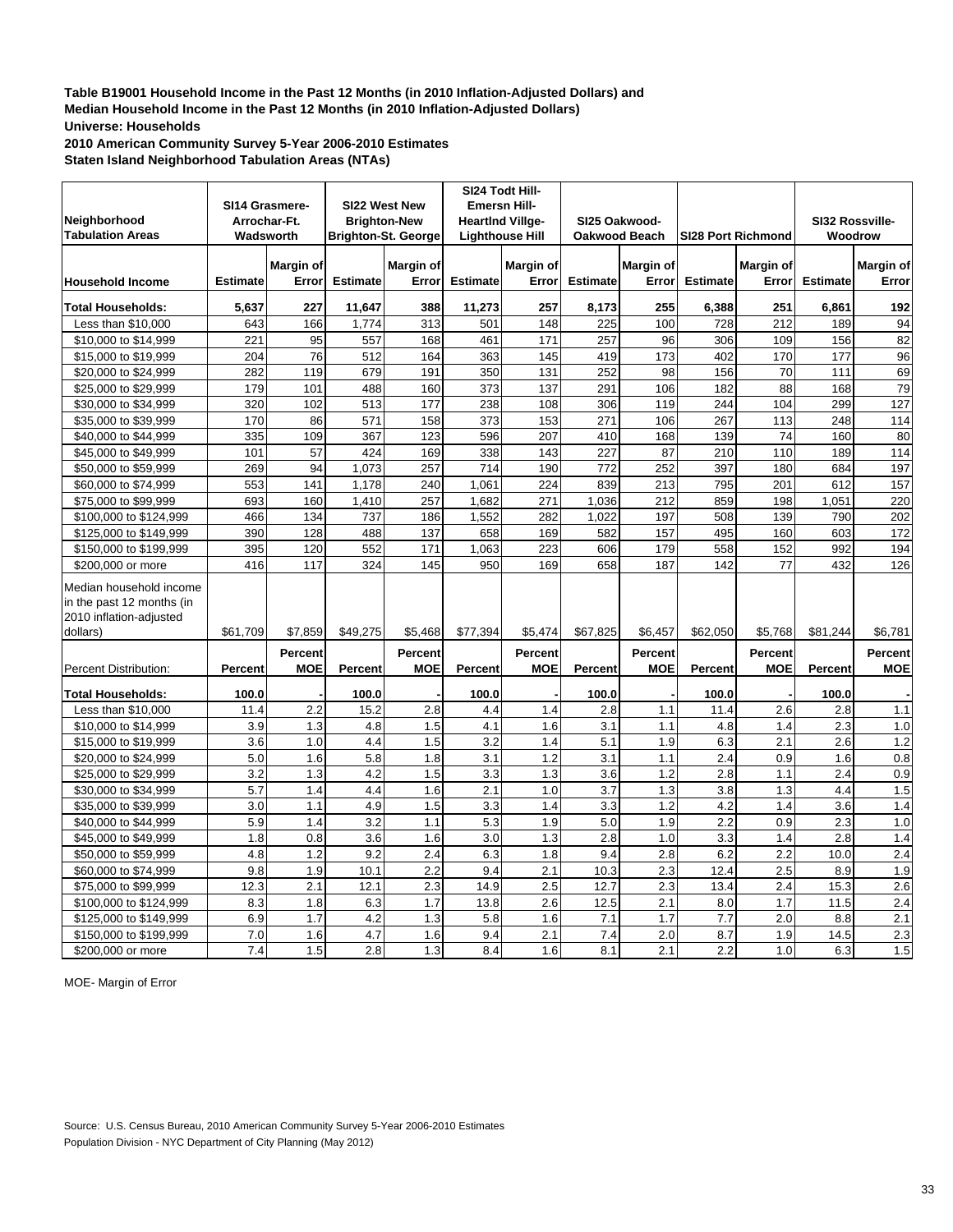**Table B19001 Household Income in the Past 12 Months (in 2010 Inflation-Adjusted Dollars) and**
**Median Household Income in the Past 12 Months (in 2010 Inflation-Adjusted Dollars)**
**Universe: Households**
**2010 American Community Survey 5-Year 2006-2010 Estimates**
**Staten Island Neighborhood Tabulation Areas (NTAs)**

| Neighborhood Tabulation Areas | SI14 Grasmere-Arrochar-Ft. Wadsworth | | SI22 West New Brighton-New Brighton-St. George | | SI24 Todt Hill-Emersn Hill-HeartInd Villge-Lighthouse Hill | | SI25 Oakwood-Oakwood Beach | | SI28 Port Richmond | | SI32 Rossville-Woodrow | |
|---|---|---|---|---|---|---|---|---|---|---|---|---|
| **Household Income** | **Estimate** | **Margin of Error** | **Estimate** | **Margin of Error** | **Estimate** | **Margin of Error** | **Estimate** | **Margin of Error** | **Estimate** | **Margin of Error** | **Estimate** | **Margin of Error** |
| **Total Households:** | **5,637** | **227** | **11,647** | **388** | **11,273** | **257** | **8,173** | **255** | **6,388** | **251** | **6,861** | **192** |
| Less than $10,000 | 643 | 166 | 1,774 | 313 | 501 | 148 | 225 | 100 | 728 | 212 | 189 | 94 |
| $10,000 to $14,999 | 221 | 95 | 557 | 168 | 461 | 171 | 257 | 96 | 306 | 109 | 156 | 82 |
| $15,000 to $19,999 | 204 | 76 | 512 | 164 | 363 | 145 | 419 | 173 | 402 | 170 | 177 | 96 |
| $20,000 to $24,999 | 282 | 119 | 679 | 191 | 350 | 131 | 252 | 98 | 156 | 70 | 111 | 69 |
| $25,000 to $29,999 | 179 | 101 | 488 | 160 | 373 | 137 | 291 | 106 | 182 | 88 | 168 | 79 |
| $30,000 to $34,999 | 320 | 102 | 513 | 177 | 238 | 108 | 306 | 119 | 244 | 104 | 299 | 127 |
| $35,000 to $39,999 | 170 | 86 | 571 | 158 | 373 | 153 | 271 | 106 | 267 | 113 | 248 | 114 |
| $40,000 to $44,999 | 335 | 109 | 367 | 123 | 596 | 207 | 410 | 168 | 139 | 74 | 160 | 80 |
| $45,000 to $49,999 | 101 | 57 | 424 | 169 | 338 | 143 | 227 | 87 | 210 | 110 | 189 | 114 |
| $50,000 to $59,999 | 269 | 94 | 1,073 | 257 | 714 | 190 | 772 | 252 | 397 | 180 | 684 | 197 |
| $60,000 to $74,999 | 553 | 141 | 1,178 | 240 | 1,061 | 224 | 839 | 213 | 795 | 201 | 612 | 157 |
| $75,000 to $99,999 | 693 | 160 | 1,410 | 257 | 1,682 | 271 | 1,036 | 212 | 859 | 198 | 1,051 | 220 |
| $100,000 to $124,999 | 466 | 134 | 737 | 186 | 1,552 | 282 | 1,022 | 197 | 508 | 139 | 790 | 202 |
| $125,000 to $149,999 | 390 | 128 | 488 | 137 | 658 | 169 | 582 | 157 | 495 | 160 | 603 | 172 |
| $150,000 to $199,999 | 395 | 120 | 552 | 171 | 1,063 | 223 | 606 | 179 | 558 | 152 | 992 | 194 |
| $200,000 or more | 416 | 117 | 324 | 145 | 950 | 169 | 658 | 187 | 142 | 77 | 432 | 126 |
| Median household income in the past 12 months (in 2010 inflation-adjusted dollars) | $61,709 | $7,859 | $49,275 | $5,468 | $77,394 | $5,474 | $67,825 | $6,457 | $62,050 | $5,768 | $81,244 | $6,781 |
| Percent Distribution: | **Percent** | **Percent MOE** | **Percent** | **Percent MOE** | **Percent** | **Percent MOE** | **Percent** | **Percent MOE** | **Percent** | **Percent MOE** | **Percent** | **Percent MOE** |
| **Total Households:** | **100.0** | - | **100.0** | - | **100.0** | - | **100.0** | - | **100.0** | - | **100.0** | - |
| Less than $10,000 | 11.4 | 2.2 | 15.2 | 2.8 | 4.4 | 1.4 | 2.8 | 1.1 | 11.4 | 2.6 | 2.8 | 1.1 |
| $10,000 to $14,999 | 3.9 | 1.3 | 4.8 | 1.5 | 4.1 | 1.6 | 3.1 | 1.1 | 4.8 | 1.4 | 2.3 | 1.0 |
| $15,000 to $19,999 | 3.6 | 1.0 | 4.4 | 1.5 | 3.2 | 1.4 | 5.1 | 1.9 | 6.3 | 2.1 | 2.6 | 1.2 |
| $20,000 to $24,999 | 5.0 | 1.6 | 5.8 | 1.8 | 3.1 | 1.2 | 3.1 | 1.1 | 2.4 | 0.9 | 1.6 | 0.8 |
| $25,000 to $29,999 | 3.2 | 1.3 | 4.2 | 1.5 | 3.3 | 1.3 | 3.6 | 1.2 | 2.8 | 1.1 | 2.4 | 0.9 |
| $30,000 to $34,999 | 5.7 | 1.4 | 4.4 | 1.6 | 2.1 | 1.0 | 3.7 | 1.3 | 3.8 | 1.3 | 4.4 | 1.5 |
| $35,000 to $39,999 | 3.0 | 1.1 | 4.9 | 1.5 | 3.3 | 1.4 | 3.3 | 1.2 | 4.2 | 1.4 | 3.6 | 1.4 |
| $40,000 to $44,999 | 5.9 | 1.4 | 3.2 | 1.1 | 5.3 | 1.9 | 5.0 | 1.9 | 2.2 | 0.9 | 2.3 | 1.0 |
| $45,000 to $49,999 | 1.8 | 0.8 | 3.6 | 1.6 | 3.0 | 1.3 | 2.8 | 1.0 | 3.3 | 1.4 | 2.8 | 1.4 |
| $50,000 to $59,999 | 4.8 | 1.2 | 9.2 | 2.4 | 6.3 | 1.8 | 9.4 | 2.8 | 6.2 | 2.2 | 10.0 | 2.4 |
| $60,000 to $74,999 | 9.8 | 1.9 | 10.1 | 2.2 | 9.4 | 2.1 | 10.3 | 2.3 | 12.4 | 2.5 | 8.9 | 1.9 |
| $75,000 to $99,999 | 12.3 | 2.1 | 12.1 | 2.3 | 14.9 | 2.5 | 12.7 | 2.3 | 13.4 | 2.4 | 15.3 | 2.6 |
| $100,000 to $124,999 | 8.3 | 1.8 | 6.3 | 1.7 | 13.8 | 2.6 | 12.5 | 2.1 | 8.0 | 1.7 | 11.5 | 2.4 |
| $125,000 to $149,999 | 6.9 | 1.7 | 4.2 | 1.3 | 5.8 | 1.6 | 7.1 | 1.7 | 7.7 | 2.0 | 8.8 | 2.1 |
| $150,000 to $199,999 | 7.0 | 1.6 | 4.7 | 1.6 | 9.4 | 2.1 | 7.4 | 2.0 | 8.7 | 1.9 | 14.5 | 2.3 |
| $200,000 or more | 7.4 | 1.5 | 2.8 | 1.3 | 8.4 | 1.6 | 8.1 | 2.1 | 2.2 | 1.0 | 6.3 | 1.5 |

MOE- Margin of Error

Source: U.S. Census Bureau, 2010 American Community Survey 5-Year 2006-2010 Estimates
Population Division - NYC Department of City Planning (May 2012)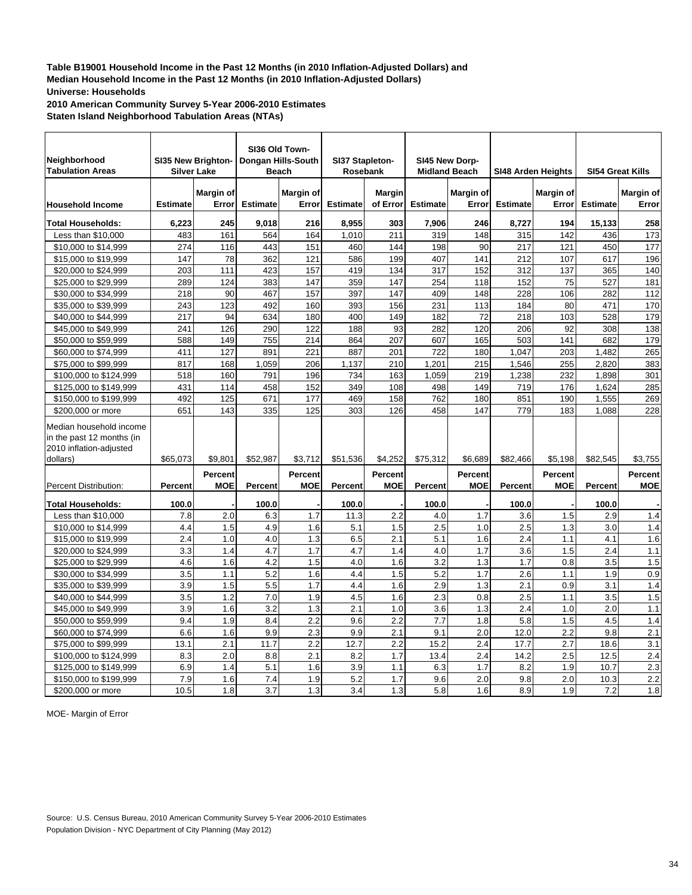**Table B19001 Household Income in the Past 12 Months (in 2010 Inflation-Adjusted Dollars) and Median Household Income in the Past 12 Months (in 2010 Inflation-Adjusted Dollars)**
**Universe: Households**
**2010 American Community Survey 5-Year 2006-2010 Estimates**
**Staten Island Neighborhood Tabulation Areas (NTAs)**

| Neighborhood Tabulation Areas | SI35 New Brighton-Silver Lake | | SI36 Old Town-Dongan Hills-South Beach | | SI37 Stapleton-Rosebank | | SI45 New Dorp-Midland Beach | | SI48 Arden Heights | | SI54 Great Kills | |
|---|---|---|---|---|---|---|---|---|---|---|---|---|
| **Household Income** | **Estimate** | **Margin of Error** | **Estimate** | **Margin of Error** | **Estimate** | **Margin of Error** | **Estimate** | **Margin of Error** | **Estimate** | **Margin of Error** | **Estimate** | **Margin of Error** |
| **Total Households:** | **6,223** | **245** | **9,018** | **216** | **8,955** | **303** | **7,906** | **246** | **8,727** | **194** | **15,133** | **258** |
| Less than $10,000 | 483 | 161 | 564 | 164 | 1,010 | 211 | 319 | 148 | 315 | 142 | 436 | 173 |
| $10,000 to $14,999 | 274 | 116 | 443 | 151 | 460 | 144 | 198 | 90 | 217 | 121 | 450 | 177 |
| $15,000 to $19,999 | 147 | 78 | 362 | 121 | 586 | 199 | 407 | 141 | 212 | 107 | 617 | 196 |
| $20,000 to $24,999 | 203 | 111 | 423 | 157 | 419 | 134 | 317 | 152 | 312 | 137 | 365 | 140 |
| $25,000 to $29,999 | 289 | 124 | 383 | 147 | 359 | 147 | 254 | 118 | 152 | 75 | 527 | 181 |
| $30,000 to $34,999 | 218 | 90 | 467 | 157 | 397 | 147 | 409 | 148 | 228 | 106 | 282 | 112 |
| $35,000 to $39,999 | 243 | 123 | 492 | 160 | 393 | 156 | 231 | 113 | 184 | 80 | 471 | 170 |
| $40,000 to $44,999 | 217 | 94 | 634 | 180 | 400 | 149 | 182 | 72 | 218 | 103 | 528 | 179 |
| $45,000 to $49,999 | 241 | 126 | 290 | 122 | 188 | 93 | 282 | 120 | 206 | 92 | 308 | 138 |
| $50,000 to $59,999 | 588 | 149 | 755 | 214 | 864 | 207 | 607 | 165 | 503 | 141 | 682 | 179 |
| $60,000 to $74,999 | 411 | 127 | 891 | 221 | 887 | 201 | 722 | 180 | 1,047 | 203 | 1,482 | 265 |
| $75,000 to $99,999 | 817 | 168 | 1,059 | 206 | 1,137 | 210 | 1,201 | 215 | 1,546 | 255 | 2,820 | 383 |
| $100,000 to $124,999 | 518 | 160 | 791 | 196 | 734 | 163 | 1,059 | 219 | 1,238 | 232 | 1,898 | 301 |
| $125,000 to $149,999 | 431 | 114 | 458 | 152 | 349 | 108 | 498 | 149 | 719 | 176 | 1,624 | 285 |
| $150,000 to $199,999 | 492 | 125 | 671 | 177 | 469 | 158 | 762 | 180 | 851 | 190 | 1,555 | 269 |
| $200,000 or more | 651 | 143 | 335 | 125 | 303 | 126 | 458 | 147 | 779 | 183 | 1,088 | 228 |
| Median household income in the past 12 months (in 2010 inflation-adjusted dollars) | $65,073 | $9,801 | $52,987 | $3,712 | $51,536 | $4,252 | $75,312 | $6,689 | $82,466 | $5,198 | $82,545 | $3,755 |
| Percent Distribution: | **Percent** | **Percent MOE** | **Percent** | **Percent MOE** | **Percent** | **Percent MOE** | **Percent** | **Percent MOE** | **Percent** | **Percent MOE** | **Percent** | **Percent MOE** |
| **Total Households:** | **100.0** | - | **100.0** | - | **100.0** | - | **100.0** | - | **100.0** | - | **100.0** | - |
| Less than $10,000 | 7.8 | 2.0 | 6.3 | 1.7 | 11.3 | 2.2 | 4.0 | 1.7 | 3.6 | 1.5 | 2.9 | 1.4 |
| $10,000 to $14,999 | 4.4 | 1.5 | 4.9 | 1.6 | 5.1 | 1.5 | 2.5 | 1.0 | 2.5 | 1.3 | 3.0 | 1.4 |
| $15,000 to $19,999 | 2.4 | 1.0 | 4.0 | 1.3 | 6.5 | 2.1 | 5.1 | 1.6 | 2.4 | 1.1 | 4.1 | 1.6 |
| $20,000 to $24,999 | 3.3 | 1.4 | 4.7 | 1.7 | 4.7 | 1.4 | 4.0 | 1.7 | 3.6 | 1.5 | 2.4 | 1.1 |
| $25,000 to $29,999 | 4.6 | 1.6 | 4.2 | 1.5 | 4.0 | 1.6 | 3.2 | 1.3 | 1.7 | 0.8 | 3.5 | 1.5 |
| $30,000 to $34,999 | 3.5 | 1.1 | 5.2 | 1.6 | 4.4 | 1.5 | 5.2 | 1.7 | 2.6 | 1.1 | 1.9 | 0.9 |
| $35,000 to $39,999 | 3.9 | 1.5 | 5.5 | 1.7 | 4.4 | 1.6 | 2.9 | 1.3 | 2.1 | 0.9 | 3.1 | 1.4 |
| $40,000 to $44,999 | 3.5 | 1.2 | 7.0 | 1.9 | 4.5 | 1.6 | 2.3 | 0.8 | 2.5 | 1.1 | 3.5 | 1.5 |
| $45,000 to $49,999 | 3.9 | 1.6 | 3.2 | 1.3 | 2.1 | 1.0 | 3.6 | 1.3 | 2.4 | 1.0 | 2.0 | 1.1 |
| $50,000 to $59,999 | 9.4 | 1.9 | 8.4 | 2.2 | 9.6 | 2.2 | 7.7 | 1.8 | 5.8 | 1.5 | 4.5 | 1.4 |
| $60,000 to $74,999 | 6.6 | 1.6 | 9.9 | 2.3 | 9.9 | 2.1 | 9.1 | 2.0 | 12.0 | 2.2 | 9.8 | 2.1 |
| $75,000 to $99,999 | 13.1 | 2.1 | 11.7 | 2.2 | 12.7 | 2.2 | 15.2 | 2.4 | 17.7 | 2.7 | 18.6 | 3.1 |
| $100,000 to $124,999 | 8.3 | 2.0 | 8.8 | 2.1 | 8.2 | 1.7 | 13.4 | 2.4 | 14.2 | 2.5 | 12.5 | 2.4 |
| $125,000 to $149,999 | 6.9 | 1.4 | 5.1 | 1.6 | 3.9 | 1.1 | 6.3 | 1.7 | 8.2 | 1.9 | 10.7 | 2.3 |
| $150,000 to $199,999 | 7.9 | 1.6 | 7.4 | 1.9 | 5.2 | 1.7 | 9.6 | 2.0 | 9.8 | 2.0 | 10.3 | 2.2 |
| $200,000 or more | 10.5 | 1.8 | 3.7 | 1.3 | 3.4 | 1.3 | 5.8 | 1.6 | 8.9 | 1.9 | 7.2 | 1.8 |

MOE- Margin of Error

Source: U.S. Census Bureau, 2010 American Community Survey 5-Year 2006-2010 Estimates
Population Division - NYC Department of City Planning (May 2012)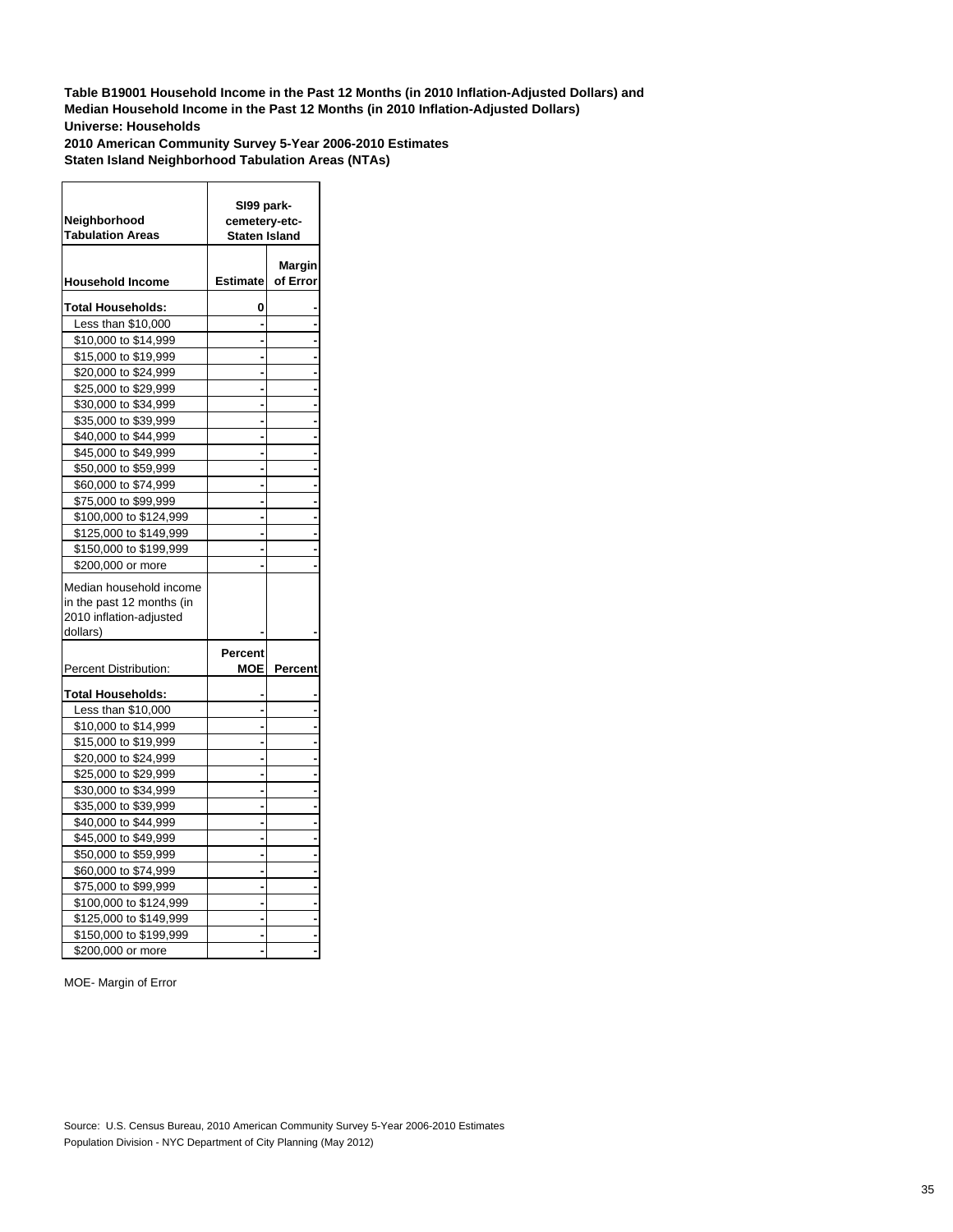**Table B19001 Household Income in the Past 12 Months (in 2010 Inflation-Adjusted Dollars) and Median Household Income in the Past 12 Months (in 2010 Inflation-Adjusted Dollars)**
**Universe: Households**
**2010 American Community Survey 5-Year 2006-2010 Estimates**
**Staten Island Neighborhood Tabulation Areas (NTAs)**

| Neighborhood Tabulation Areas | SI99 park-cemetery-etc-Staten Island | |
|---|---|---|
| **Household Income** | **Estimate** | **Margin of Error** |
| **Total Households:** | **0** | - |
| Less than $10,000 | - | - |
| $10,000 to $14,999 | - | - |
| $15,000 to $19,999 | - | - |
| $20,000 to $24,999 | - | - |
| $25,000 to $29,999 | - | - |
| $30,000 to $34,999 | - | - |
| $35,000 to $39,999 | - | - |
| $40,000 to $44,999 | - | - |
| $45,000 to $49,999 | - | - |
| $50,000 to $59,999 | - | - |
| $60,000 to $74,999 | - | - |
| $75,000 to $99,999 | - | - |
| $100,000 to $124,999 | - | - |
| $125,000 to $149,999 | - | - |
| $150,000 to $199,999 | - | - |
| $200,000 or more | - | - |
| Median household income in the past 12 months (in 2010 inflation-adjusted dollars) | - | - |
| Percent Distribution: | **Percent MOE** | **Percent** |
| **Total Households:** | - | - |
| Less than $10,000 | - | - |
| $10,000 to $14,999 | - | - |
| $15,000 to $19,999 | - | - |
| $20,000 to $24,999 | - | - |
| $25,000 to $29,999 | - | - |
| $30,000 to $34,999 | - | - |
| $35,000 to $39,999 | - | - |
| $40,000 to $44,999 | - | - |
| $45,000 to $49,999 | - | - |
| $50,000 to $59,999 | - | - |
| $60,000 to $74,999 | - | - |
| $75,000 to $99,999 | - | - |
| $100,000 to $124,999 | - | - |
| $125,000 to $149,999 | - | - |
| $150,000 to $199,999 | - | - |
| $200,000 or more | - | - |

MOE- Margin of Error

Source: U.S. Census Bureau, 2010 American Community Survey 5-Year 2006-2010 Estimates
Population Division - NYC Department of City Planning (May 2012)